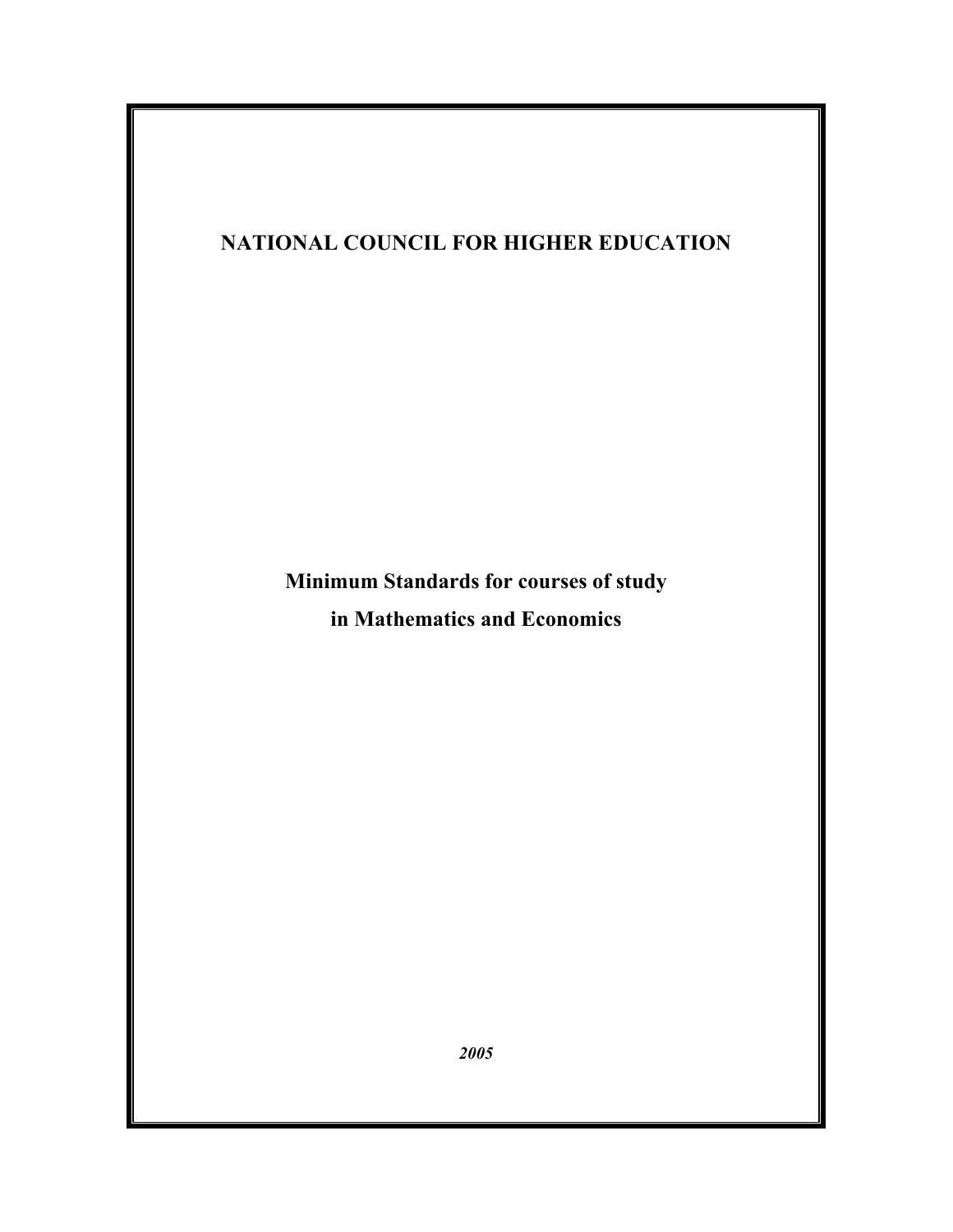# NATIONAL COUNCIL FOR HIGHER EDUCATION

## Minimum Standards for courses of study in Mathematics and Economics

***2005***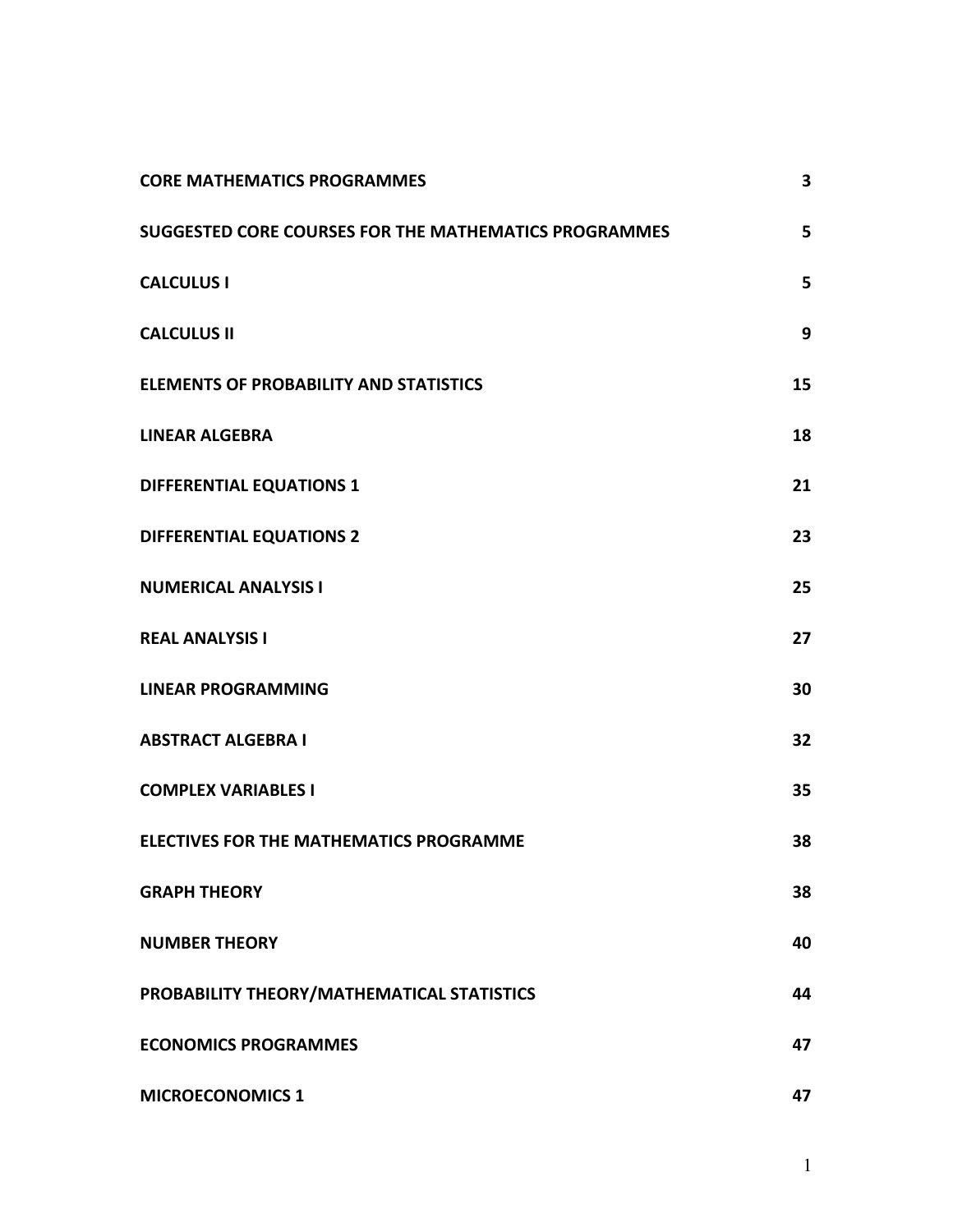| | |
|---|---|
| **CORE MATHEMATICS PROGRAMMES** | **3** |
| **SUGGESTED CORE COURSES FOR THE MATHEMATICS PROGRAMMES** | **5** |
| **CALCULUS I** | **5** |
| **CALCULUS II** | **9** |
| **ELEMENTS OF PROBABILITY AND STATISTICS** | **15** |
| **LINEAR ALGEBRA** | **18** |
| **DIFFERENTIAL EQUATIONS 1** | **21** |
| **DIFFERENTIAL EQUATIONS 2** | **23** |
| **NUMERICAL ANALYSIS I** | **25** |
| **REAL ANALYSIS I** | **27** |
| **LINEAR PROGRAMMING** | **30** |
| **ABSTRACT ALGEBRA I** | **32** |
| **COMPLEX VARIABLES I** | **35** |
| **ELECTIVES FOR THE MATHEMATICS PROGRAMME** | **38** |
| **GRAPH THEORY** | **38** |
| **NUMBER THEORY** | **40** |
| **PROBABILITY THEORY/MATHEMATICAL STATISTICS** | **44** |
| **ECONOMICS PROGRAMMES** | **47** |
| **MICROECONOMICS 1** | **47** |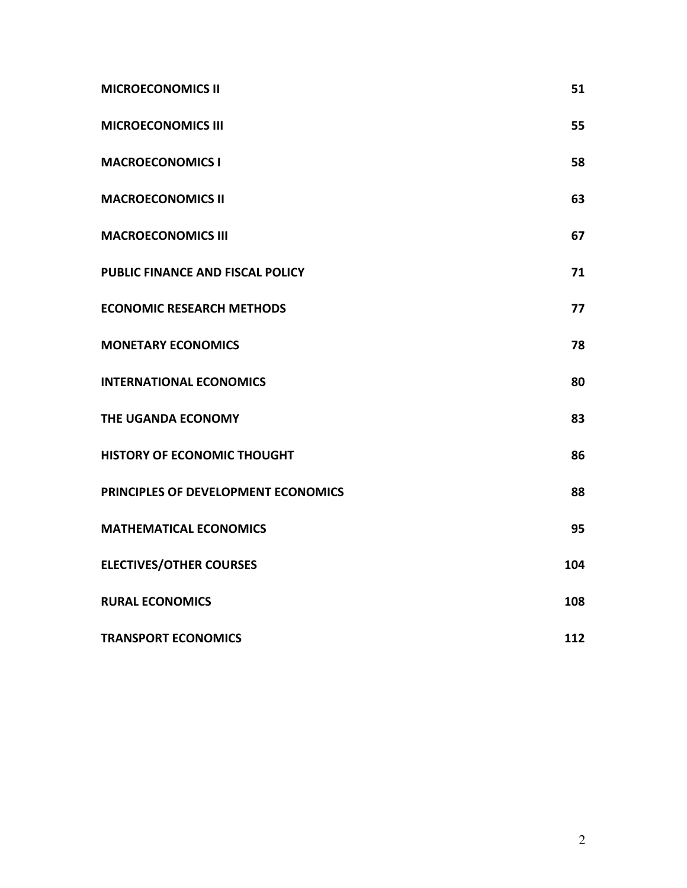| | |
|---|---|
| **MICROECONOMICS II** | **51** |
| **MICROECONOMICS III** | **55** |
| **MACROECONOMICS I** | **58** |
| **MACROECONOMICS II** | **63** |
| **MACROECONOMICS III** | **67** |
| **PUBLIC FINANCE AND FISCAL POLICY** | **71** |
| **ECONOMIC RESEARCH METHODS** | **77** |
| **MONETARY ECONOMICS** | **78** |
| **INTERNATIONAL ECONOMICS** | **80** |
| **THE UGANDA ECONOMY** | **83** |
| **HISTORY OF ECONOMIC THOUGHT** | **86** |
| **PRINCIPLES OF DEVELOPMENT ECONOMICS** | **88** |
| **MATHEMATICAL ECONOMICS** | **95** |
| **ELECTIVES/OTHER COURSES** | **104** |
| **RURAL ECONOMICS** | **108** |
| **TRANSPORT ECONOMICS** | **112** |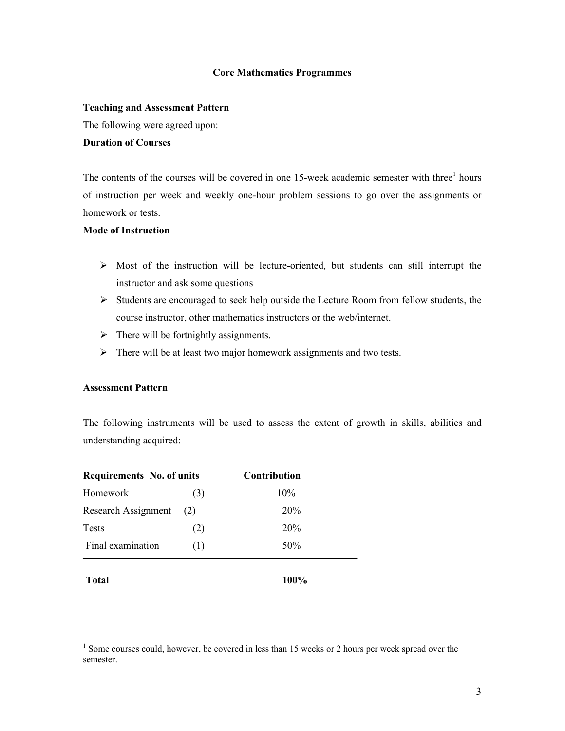## Core Mathematics Programmes

**Teaching and Assessment Pattern**

The following were agreed upon:

**Duration of Courses**

The contents of the courses will be covered in one 15-week academic semester with three[1] hours of instruction per week and weekly one-hour problem sessions to go over the assignments or homework or tests.

**Mode of Instruction**

- Most of the instruction will be lecture-oriented, but students can still interrupt the instructor and ask some questions
- Students are encouraged to seek help outside the Lecture Room from fellow students, the course instructor, other mathematics instructors or the web/internet.
- There will be fortnightly assignments.
- There will be at least two major homework assignments and two tests.

**Assessment Pattern**

The following instruments will be used to assess the extent of growth in skills, abilities and understanding acquired:

| Requirements | No. of units | Contribution |
|---|---|---|
| Homework | (3) | 10% |
| Research Assignment | (2) | 20% |
| Tests | (2) | 20% |
| Final examination | (1) | 50% |
| **Total** | | **100%** |

[1] Some courses could, however, be covered in less than 15 weeks or 2 hours per week spread over the semester.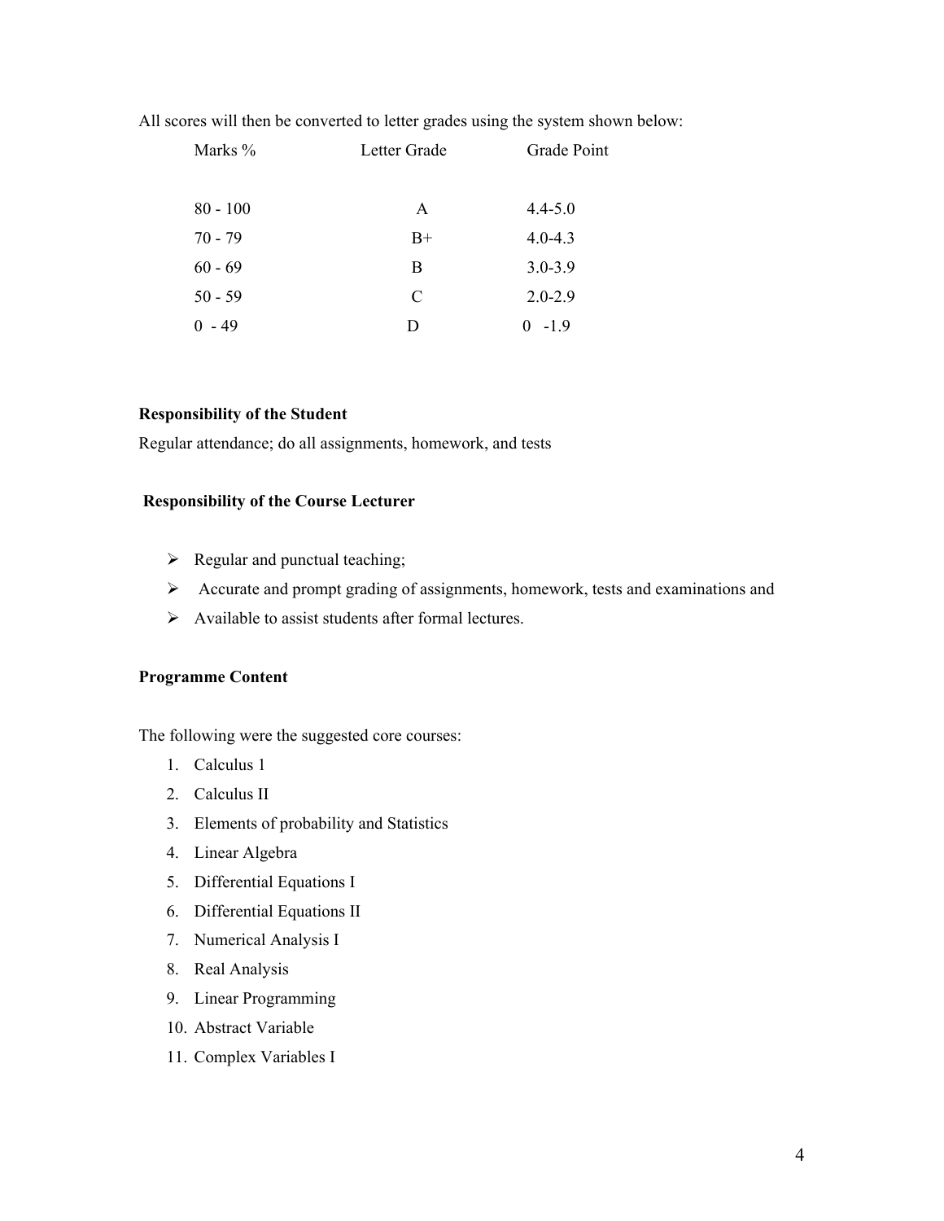All scores will then be converted to letter grades using the system shown below:

| Marks % | Letter Grade | Grade Point |
|---|---|---|
| 80 - 100 | A | 4.4-5.0 |
| 70 - 79 | B+ | 4.0-4.3 |
| 60 - 69 | B | 3.0-3.9 |
| 50 - 59 | C | 2.0-2.9 |
| 0 - 49 | D | 0 -1.9 |

**Responsibility of the Student**

Regular attendance; do all assignments, homework, and tests

**Responsibility of the Course Lecturer**

- Regular and punctual teaching;
- Accurate and prompt grading of assignments, homework, tests and examinations and
- Available to assist students after formal lectures.

**Programme Content**

The following were the suggested core courses:

1. Calculus 1
2. Calculus II
3. Elements of probability and Statistics
4. Linear Algebra
5. Differential Equations I
6. Differential Equations II
7. Numerical Analysis I
8. Real Analysis
9. Linear Programming
10. Abstract Variable
11. Complex Variables I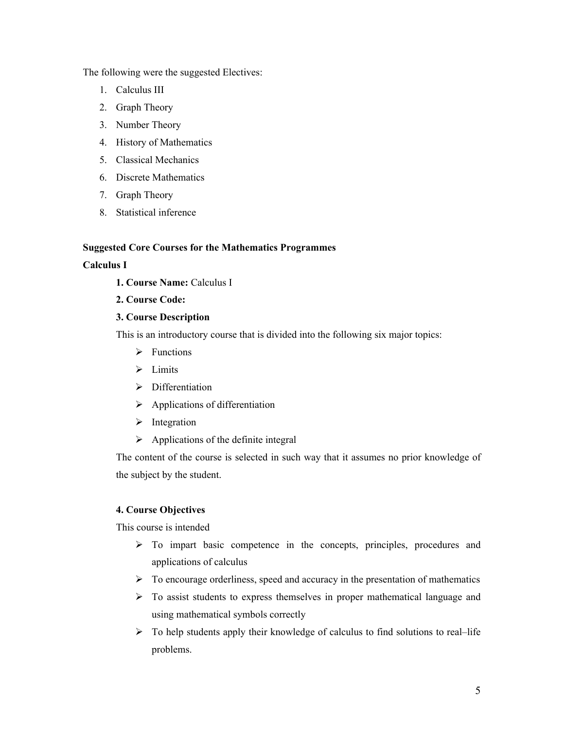The following were the suggested Electives:

1. Calculus III
2. Graph Theory
3. Number Theory
4. History of Mathematics
5. Classical Mechanics
6. Discrete Mathematics
7. Graph Theory
8. Statistical inference

**Suggested Core Courses for the Mathematics Programmes**

**Calculus I**

**1. Course Name:** Calculus I

**2. Course Code:**

**3. Course Description**

This is an introductory course that is divided into the following six major topics:

- Functions
- Limits
- Differentiation
- Applications of differentiation
- Integration
- Applications of the definite integral

The content of the course is selected in such way that it assumes no prior knowledge of the subject by the student.

**4. Course Objectives**

This course is intended

- To impart basic competence in the concepts, principles, procedures and applications of calculus
- To encourage orderliness, speed and accuracy in the presentation of mathematics
- To assist students to express themselves in proper mathematical language and using mathematical symbols correctly
- To help students apply their knowledge of calculus to find solutions to real–life problems.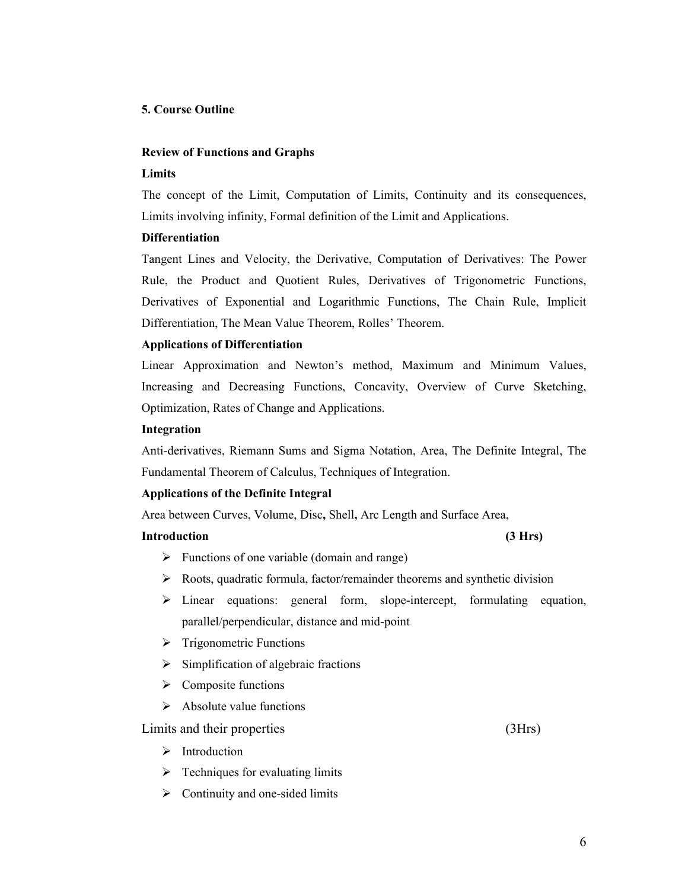## 5. Course Outline

**Review of Functions and Graphs**

**Limits**

The concept of the Limit, Computation of Limits, Continuity and its consequences, Limits involving infinity, Formal definition of the Limit and Applications.

**Differentiation**

Tangent Lines and Velocity, the Derivative, Computation of Derivatives: The Power Rule, the Product and Quotient Rules, Derivatives of Trigonometric Functions, Derivatives of Exponential and Logarithmic Functions, The Chain Rule, Implicit Differentiation, The Mean Value Theorem, Rolles' Theorem.

**Applications of Differentiation**

Linear Approximation and Newton's method, Maximum and Minimum Values, Increasing and Decreasing Functions, Concavity, Overview of Curve Sketching, Optimization, Rates of Change and Applications.

**Integration**

Anti-derivatives, Riemann Sums and Sigma Notation, Area, The Definite Integral, The Fundamental Theorem of Calculus, Techniques of Integration.

**Applications of the Definite Integral**

Area between Curves, Volume, Disc**,** Shell**,** Arc Length and Surface Area,

**Introduction (3 Hrs)**

- Functions of one variable (domain and range)
- Roots, quadratic formula, factor/remainder theorems and synthetic division
- Linear equations: general form, slope-intercept, formulating equation, parallel/perpendicular, distance and mid-point
- Trigonometric Functions
- Simplification of algebraic fractions
- Composite functions
- Absolute value functions

Limits and their properties (3Hrs)

- Introduction
- Techniques for evaluating limits
- Continuity and one-sided limits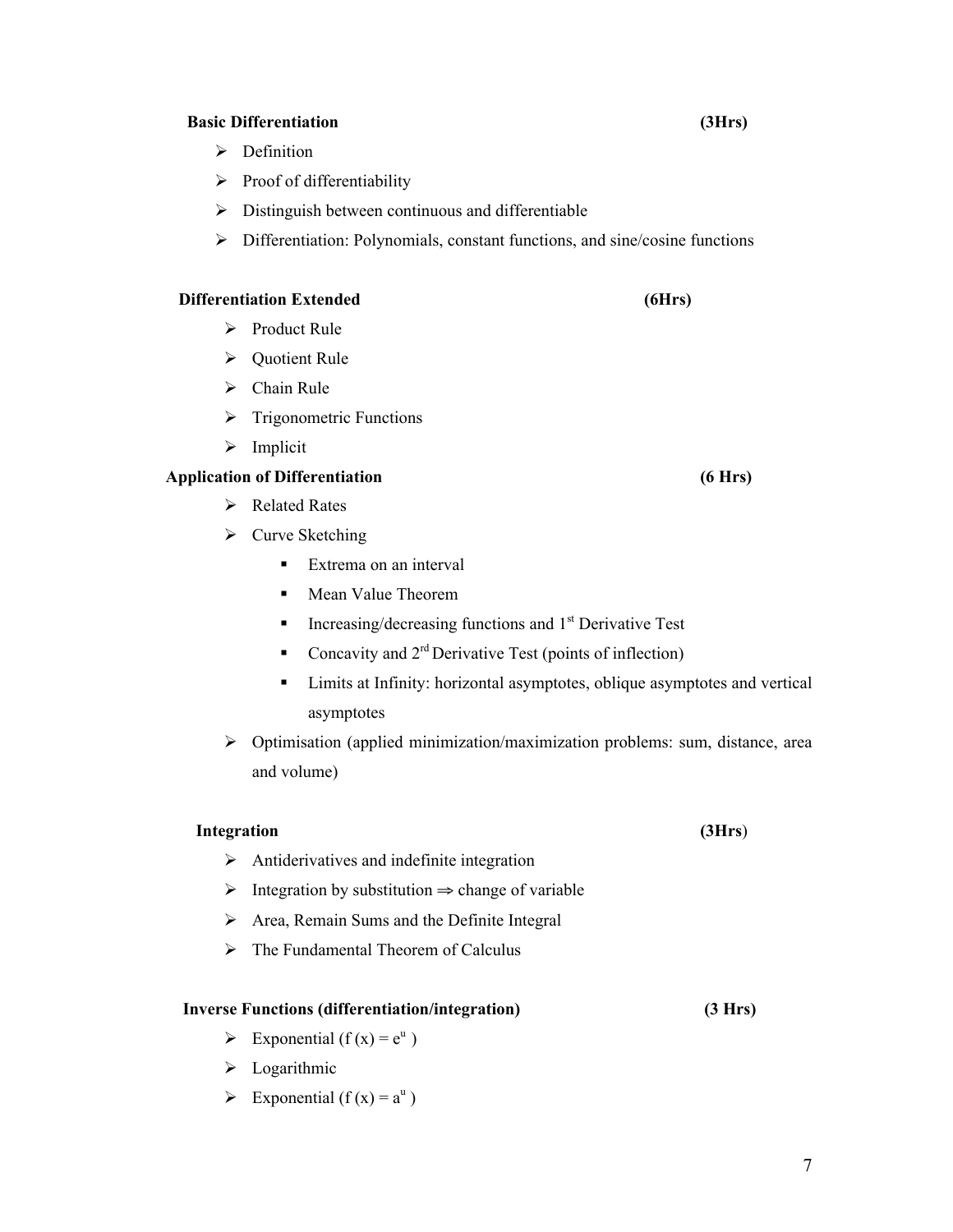**Basic Differentiation (3Hrs)**

- Definition
- Proof of differentiability
- Distinguish between continuous and differentiable
- Differentiation: Polynomials, constant functions, and sine/cosine functions

**Differentiation Extended (6Hrs)**

- Product Rule
- Quotient Rule
- Chain Rule
- Trigonometric Functions
- Implicit

**Application of Differentiation (6 Hrs)**

- Related Rates
- Curve Sketching
  - Extrema on an interval
  - Mean Value Theorem
  - Increasing/decreasing functions and 1st Derivative Test
  - Concavity and 2rd Derivative Test (points of inflection)
  - Limits at Infinity: horizontal asymptotes, oblique asymptotes and vertical asymptotes
- Optimisation (applied minimization/maximization problems: sum, distance, area and volume)

**Integration (3Hrs)**

- Antiderivatives and indefinite integration
- Integration by substitution $\Rightarrow$ change of variable
- Area, Remain Sums and the Definite Integral
- The Fundamental Theorem of Calculus

**Inverse Functions (differentiation/integration) (3 Hrs)**

- Exponential ($f(x) = e^u$)
- Logarithmic
- Exponential ($f(x) = a^u$)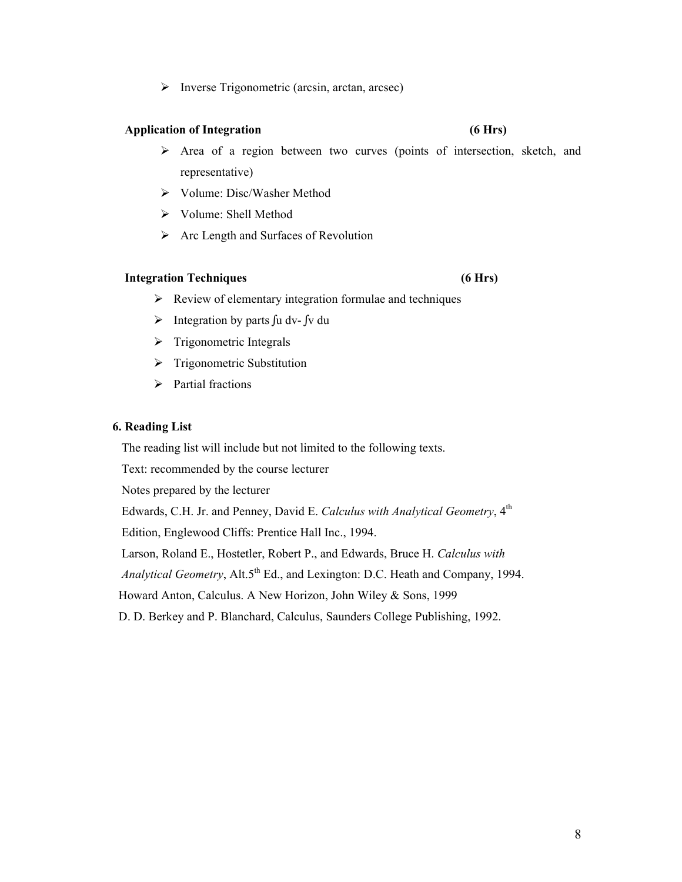- Inverse Trigonometric (arcsin, arctan, arcsec)

**Application of Integration (6 Hrs)**

- Area of a region between two curves (points of intersection, sketch, and representative)
- Volume: Disc/Washer Method
- Volume: Shell Method
- Arc Length and Surfaces of Revolution

**Integration Techniques (6 Hrs)**

- Review of elementary integration formulae and techniques
- Integration by parts $\int u\,dv - \int v\,du$
- Trigonometric Integrals
- Trigonometric Substitution
- Partial fractions

**6. Reading List**

The reading list will include but not limited to the following texts.

Text: recommended by the course lecturer

Notes prepared by the lecturer

Edwards, C.H. Jr. and Penney, David E. *Calculus with Analytical Geometry*, 4th Edition, Englewood Cliffs: Prentice Hall Inc., 1994.

Larson, Roland E., Hostetler, Robert P., and Edwards, Bruce H. *Calculus with Analytical Geometry*, Alt.5th Ed., and Lexington: D.C. Heath and Company, 1994.

Howard Anton, Calculus. A New Horizon, John Wiley & Sons, 1999

D. D. Berkey and P. Blanchard, Calculus, Saunders College Publishing, 1992.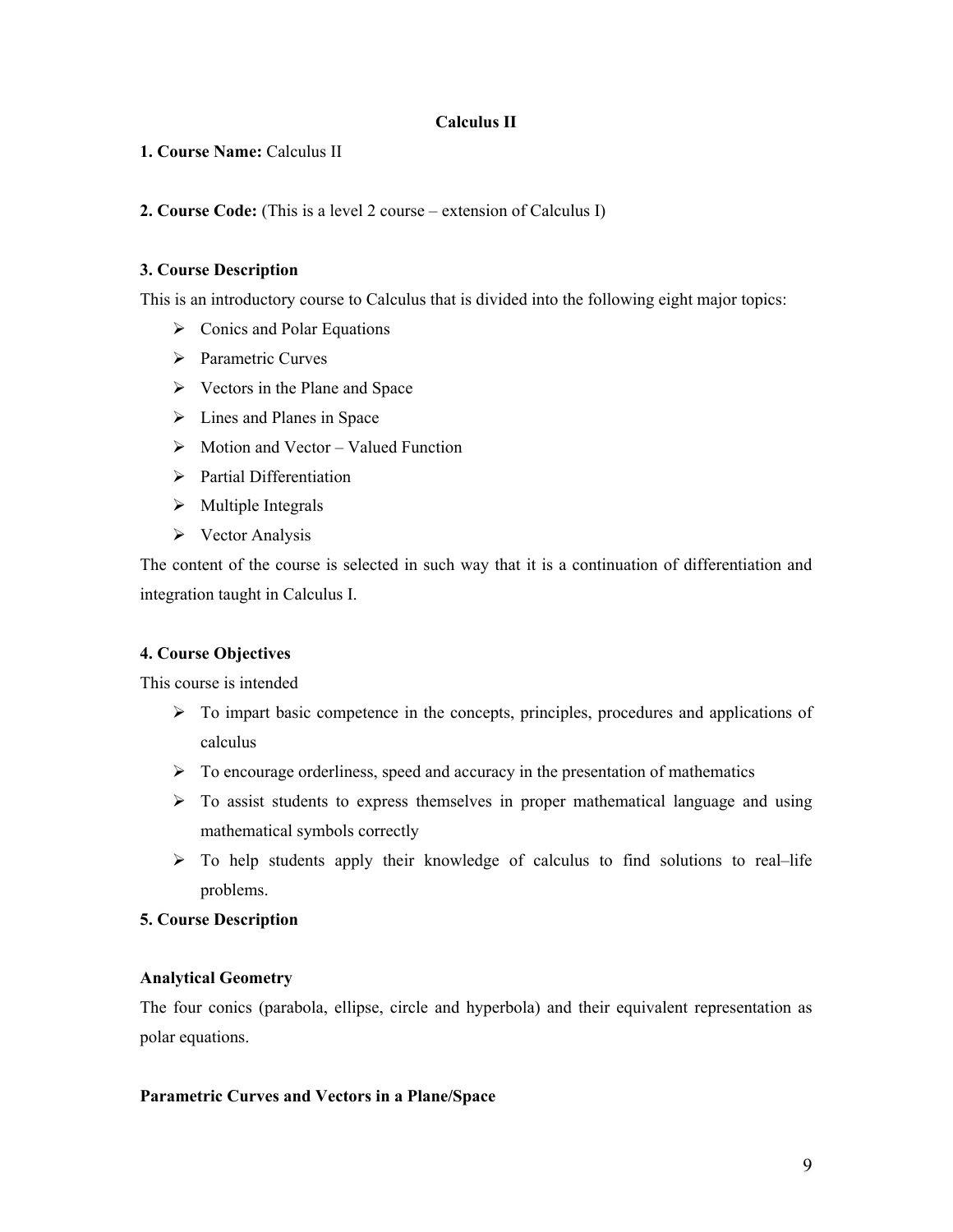# Calculus II

**1. Course Name:** Calculus II

**2. Course Code:** (This is a level 2 course – extension of Calculus I)

**3. Course Description**

This is an introductory course to Calculus that is divided into the following eight major topics:

- Conics and Polar Equations
- Parametric Curves
- Vectors in the Plane and Space
- Lines and Planes in Space
- Motion and Vector – Valued Function
- Partial Differentiation
- Multiple Integrals
- Vector Analysis

The content of the course is selected in such way that it is a continuation of differentiation and integration taught in Calculus I.

**4. Course Objectives**

This course is intended

- To impart basic competence in the concepts, principles, procedures and applications of calculus
- To encourage orderliness, speed and accuracy in the presentation of mathematics
- To assist students to express themselves in proper mathematical language and using mathematical symbols correctly
- To help students apply their knowledge of calculus to find solutions to real–life problems.

**5. Course Description**

**Analytical Geometry**

The four conics (parabola, ellipse, circle and hyperbola) and their equivalent representation as polar equations.

**Parametric Curves and Vectors in a Plane/Space**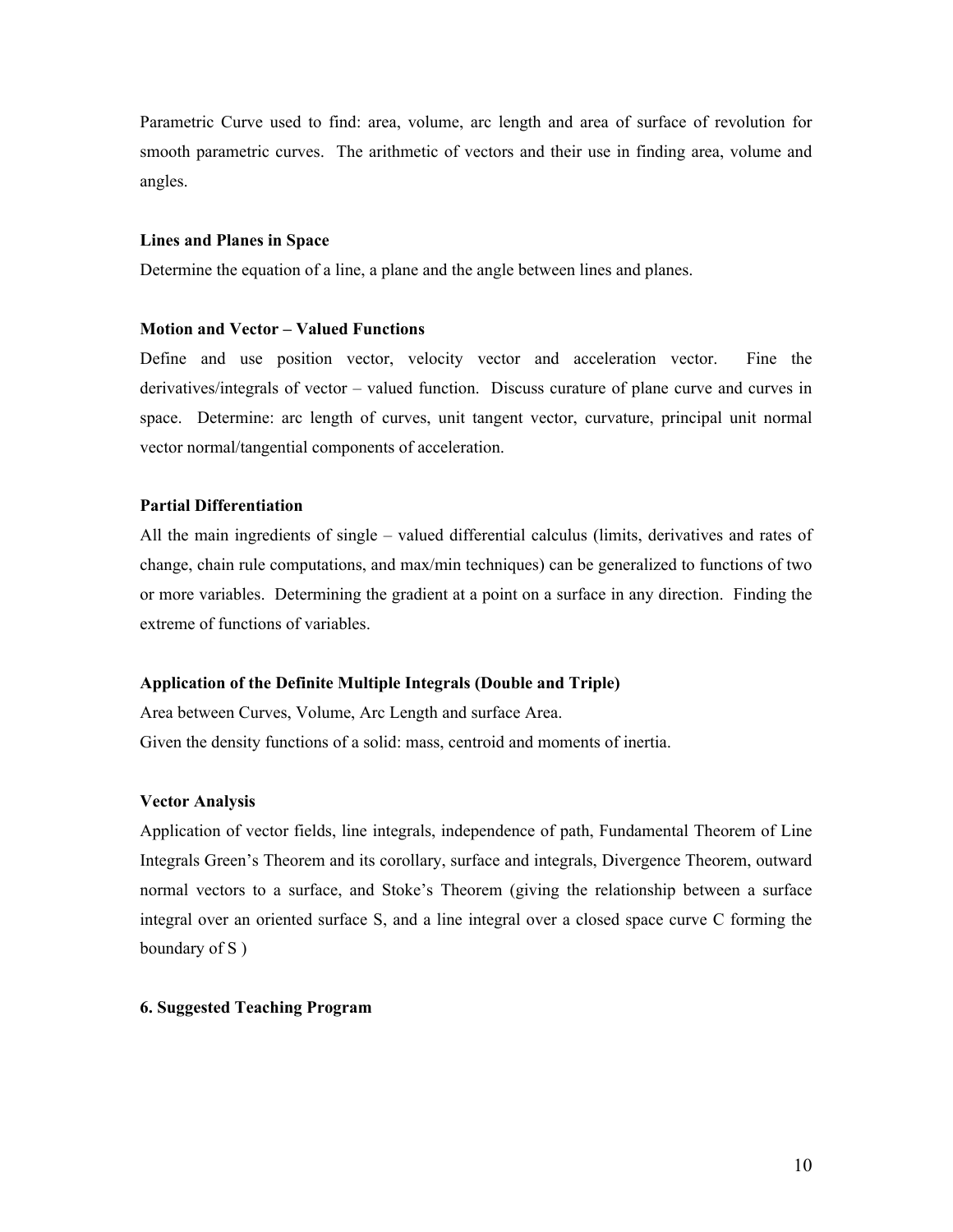Parametric Curve used to find: area, volume, arc length and area of surface of revolution for smooth parametric curves. The arithmetic of vectors and their use in finding area, volume and angles.

**Lines and Planes in Space**

Determine the equation of a line, a plane and the angle between lines and planes.

**Motion and Vector – Valued Functions**

Define and use position vector, velocity vector and acceleration vector. Fine the derivatives/integrals of vector – valued function. Discuss curature of plane curve and curves in space. Determine: arc length of curves, unit tangent vector, curvature, principal unit normal vector normal/tangential components of acceleration.

**Partial Differentiation**

All the main ingredients of single – valued differential calculus (limits, derivatives and rates of change, chain rule computations, and max/min techniques) can be generalized to functions of two or more variables. Determining the gradient at a point on a surface in any direction. Finding the extreme of functions of variables.

**Application of the Definite Multiple Integrals (Double and Triple)**

Area between Curves, Volume, Arc Length and surface Area.
Given the density functions of a solid: mass, centroid and moments of inertia.

**Vector Analysis**

Application of vector fields, line integrals, independence of path, Fundamental Theorem of Line Integrals Green's Theorem and its corollary, surface and integrals, Divergence Theorem, outward normal vectors to a surface, and Stoke's Theorem (giving the relationship between a surface integral over an oriented surface S, and a line integral over a closed space curve C forming the boundary of S )

**6. Suggested Teaching Program**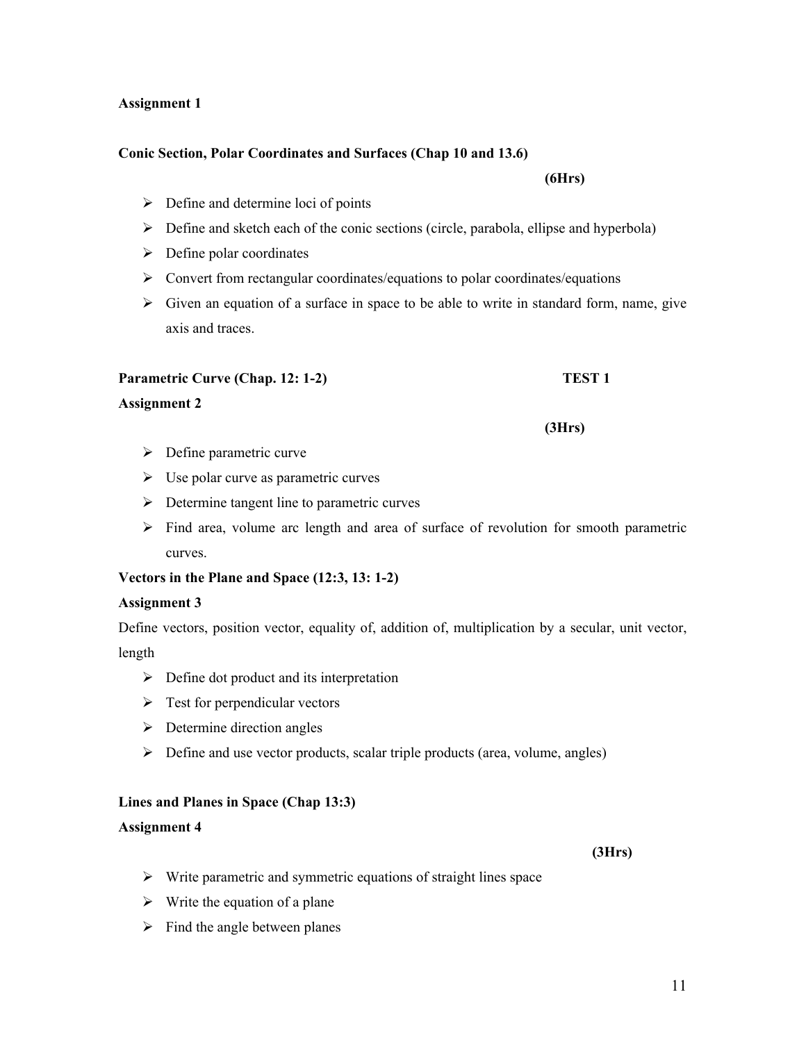**Assignment 1**

**Conic Section, Polar Coordinates and Surfaces (Chap 10 and 13.6)**

**(6Hrs)**

- Define and determine loci of points
- Define and sketch each of the conic sections (circle, parabola, ellipse and hyperbola)
- Define polar coordinates
- Convert from rectangular coordinates/equations to polar coordinates/equations
- Given an equation of a surface in space to be able to write in standard form, name, give axis and traces.

**Parametric Curve (Chap. 12: 1-2)** **TEST 1**

**Assignment 2**

**(3Hrs)**

- Define parametric curve
- Use polar curve as parametric curves
- Determine tangent line to parametric curves
- Find area, volume arc length and area of surface of revolution for smooth parametric curves.

**Vectors in the Plane and Space (12:3, 13: 1-2)**

**Assignment 3**

Define vectors, position vector, equality of, addition of, multiplication by a secular, unit vector, length

- Define dot product and its interpretation
- Test for perpendicular vectors
- Determine direction angles
- Define and use vector products, scalar triple products (area, volume, angles)

**Lines and Planes in Space (Chap 13:3)**

**Assignment 4**

**(3Hrs)**

- Write parametric and symmetric equations of straight lines space
- Write the equation of a plane
- Find the angle between planes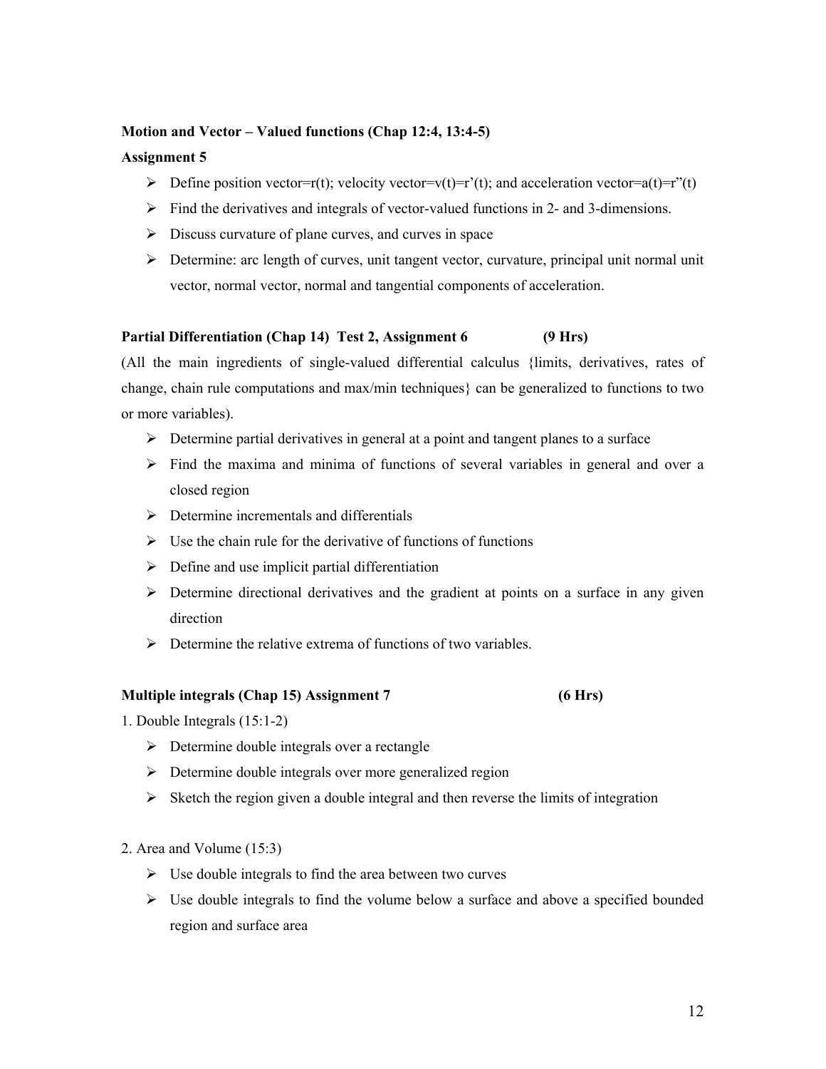**Motion and Vector – Valued functions (Chap 12:4, 13:4-5)**

**Assignment 5**

- Define position vector=r(t); velocity vector=v(t)=r'(t); and acceleration vector=a(t)=r"(t)
- Find the derivatives and integrals of vector-valued functions in 2- and 3-dimensions.
- Discuss curvature of plane curves, and curves in space
- Determine: arc length of curves, unit tangent vector, curvature, principal unit normal unit vector, normal vector, normal and tangential components of acceleration.

**Partial Differentiation (Chap 14) Test 2, Assignment 6 (9 Hrs)**

(All the main ingredients of single-valued differential calculus {limits, derivatives, rates of change, chain rule computations and max/min techniques} can be generalized to functions to two or more variables).

- Determine partial derivatives in general at a point and tangent planes to a surface
- Find the maxima and minima of functions of several variables in general and over a closed region
- Determine incrementals and differentials
- Use the chain rule for the derivative of functions of functions
- Define and use implicit partial differentiation
- Determine directional derivatives and the gradient at points on a surface in any given direction
- Determine the relative extrema of functions of two variables.

**Multiple integrals (Chap 15) Assignment 7 (6 Hrs)**

1. Double Integrals (15:1-2)

- Determine double integrals over a rectangle
- Determine double integrals over more generalized region
- Sketch the region given a double integral and then reverse the limits of integration

2. Area and Volume (15:3)

- Use double integrals to find the area between two curves
- Use double integrals to find the volume below a surface and above a specified bounded region and surface area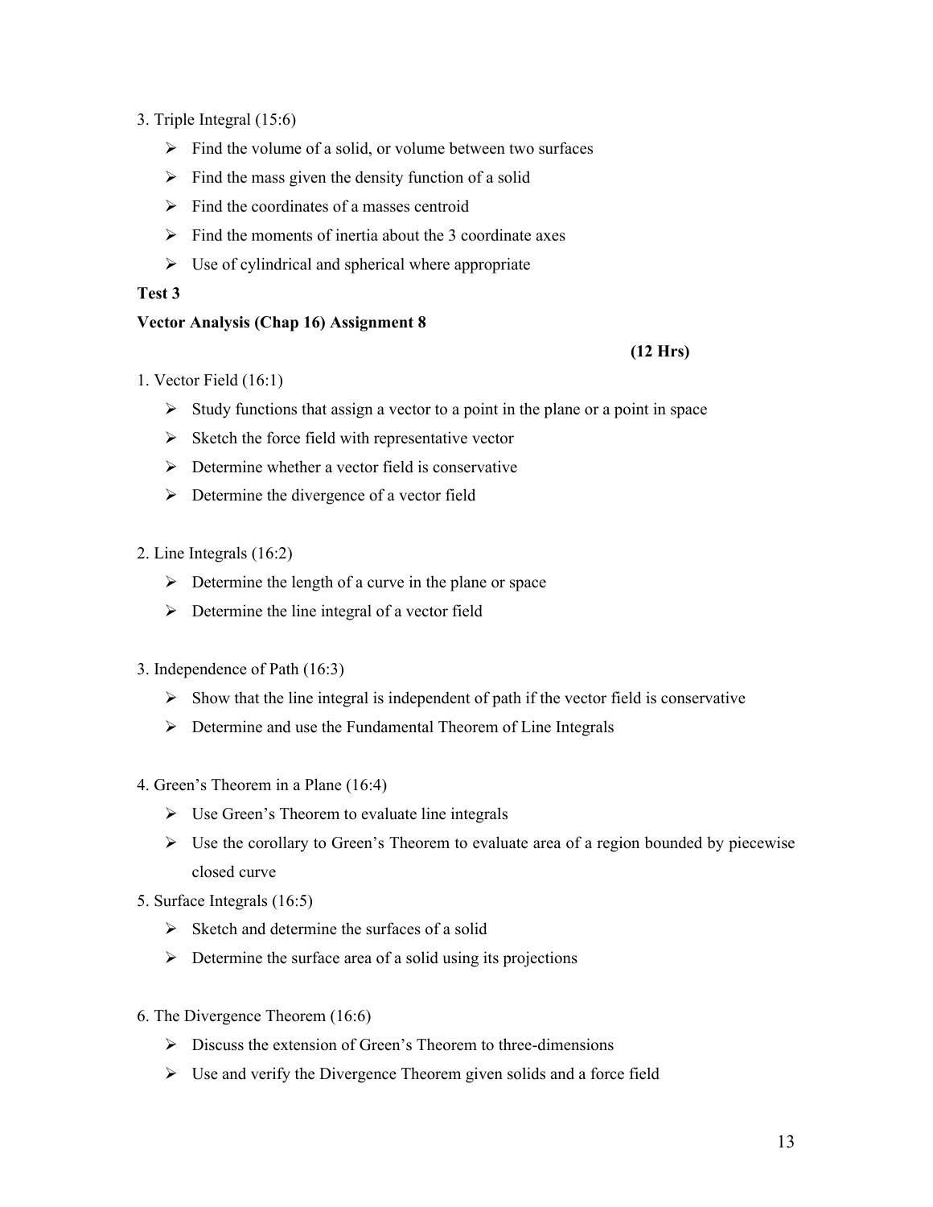3. Triple Integral (15:6)

- Find the volume of a solid, or volume between two surfaces
- Find the mass given the density function of a solid
- Find the coordinates of a masses centroid
- Find the moments of inertia about the 3 coordinate axes
- Use of cylindrical and spherical where appropriate

**Test 3**

**Vector Analysis (Chap 16) Assignment 8**

**(12 Hrs)**

1. Vector Field (16:1)

- Study functions that assign a vector to a point in the plane or a point in space
- Sketch the force field with representative vector
- Determine whether a vector field is conservative
- Determine the divergence of a vector field

2. Line Integrals (16:2)

- Determine the length of a curve in the plane or space
- Determine the line integral of a vector field

3. Independence of Path (16:3)

- Show that the line integral is independent of path if the vector field is conservative
- Determine and use the Fundamental Theorem of Line Integrals

4. Green's Theorem in a Plane (16:4)

- Use Green's Theorem to evaluate line integrals
- Use the corollary to Green's Theorem to evaluate area of a region bounded by piecewise closed curve

5. Surface Integrals (16:5)

- Sketch and determine the surfaces of a solid
- Determine the surface area of a solid using its projections

6. The Divergence Theorem (16:6)

- Discuss the extension of Green's Theorem to three-dimensions
- Use and verify the Divergence Theorem given solids and a force field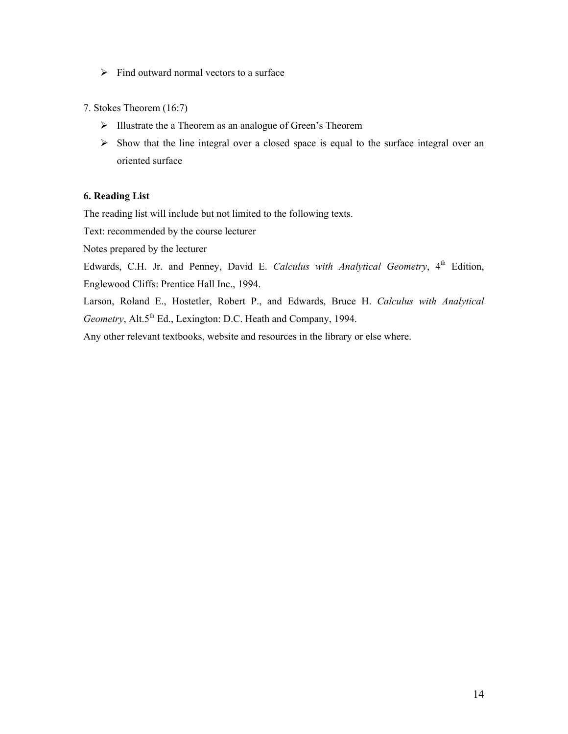- Find outward normal vectors to a surface

7. Stokes Theorem (16:7)

- Illustrate the a Theorem as an analogue of Green's Theorem
- Show that the line integral over a closed space is equal to the surface integral over an oriented surface

**6. Reading List**

The reading list will include but not limited to the following texts.

Text: recommended by the course lecturer

Notes prepared by the lecturer

Edwards, C.H. Jr. and Penney, David E. *Calculus with Analytical Geometry*, 4th Edition, Englewood Cliffs: Prentice Hall Inc., 1994.

Larson, Roland E., Hostetler, Robert P., and Edwards, Bruce H. *Calculus with Analytical Geometry*, Alt.5th Ed., Lexington: D.C. Heath and Company, 1994.

Any other relevant textbooks, website and resources in the library or else where.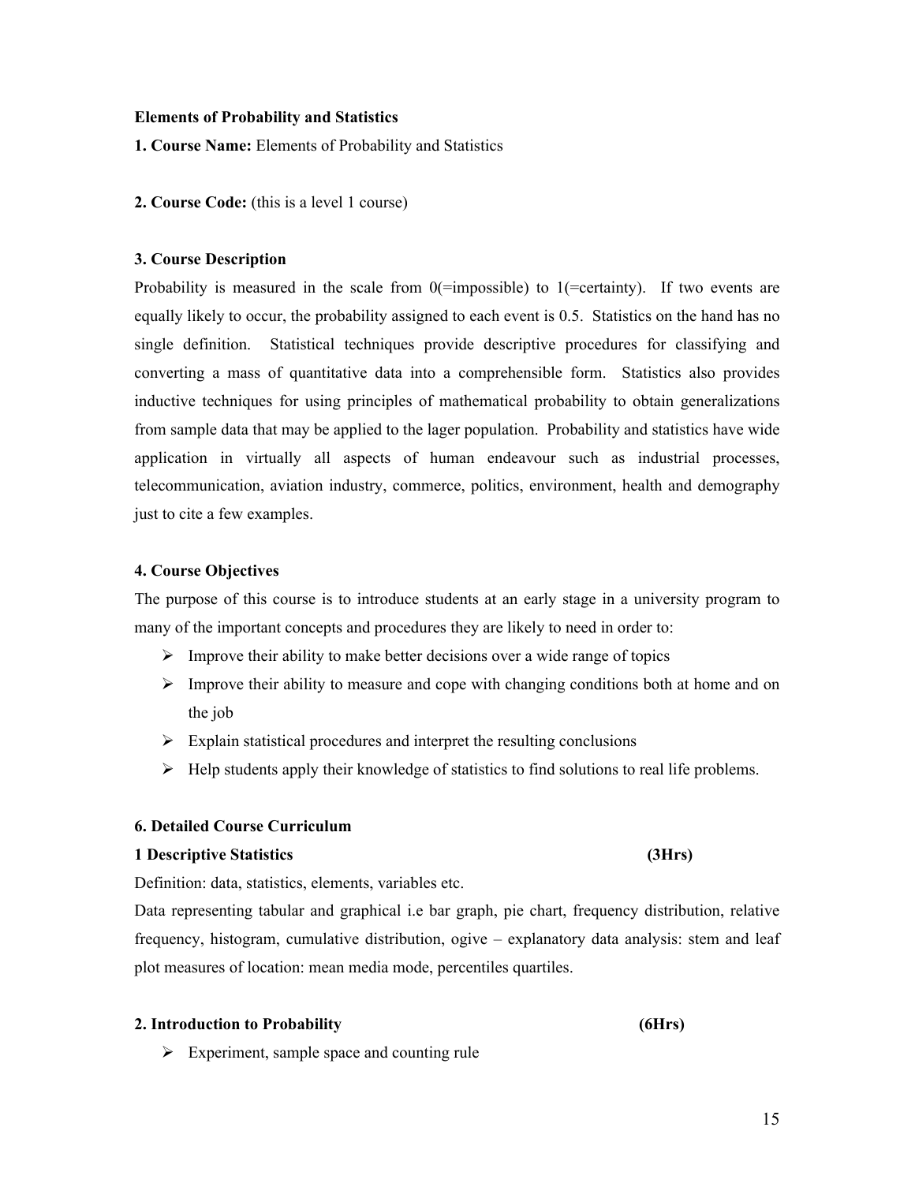**Elements of Probability and Statistics**

**1. Course Name:** Elements of Probability and Statistics

**2. Course Code:** (this is a level 1 course)

**3. Course Description**

Probability is measured in the scale from 0(=impossible) to 1(=certainty). If two events are equally likely to occur, the probability assigned to each event is 0.5. Statistics on the hand has no single definition. Statistical techniques provide descriptive procedures for classifying and converting a mass of quantitative data into a comprehensible form. Statistics also provides inductive techniques for using principles of mathematical probability to obtain generalizations from sample data that may be applied to the lager population. Probability and statistics have wide application in virtually all aspects of human endeavour such as industrial processes, telecommunication, aviation industry, commerce, politics, environment, health and demography just to cite a few examples.

**4. Course Objectives**

The purpose of this course is to introduce students at an early stage in a university program to many of the important concepts and procedures they are likely to need in order to:

- Improve their ability to make better decisions over a wide range of topics
- Improve their ability to measure and cope with changing conditions both at home and on the job
- Explain statistical procedures and interpret the resulting conclusions
- Help students apply their knowledge of statistics to find solutions to real life problems.

**6. Detailed Course Curriculum**

**1 Descriptive Statistics (3Hrs)**

Definition: data, statistics, elements, variables etc.

Data representing tabular and graphical i.e bar graph, pie chart, frequency distribution, relative frequency, histogram, cumulative distribution, ogive – explanatory data analysis: stem and leaf plot measures of location: mean media mode, percentiles quartiles.

**2. Introduction to Probability (6Hrs)**

- Experiment, sample space and counting rule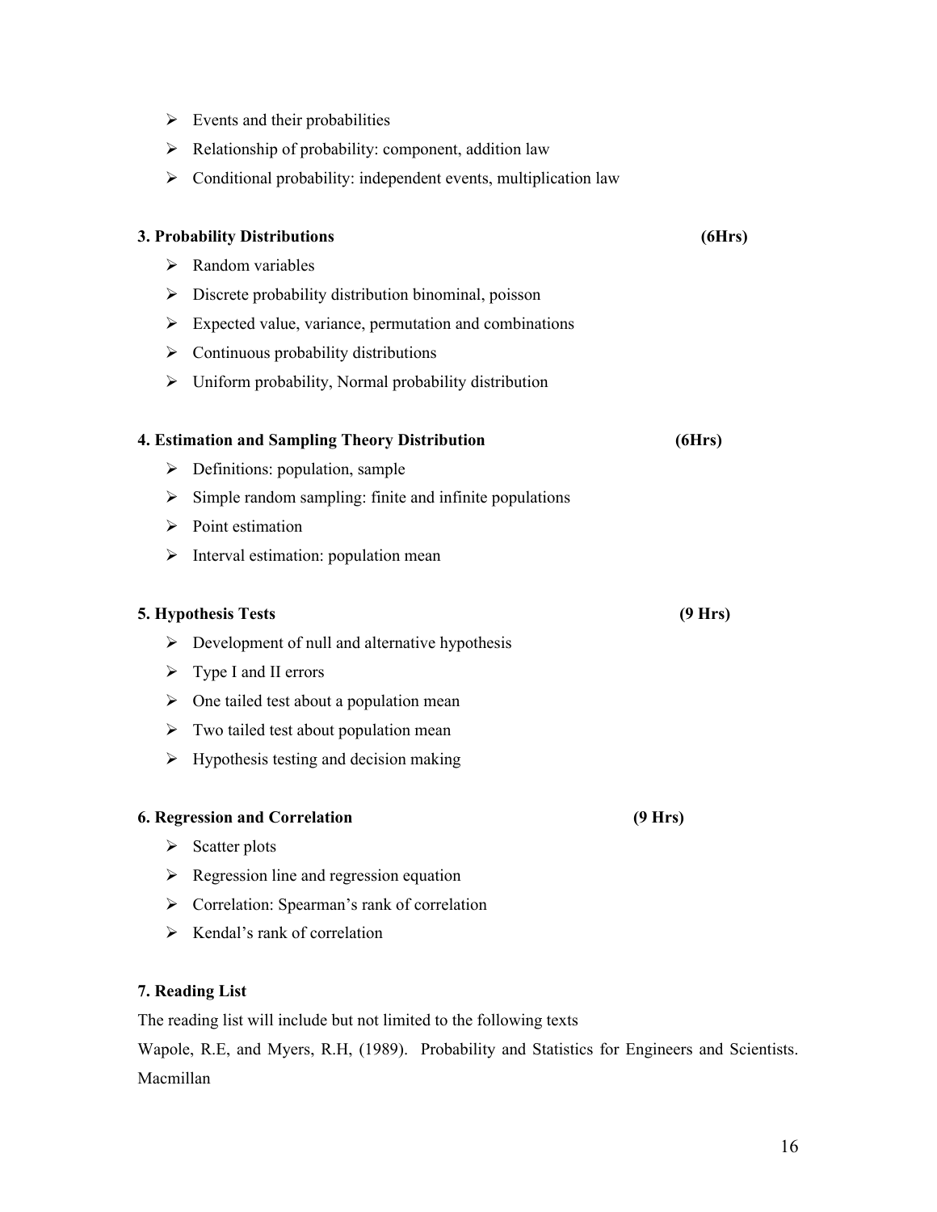- Events and their probabilities
- Relationship of probability: component, addition law
- Conditional probability: independent events, multiplication law

**3. Probability Distributions (6Hrs)**

- Random variables
- Discrete probability distribution binominal, poisson
- Expected value, variance, permutation and combinations
- Continuous probability distributions
- Uniform probability, Normal probability distribution

**4. Estimation and Sampling Theory Distribution (6Hrs)**

- Definitions: population, sample
- Simple random sampling: finite and infinite populations
- Point estimation
- Interval estimation: population mean

**5. Hypothesis Tests (9 Hrs)**

- Development of null and alternative hypothesis
- Type I and II errors
- One tailed test about a population mean
- Two tailed test about population mean
- Hypothesis testing and decision making

**6. Regression and Correlation (9 Hrs)**

- Scatter plots
- Regression line and regression equation
- Correlation: Spearman's rank of correlation
- Kendal's rank of correlation

**7. Reading List**

The reading list will include but not limited to the following texts

Wapole, R.E, and Myers, R.H, (1989). Probability and Statistics for Engineers and Scientists. Macmillan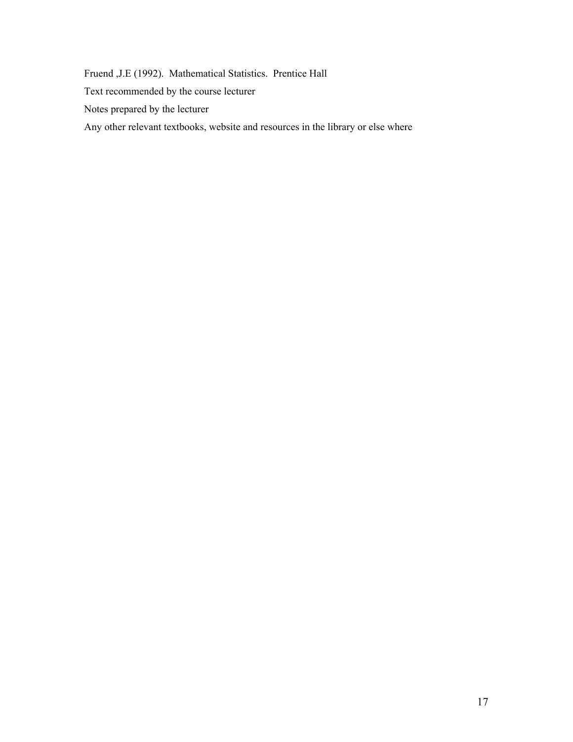Fruend ,J.E (1992). Mathematical Statistics. Prentice Hall

Text recommended by the course lecturer

Notes prepared by the lecturer

Any other relevant textbooks, website and resources in the library or else where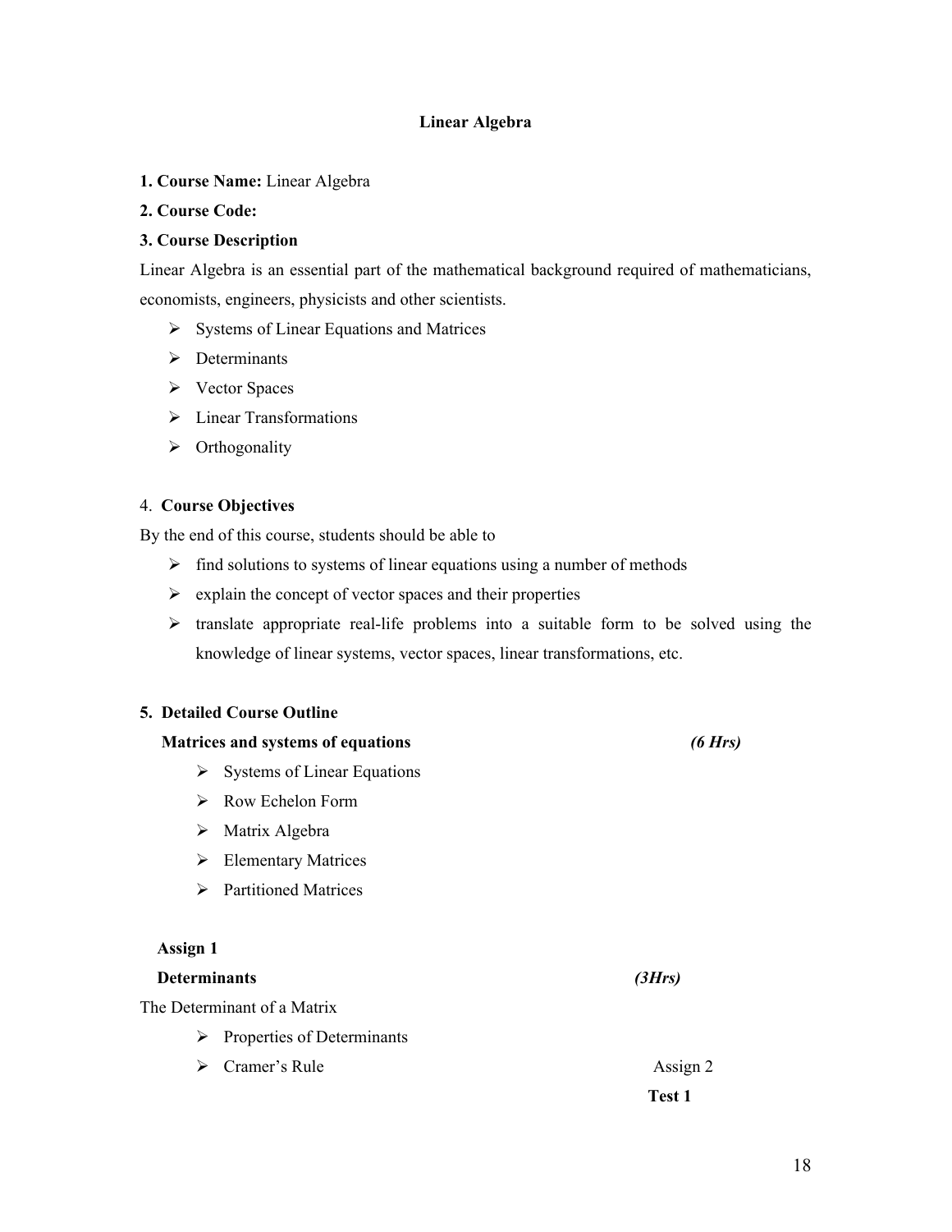# Linear Algebra

**1. Course Name:** Linear Algebra

**2. Course Code:**

**3. Course Description**

Linear Algebra is an essential part of the mathematical background required of mathematicians, economists, engineers, physicists and other scientists.

- Systems of Linear Equations and Matrices
- Determinants
- Vector Spaces
- Linear Transformations
- Orthogonality

4. **Course Objectives**

By the end of this course, students should be able to

- find solutions to systems of linear equations using a number of methods
- explain the concept of vector spaces and their properties
- translate appropriate real-life problems into a suitable form to be solved using the knowledge of linear systems, vector spaces, linear transformations, etc.

**5. Detailed Course Outline**

**Matrices and systems of equations** ***(6 Hrs)***

- Systems of Linear Equations
- Row Echelon Form
- Matrix Algebra
- Elementary Matrices
- Partitioned Matrices

**Assign 1**

**Determinants** ***(3Hrs)***

The Determinant of a Matrix

- Properties of Determinants
- Cramer's Rule

Assign 2

**Test 1**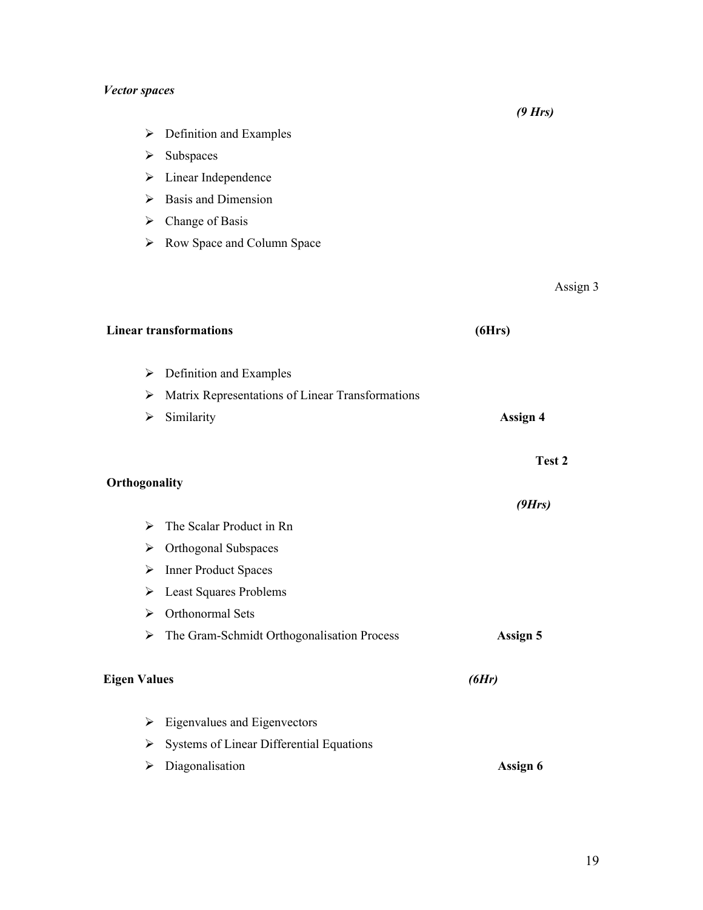***Vector spaces***

***(9 Hrs)***

- Definition and Examples
- Subspaces
- Linear Independence
- Basis and Dimension
- Change of Basis
- Row Space and Column Space

Assign 3

**Linear transformations** **(6Hrs)**

- Definition and Examples
- Matrix Representations of Linear Transformations
- Similarity **Assign 4**

**Test 2**

**Orthogonality**

***(9Hrs)***

- The Scalar Product in Rn
- Orthogonal Subspaces
- Inner Product Spaces
- Least Squares Problems
- Orthonormal Sets
- The Gram-Schmidt Orthogonalisation Process **Assign 5**

**Eigen Values** ***(6Hr)***

- Eigenvalues and Eigenvectors
- Systems of Linear Differential Equations
- Diagonalisation **Assign 6**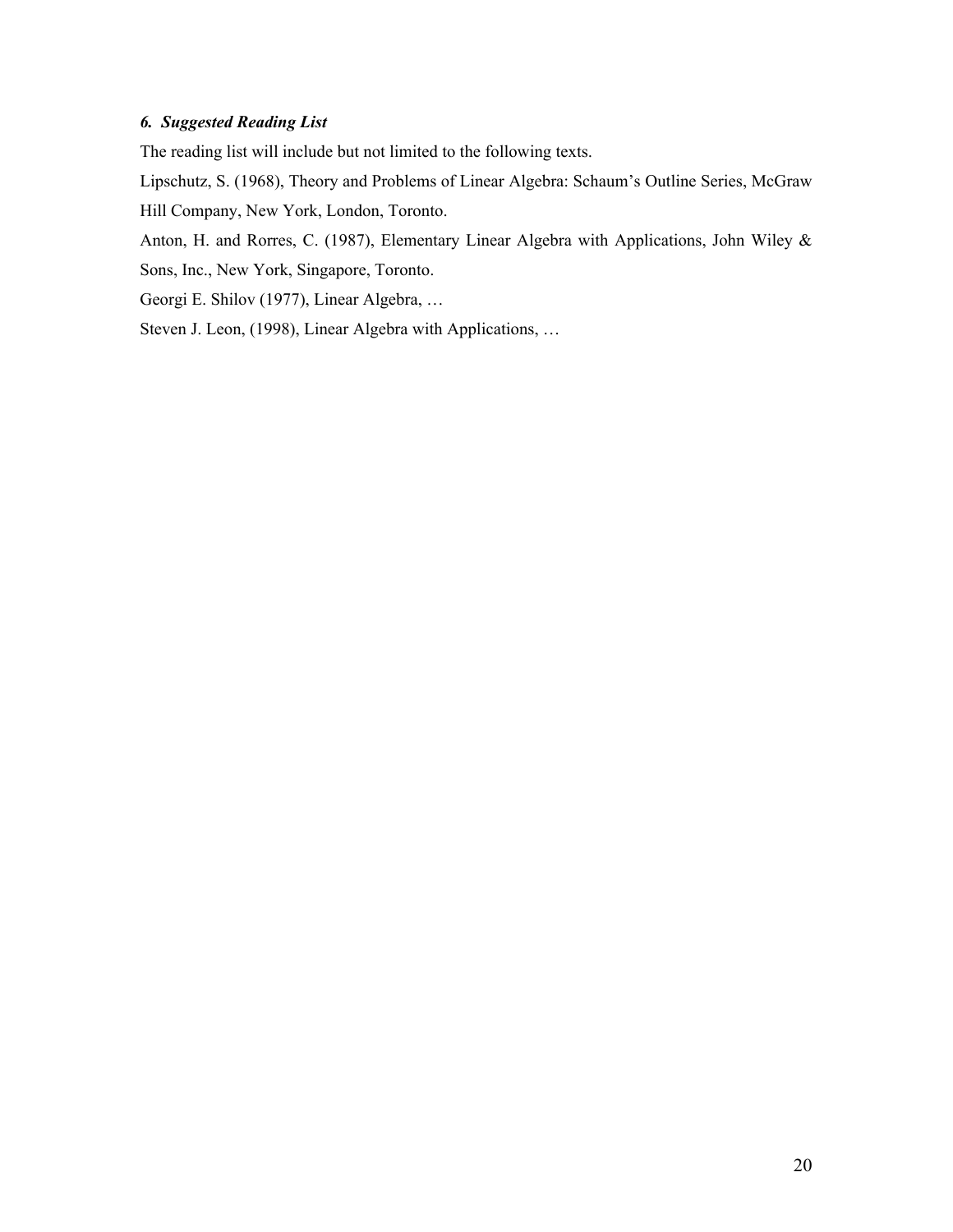### *6. Suggested Reading List*

The reading list will include but not limited to the following texts.

Lipschutz, S. (1968), Theory and Problems of Linear Algebra: Schaum's Outline Series, McGraw Hill Company, New York, London, Toronto.

Anton, H. and Rorres, C. (1987), Elementary Linear Algebra with Applications, John Wiley & Sons, Inc., New York, Singapore, Toronto.

Georgi E. Shilov (1977), Linear Algebra, …

Steven J. Leon, (1998), Linear Algebra with Applications, …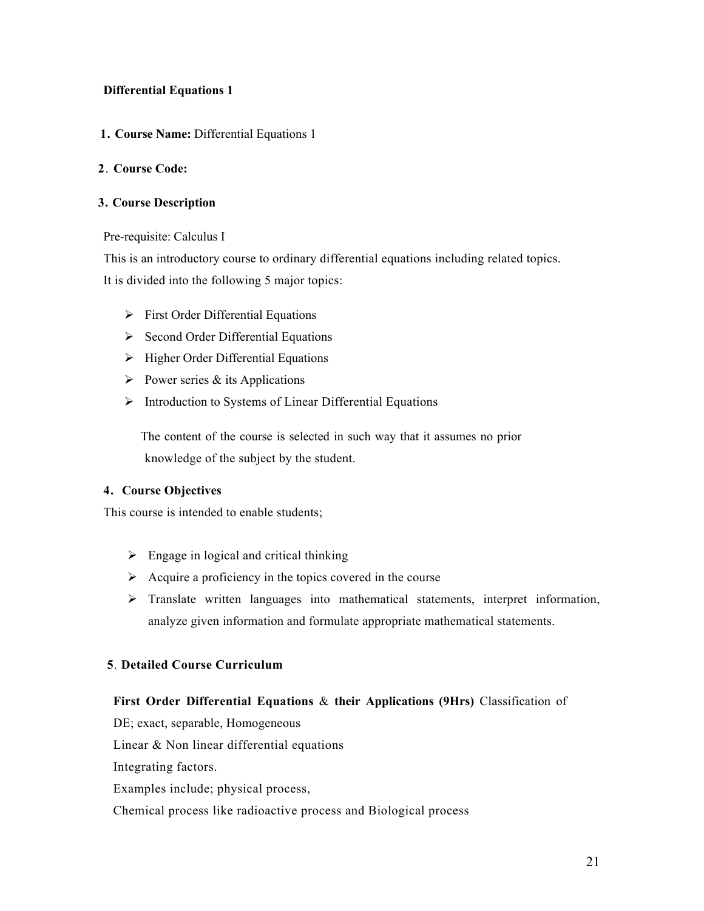**Differential Equations 1**

**1. Course Name:** Differential Equations 1

**2. Course Code:**

**3. Course Description**

Pre-requisite: Calculus I

This is an introductory course to ordinary differential equations including related topics.
It is divided into the following 5 major topics:

- First Order Differential Equations
- Second Order Differential Equations
- Higher Order Differential Equations
- Power series & its Applications
- Introduction to Systems of Linear Differential Equations

The content of the course is selected in such way that it assumes no prior knowledge of the subject by the student.

**4. Course Objectives**

This course is intended to enable students;

- Engage in logical and critical thinking
- Acquire a proficiency in the topics covered in the course
- Translate written languages into mathematical statements, interpret information, analyze given information and formulate appropriate mathematical statements.

**5. Detailed Course Curriculum**

**First Order Differential Equations & their Applications (9Hrs)** Classification of DE; exact, separable, Homogeneous

Linear & Non linear differential equations

Integrating factors.

Examples include; physical process,

Chemical process like radioactive process and Biological process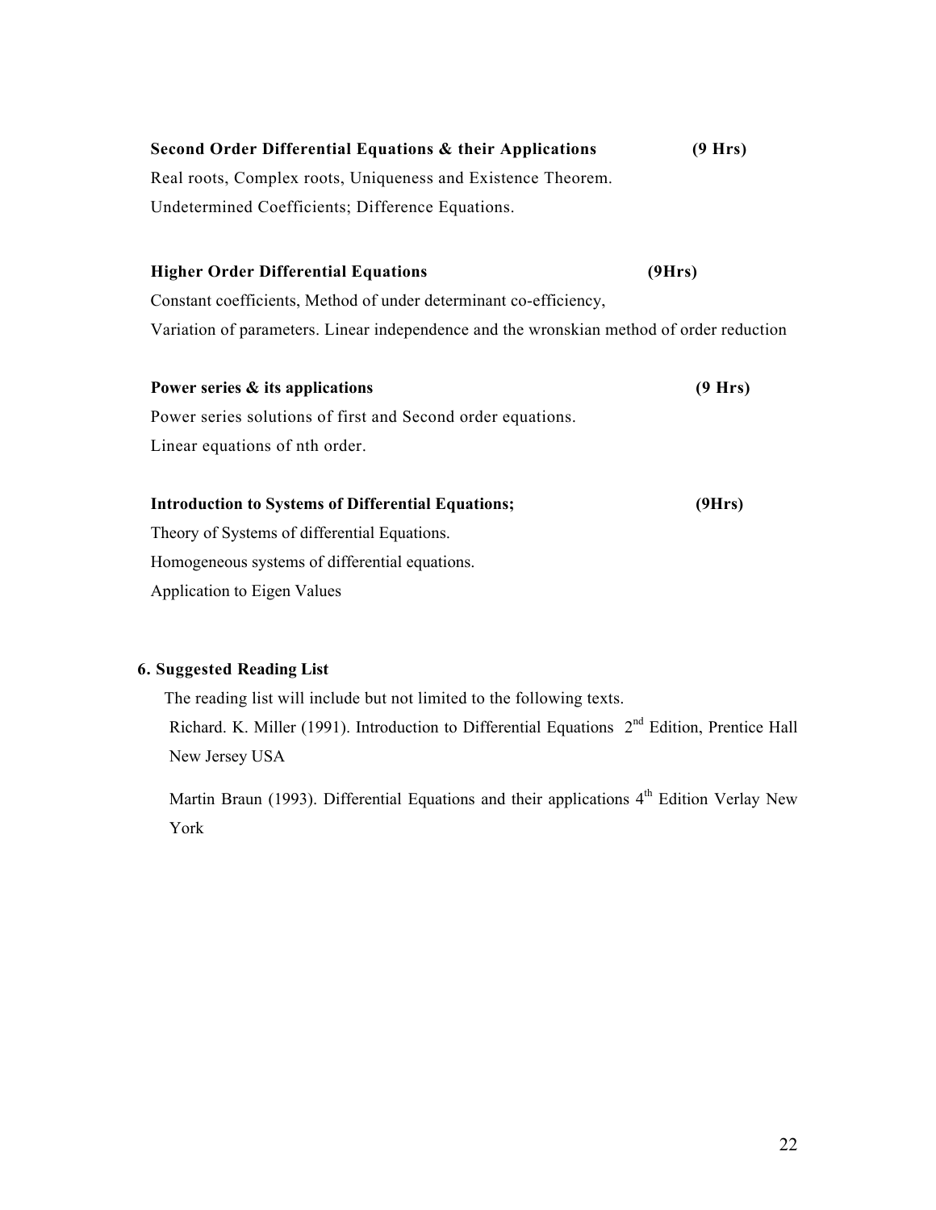**Second Order Differential Equations & their Applications (9 Hrs)**

Real roots, Complex roots, Uniqueness and Existence Theorem.
Undetermined Coefficients; Difference Equations.

**Higher Order Differential Equations (9Hrs)**

Constant coefficients, Method of under determinant co-efficiency,
Variation of parameters. Linear independence and the wronskian method of order reduction

**Power series & its applications (9 Hrs)**

Power series solutions of first and Second order equations.
Linear equations of nth order.

**Introduction to Systems of Differential Equations; (9Hrs)**

Theory of Systems of differential Equations.
Homogeneous systems of differential equations.
Application to Eigen Values

## 6. Suggested Reading List

The reading list will include but not limited to the following texts.

Richard. K. Miller (1991). Introduction to Differential Equations 2nd Edition, Prentice Hall New Jersey USA

Martin Braun (1993). Differential Equations and their applications 4th Edition Verlay New York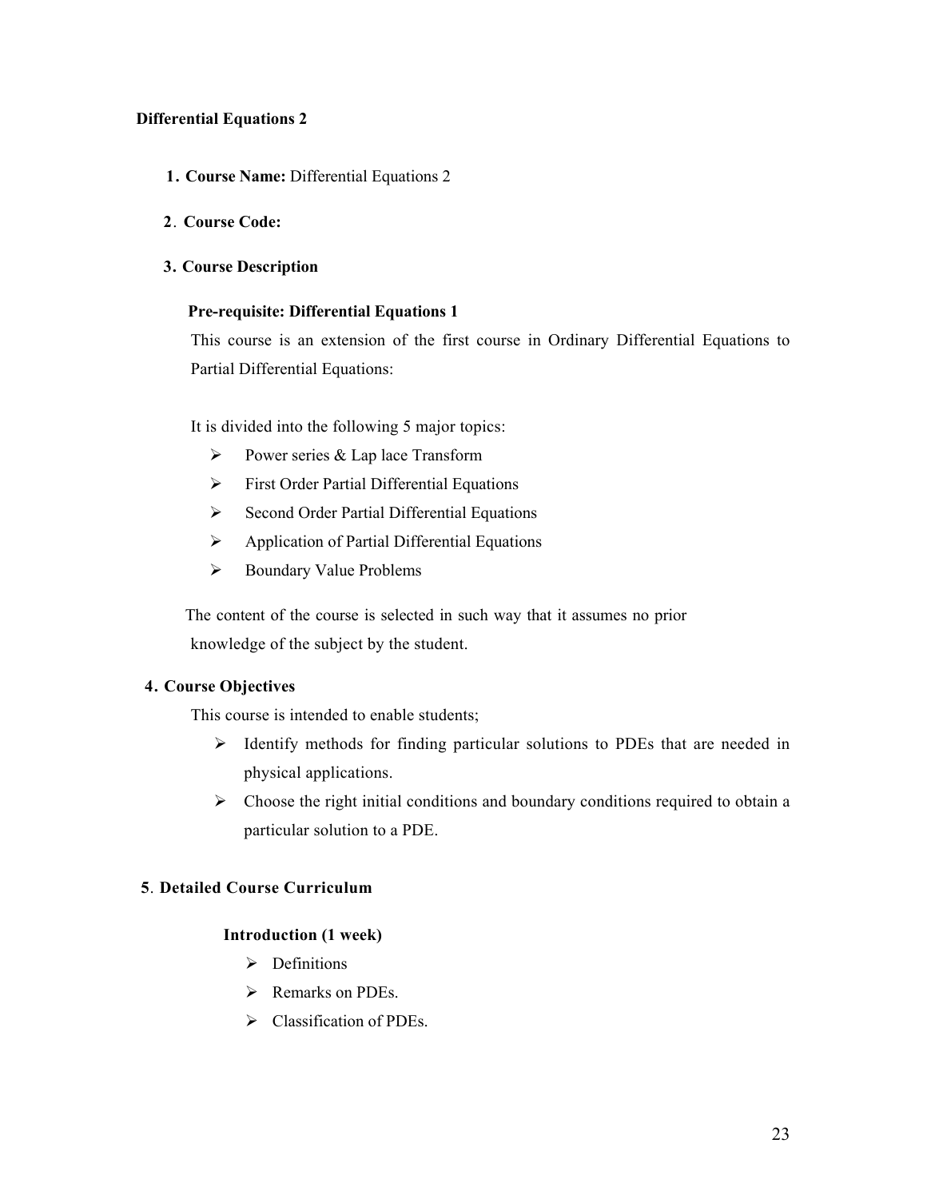# Differential Equations 2

**1. Course Name:** Differential Equations 2

**2. Course Code:**

**3. Course Description**

**Pre-requisite: Differential Equations 1**

This course is an extension of the first course in Ordinary Differential Equations to Partial Differential Equations:

It is divided into the following 5 major topics:

- Power series & Lap lace Transform
- First Order Partial Differential Equations
- Second Order Partial Differential Equations
- Application of Partial Differential Equations
- Boundary Value Problems

The content of the course is selected in such way that it assumes no prior knowledge of the subject by the student.

**4. Course Objectives**

This course is intended to enable students;

- Identify methods for finding particular solutions to PDEs that are needed in physical applications.
- Choose the right initial conditions and boundary conditions required to obtain a particular solution to a PDE.

**5. Detailed Course Curriculum**

**Introduction (1 week)**

- Definitions
- Remarks on PDEs.
- Classification of PDEs.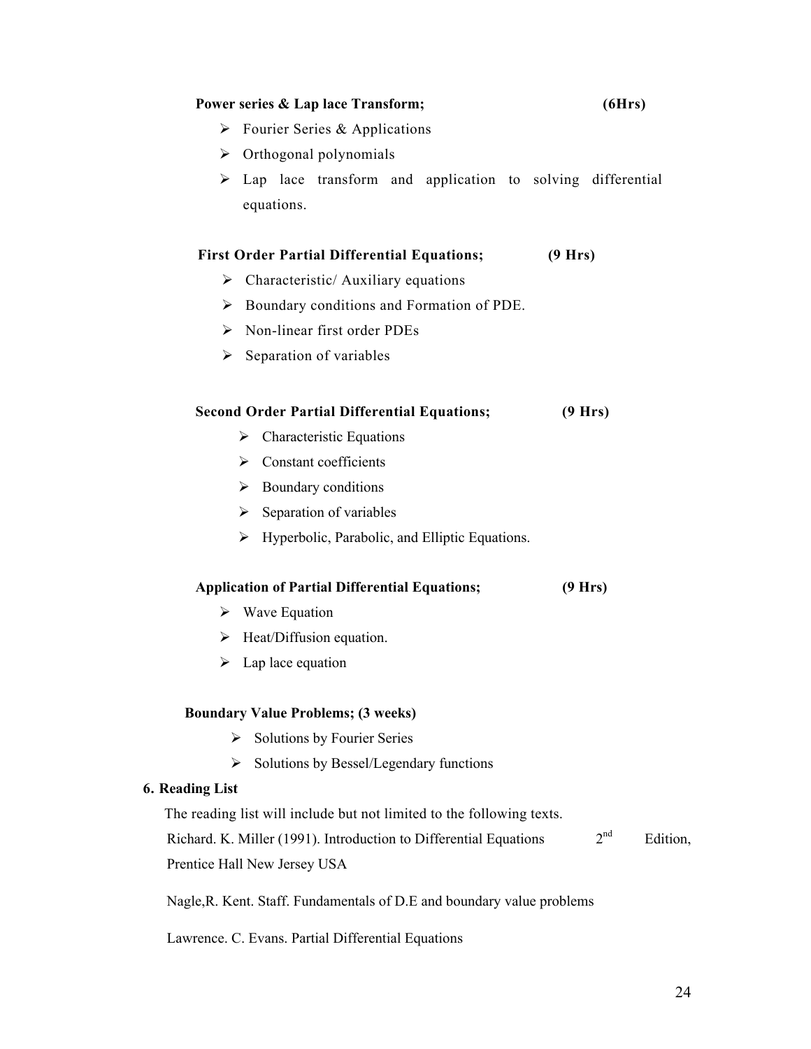**Power series & Lap lace Transform; (6Hrs)**

- Fourier Series & Applications
- Orthogonal polynomials
- Lap lace transform and application to solving differential equations.

**First Order Partial Differential Equations; (9 Hrs)**

- Characteristic/ Auxiliary equations
- Boundary conditions and Formation of PDE.
- Non-linear first order PDEs
- Separation of variables

**Second Order Partial Differential Equations; (9 Hrs)**

- Characteristic Equations
- Constant coefficients
- Boundary conditions
- Separation of variables
- Hyperbolic, Parabolic, and Elliptic Equations.

**Application of Partial Differential Equations; (9 Hrs)**

- Wave Equation
- Heat/Diffusion equation.
- Lap lace equation

**Boundary Value Problems; (3 weeks)**

- Solutions by Fourier Series
- Solutions by Bessel/Legendary functions

## 6. Reading List

The reading list will include but not limited to the following texts.

Richard. K. Miller (1991). Introduction to Differential Equations 2nd Edition, Prentice Hall New Jersey USA

Nagle,R. Kent. Staff. Fundamentals of D.E and boundary value problems

Lawrence. C. Evans. Partial Differential Equations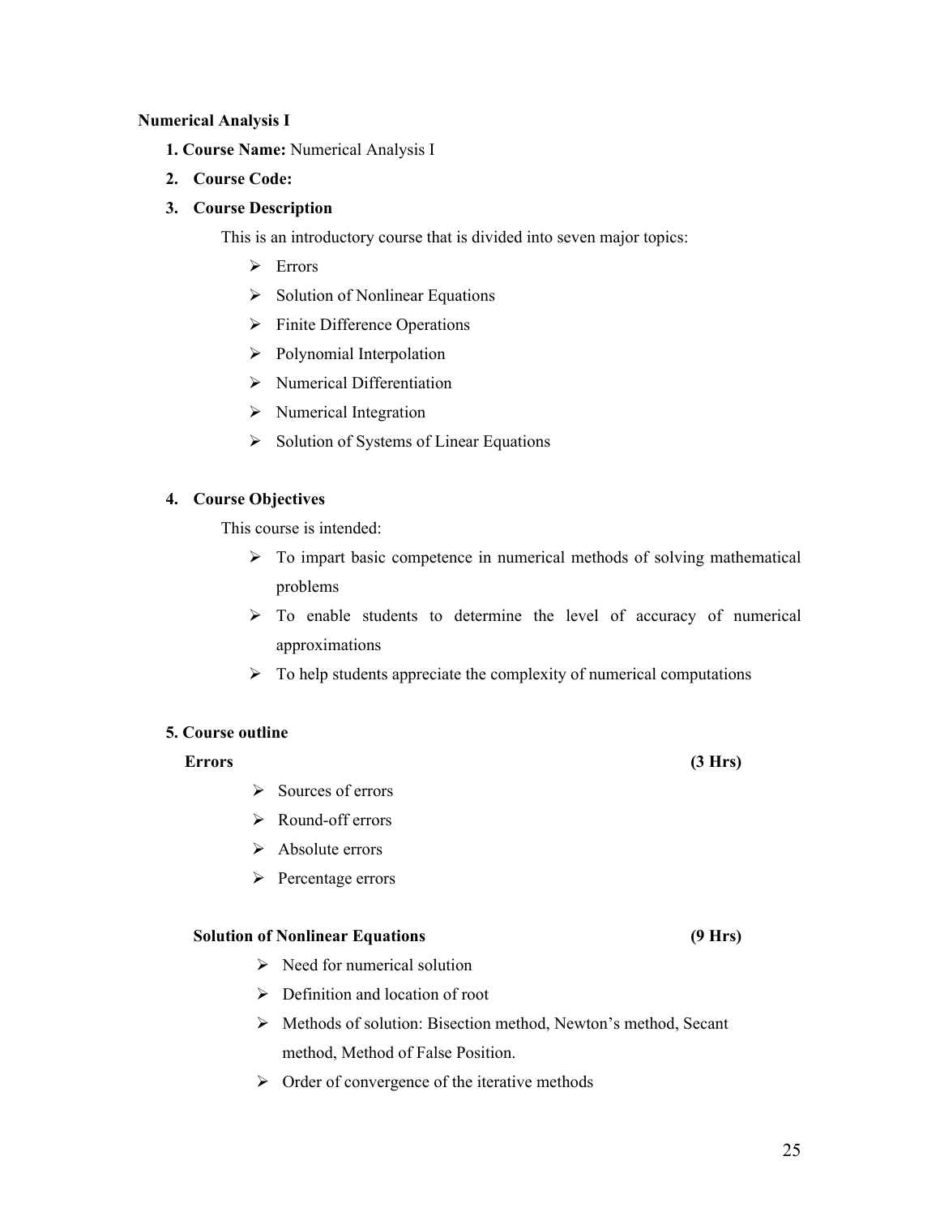## Numerical Analysis I

1. **Course Name:** Numerical Analysis I
2. **Course Code:**
3. **Course Description**

   This is an introductory course that is divided into seven major topics:

   - Errors
   - Solution of Nonlinear Equations
   - Finite Difference Operations
   - Polynomial Interpolation
   - Numerical Differentiation
   - Numerical Integration
   - Solution of Systems of Linear Equations

4. **Course Objectives**

   This course is intended:

   - To impart basic competence in numerical methods of solving mathematical problems
   - To enable students to determine the level of accuracy of numerical approximations
   - To help students appreciate the complexity of numerical computations

5. **Course outline**

**Errors** **(3 Hrs)**

- Sources of errors
- Round-off errors
- Absolute errors
- Percentage errors

**Solution of Nonlinear Equations** **(9 Hrs)**

- Need for numerical solution
- Definition and location of root
- Methods of solution: Bisection method, Newton's method, Secant method, Method of False Position.
- Order of convergence of the iterative methods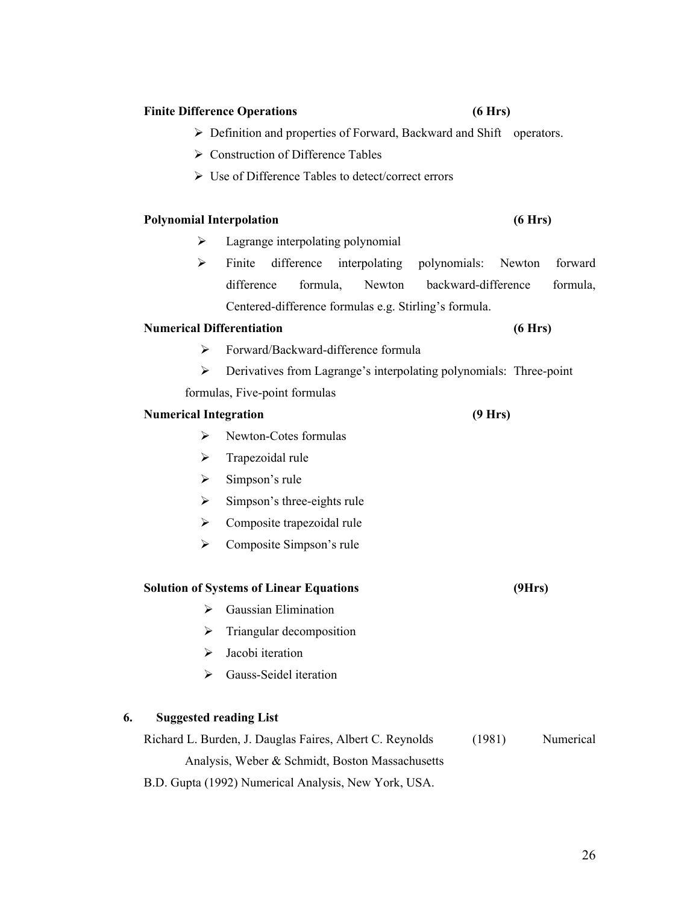**Finite Difference Operations** **(6 Hrs)**

- Definition and properties of Forward, Backward and Shift operators.
- Construction of Difference Tables
- Use of Difference Tables to detect/correct errors

**Polynomial Interpolation** **(6 Hrs)**

- Lagrange interpolating polynomial
- Finite difference interpolating polynomials: Newton forward difference formula, Newton backward-difference formula, Centered-difference formulas e.g. Stirling's formula.

**Numerical Differentiation** **(6 Hrs)**

- Forward/Backward-difference formula
- Derivatives from Lagrange's interpolating polynomials: Three-point formulas, Five-point formulas

**Numerical Integration** **(9 Hrs)**

- Newton-Cotes formulas
- Trapezoidal rule
- Simpson's rule
- Simpson's three-eights rule
- Composite trapezoidal rule
- Composite Simpson's rule

**Solution of Systems of Linear Equations** **(9Hrs)**

- Gaussian Elimination
- Triangular decomposition
- Jacobi iteration
- Gauss-Seidel iteration

## 6. Suggested reading List

Richard L. Burden, J. Dauglas Faires, Albert C. Reynolds (1981) Numerical Analysis, Weber & Schmidt, Boston Massachusetts

B.D. Gupta (1992) Numerical Analysis, New York, USA.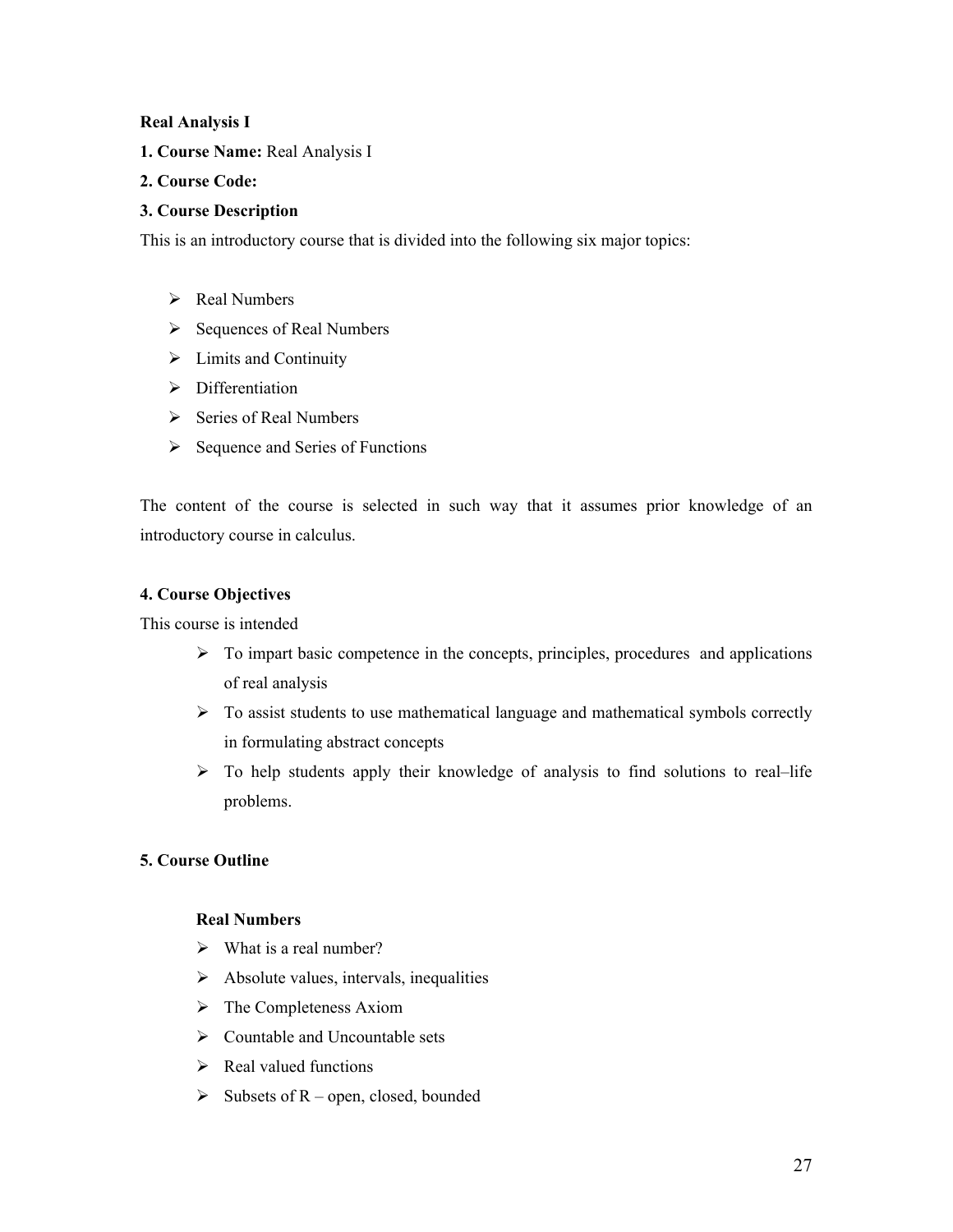**Real Analysis I**

**1. Course Name:** Real Analysis I

**2. Course Code:**

**3. Course Description**

This is an introductory course that is divided into the following six major topics:

- Real Numbers
- Sequences of Real Numbers
- Limits and Continuity
- Differentiation
- Series of Real Numbers
- Sequence and Series of Functions

The content of the course is selected in such way that it assumes prior knowledge of an introductory course in calculus.

**4. Course Objectives**

This course is intended

- To impart basic competence in the concepts, principles, procedures and applications of real analysis
- To assist students to use mathematical language and mathematical symbols correctly in formulating abstract concepts
- To help students apply their knowledge of analysis to find solutions to real–life problems.

**5. Course Outline**

**Real Numbers**

- What is a real number?
- Absolute values, intervals, inequalities
- The Completeness Axiom
- Countable and Uncountable sets
- Real valued functions
- Subsets of R – open, closed, bounded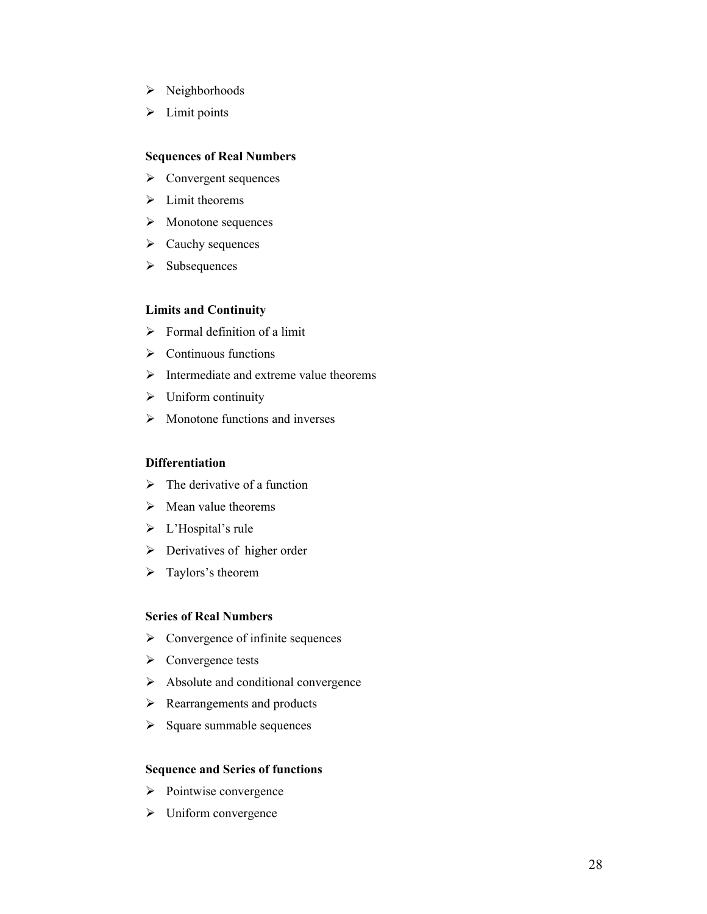- Neighborhoods
- Limit points

**Sequences of Real Numbers**

- Convergent sequences
- Limit theorems
- Monotone sequences
- Cauchy sequences
- Subsequences

**Limits and Continuity**

- Formal definition of a limit
- Continuous functions
- Intermediate and extreme value theorems
- Uniform continuity
- Monotone functions and inverses

**Differentiation**

- The derivative of a function
- Mean value theorems
- L'Hospital's rule
- Derivatives of higher order
- Taylors's theorem

**Series of Real Numbers**

- Convergence of infinite sequences
- Convergence tests
- Absolute and conditional convergence
- Rearrangements and products
- Square summable sequences

**Sequence and Series of functions**

- Pointwise convergence
- Uniform convergence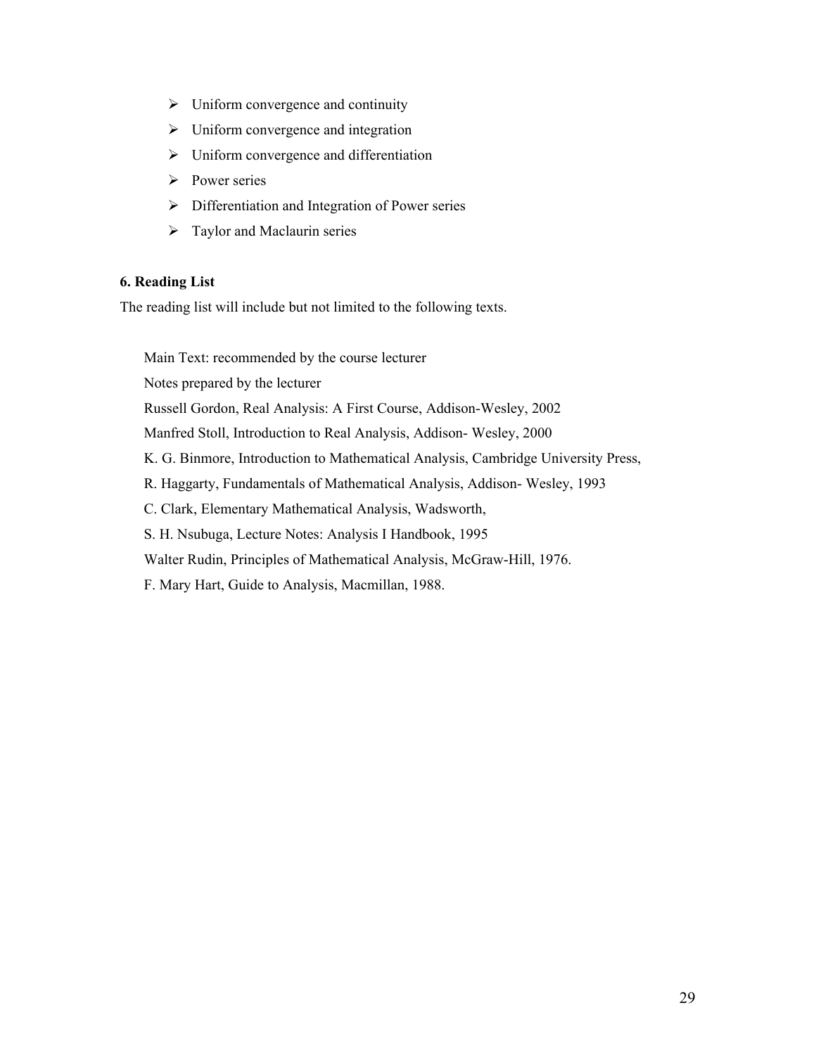- Uniform convergence and continuity
- Uniform convergence and integration
- Uniform convergence and differentiation
- Power series
- Differentiation and Integration of Power series
- Taylor and Maclaurin series

**6. Reading List**

The reading list will include but not limited to the following texts.

Main Text: recommended by the course lecturer

Notes prepared by the lecturer

Russell Gordon, Real Analysis: A First Course, Addison-Wesley, 2002

Manfred Stoll, Introduction to Real Analysis, Addison- Wesley, 2000

K. G. Binmore, Introduction to Mathematical Analysis, Cambridge University Press,

R. Haggarty, Fundamentals of Mathematical Analysis, Addison- Wesley, 1993

C. Clark, Elementary Mathematical Analysis, Wadsworth,

S. H. Nsubuga, Lecture Notes: Analysis I Handbook, 1995

Walter Rudin, Principles of Mathematical Analysis, McGraw-Hill, 1976.

F. Mary Hart, Guide to Analysis, Macmillan, 1988.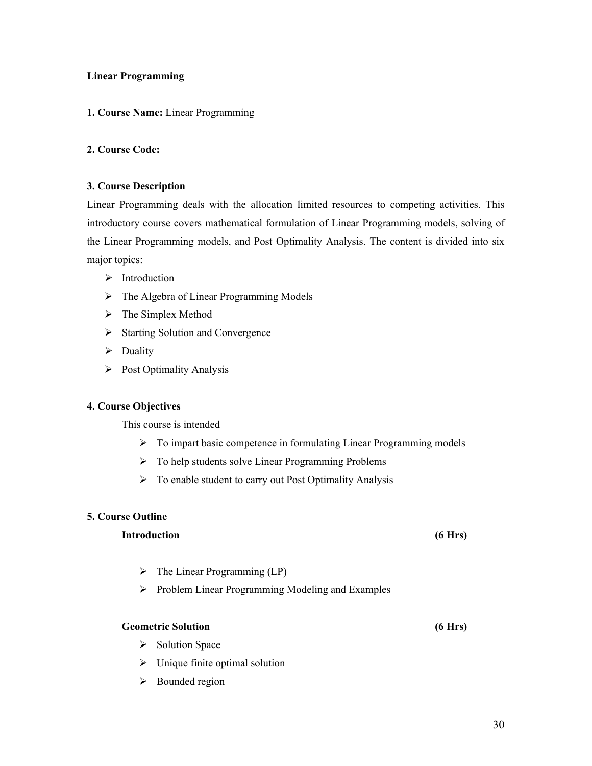## Linear Programming

**1. Course Name:** Linear Programming

**2. Course Code:**

**3. Course Description**

Linear Programming deals with the allocation limited resources to competing activities. This introductory course covers mathematical formulation of Linear Programming models, solving of the Linear Programming models, and Post Optimality Analysis. The content is divided into six major topics:

- Introduction
- The Algebra of Linear Programming Models
- The Simplex Method
- Starting Solution and Convergence
- Duality
- Post Optimality Analysis

**4. Course Objectives**

This course is intended

- To impart basic competence in formulating Linear Programming models
- To help students solve Linear Programming Problems
- To enable student to carry out Post Optimality Analysis

**5. Course Outline**

**Introduction (6 Hrs)**

- The Linear Programming (LP)
- Problem Linear Programming Modeling and Examples

**Geometric Solution (6 Hrs)**

- Solution Space
- Unique finite optimal solution
- Bounded region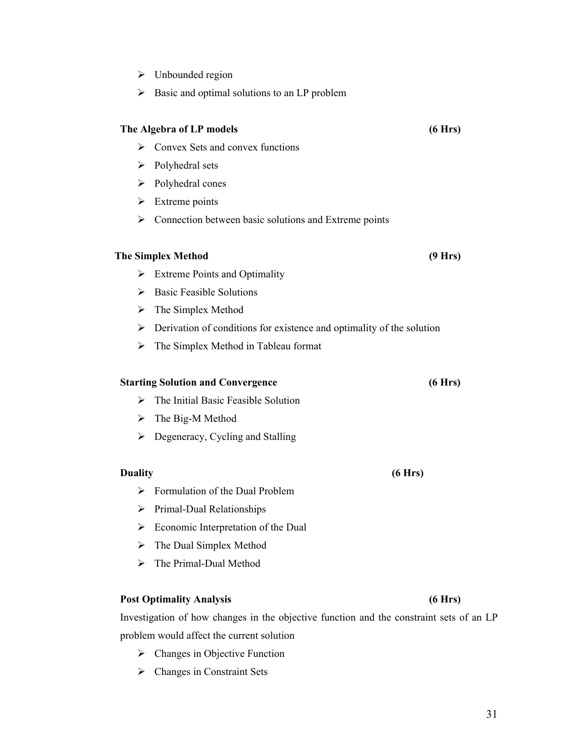- Unbounded region
- Basic and optimal solutions to an LP problem

**The Algebra of LP models (6 Hrs)**

- Convex Sets and convex functions
- Polyhedral sets
- Polyhedral cones
- Extreme points
- Connection between basic solutions and Extreme points

**The Simplex Method (9 Hrs)**

- Extreme Points and Optimality
- Basic Feasible Solutions
- The Simplex Method
- Derivation of conditions for existence and optimality of the solution
- The Simplex Method in Tableau format

**Starting Solution and Convergence (6 Hrs)**

- The Initial Basic Feasible Solution
- The Big-M Method
- Degeneracy, Cycling and Stalling

**Duality (6 Hrs)**

- Formulation of the Dual Problem
- Primal-Dual Relationships
- Economic Interpretation of the Dual
- The Dual Simplex Method
- The Primal-Dual Method

**Post Optimality Analysis (6 Hrs)**

Investigation of how changes in the objective function and the constraint sets of an LP problem would affect the current solution

- Changes in Objective Function
- Changes in Constraint Sets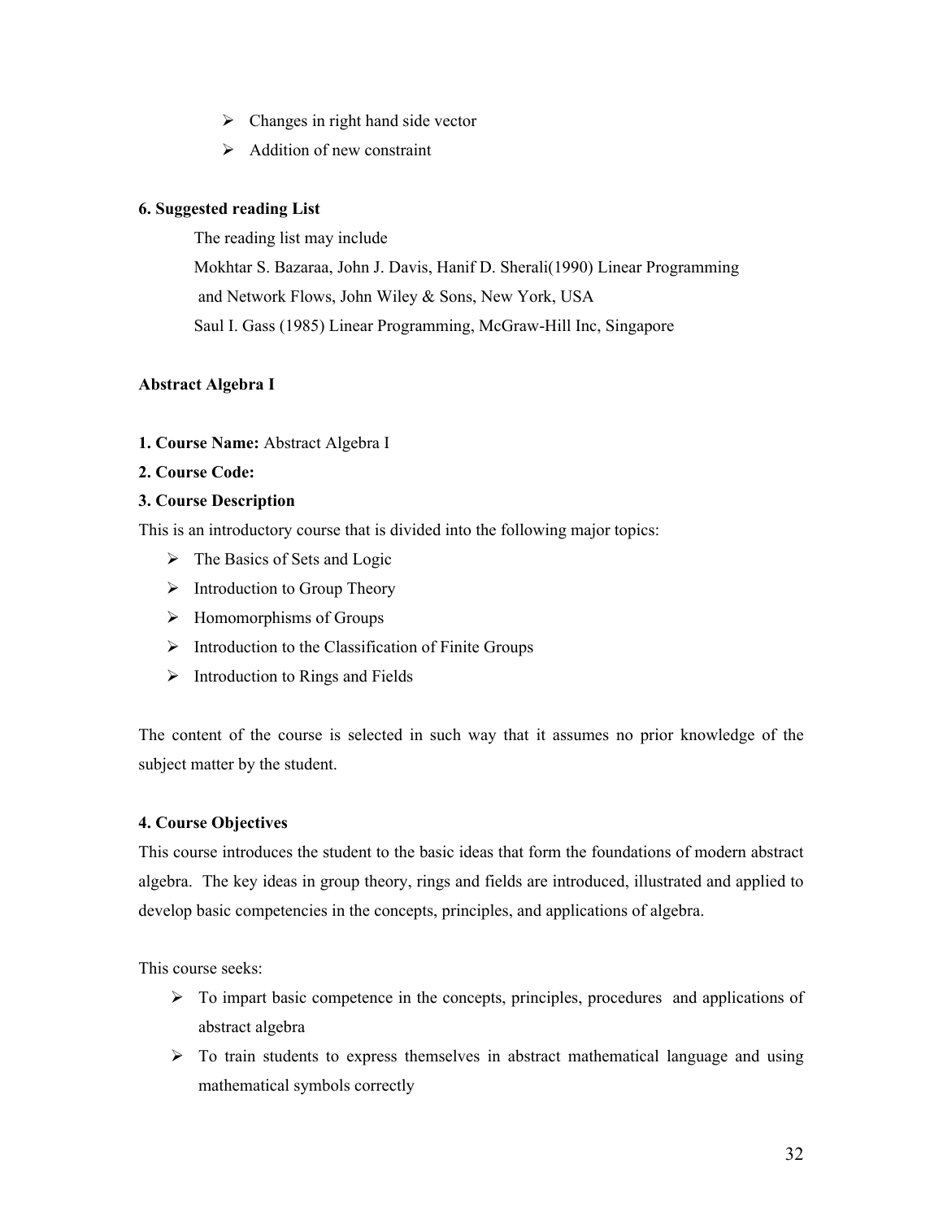- Changes in right hand side vector
- Addition of new constraint

**6. Suggested reading List**

The reading list may include

Mokhtar S. Bazaraa, John J. Davis, Hanif D. Sherali(1990) Linear Programming and Network Flows, John Wiley & Sons, New York, USA

Saul I. Gass (1985) Linear Programming, McGraw-Hill Inc, Singapore

**Abstract Algebra I**

**1. Course Name:** Abstract Algebra I

**2. Course Code:**

**3. Course Description**

This is an introductory course that is divided into the following major topics:

- The Basics of Sets and Logic
- Introduction to Group Theory
- Homomorphisms of Groups
- Introduction to the Classification of Finite Groups
- Introduction to Rings and Fields

The content of the course is selected in such way that it assumes no prior knowledge of the subject matter by the student.

**4. Course Objectives**

This course introduces the student to the basic ideas that form the foundations of modern abstract algebra. The key ideas in group theory, rings and fields are introduced, illustrated and applied to develop basic competencies in the concepts, principles, and applications of algebra.

This course seeks:

- To impart basic competence in the concepts, principles, procedures and applications of abstract algebra
- To train students to express themselves in abstract mathematical language and using mathematical symbols correctly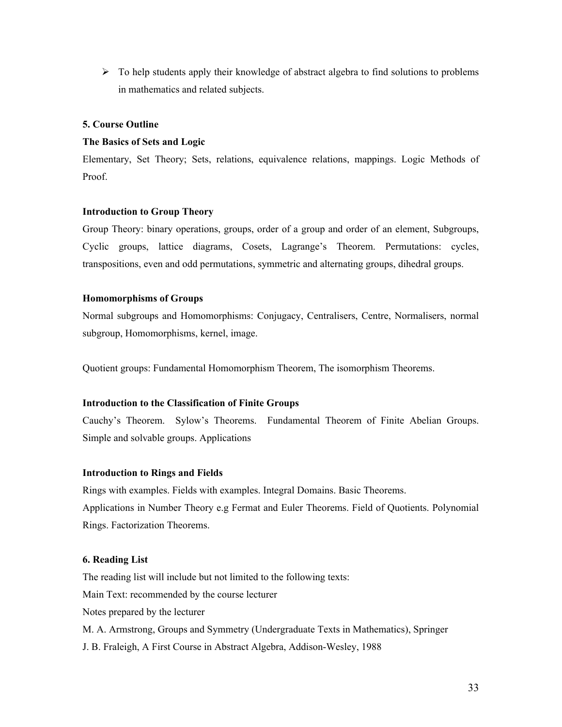- To help students apply their knowledge of abstract algebra to find solutions to problems in mathematics and related subjects.

**5. Course Outline**

**The Basics of Sets and Logic**

Elementary, Set Theory; Sets, relations, equivalence relations, mappings. Logic Methods of Proof.

**Introduction to Group Theory**

Group Theory: binary operations, groups, order of a group and order of an element, Subgroups, Cyclic groups, lattice diagrams, Cosets, Lagrange's Theorem. Permutations: cycles, transpositions, even and odd permutations, symmetric and alternating groups, dihedral groups.

**Homomorphisms of Groups**

Normal subgroups and Homomorphisms: Conjugacy, Centralisers, Centre, Normalisers, normal subgroup, Homomorphisms, kernel, image.

Quotient groups: Fundamental Homomorphism Theorem, The isomorphism Theorems.

**Introduction to the Classification of Finite Groups**

Cauchy's Theorem. Sylow's Theorems. Fundamental Theorem of Finite Abelian Groups. Simple and solvable groups. Applications

**Introduction to Rings and Fields**

Rings with examples. Fields with examples. Integral Domains. Basic Theorems.

Applications in Number Theory e.g Fermat and Euler Theorems. Field of Quotients. Polynomial Rings. Factorization Theorems.

**6. Reading List**

The reading list will include but not limited to the following texts:

Main Text: recommended by the course lecturer

Notes prepared by the lecturer

M. A. Armstrong, Groups and Symmetry (Undergraduate Texts in Mathematics), Springer

J. B. Fraleigh, A First Course in Abstract Algebra, Addison-Wesley, 1988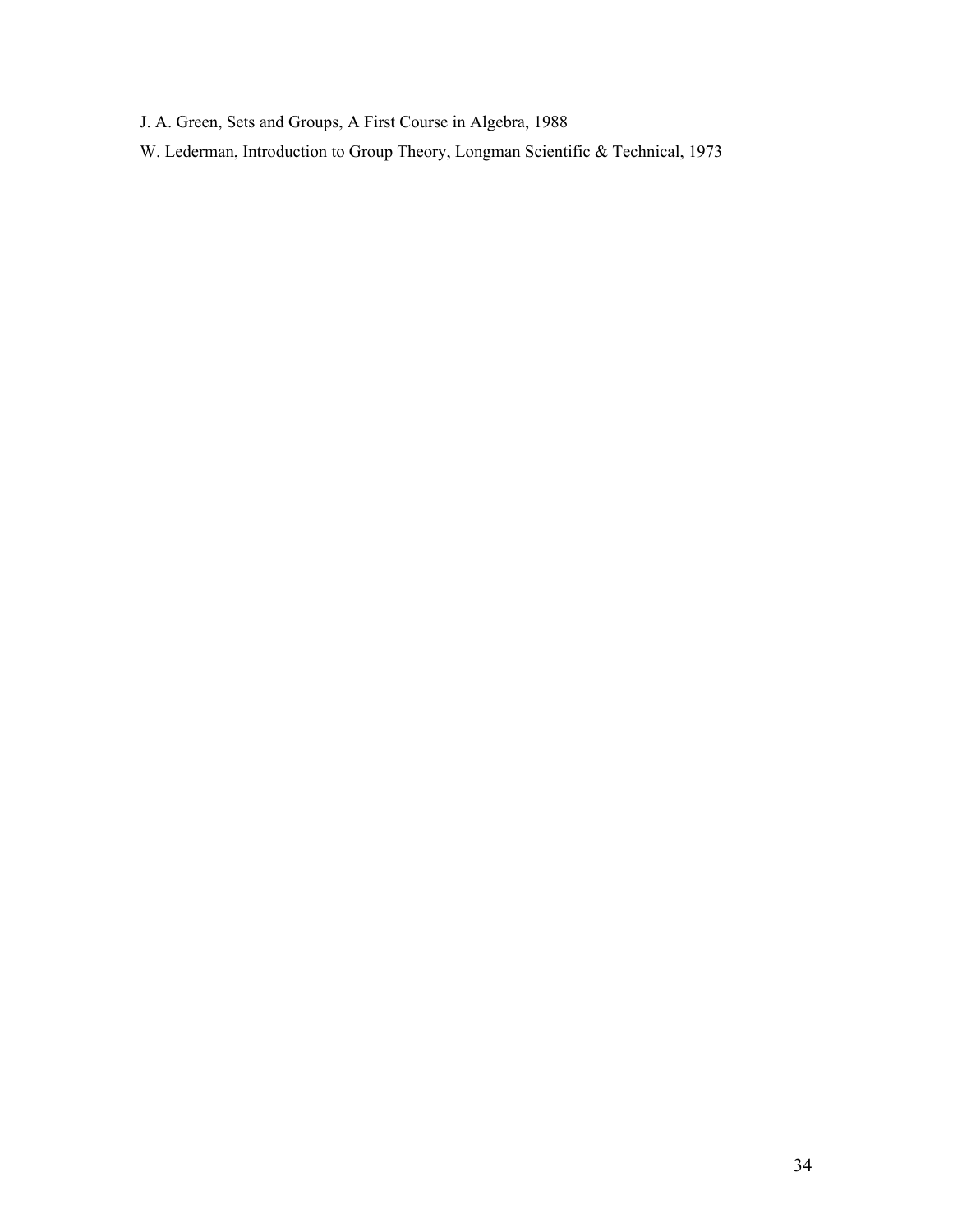J. A. Green, Sets and Groups, A First Course in Algebra, 1988

W. Lederman, Introduction to Group Theory, Longman Scientific & Technical, 1973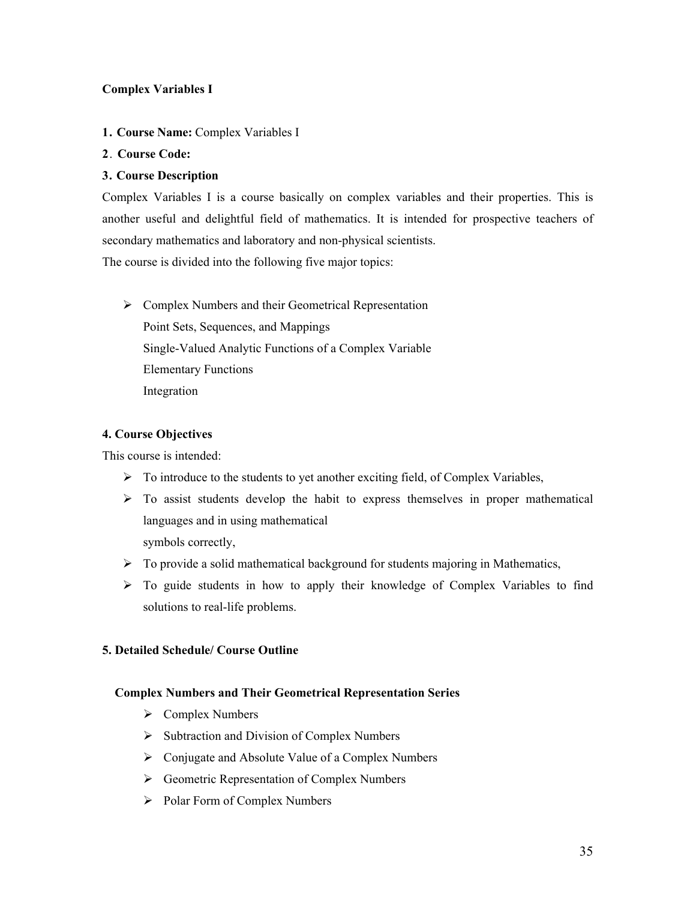**Complex Variables I**

**1. Course Name:** Complex Variables I

**2. Course Code:**

**3. Course Description**

Complex Variables I is a course basically on complex variables and their properties. This is another useful and delightful field of mathematics. It is intended for prospective teachers of secondary mathematics and laboratory and non-physical scientists.

The course is divided into the following five major topics:

- Complex Numbers and their Geometrical Representation
  Point Sets, Sequences, and Mappings
  Single-Valued Analytic Functions of a Complex Variable
  Elementary Functions
  Integration

**4. Course Objectives**

This course is intended:

- To introduce to the students to yet another exciting field, of Complex Variables,
- To assist students develop the habit to express themselves in proper mathematical languages and in using mathematical
  symbols correctly,
- To provide a solid mathematical background for students majoring in Mathematics,
- To guide students in how to apply their knowledge of Complex Variables to find solutions to real-life problems.

**5. Detailed Schedule/ Course Outline**

**Complex Numbers and Their Geometrical Representation Series**

- Complex Numbers
- Subtraction and Division of Complex Numbers
- Conjugate and Absolute Value of a Complex Numbers
- Geometric Representation of Complex Numbers
- Polar Form of Complex Numbers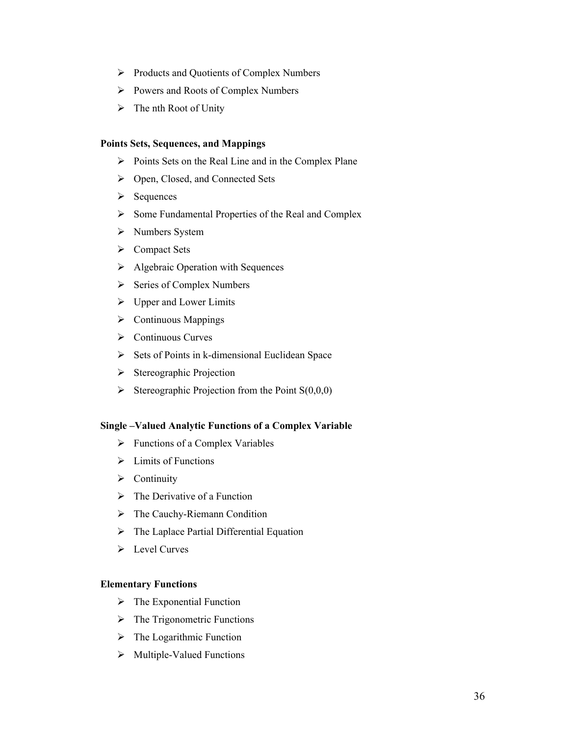- Products and Quotients of Complex Numbers
- Powers and Roots of Complex Numbers
- The nth Root of Unity

**Points Sets, Sequences, and Mappings**

- Points Sets on the Real Line and in the Complex Plane
- Open, Closed, and Connected Sets
- Sequences
- Some Fundamental Properties of the Real and Complex
- Numbers System
- Compact Sets
- Algebraic Operation with Sequences
- Series of Complex Numbers
- Upper and Lower Limits
- Continuous Mappings
- Continuous Curves
- Sets of Points in k-dimensional Euclidean Space
- Stereographic Projection
- Stereographic Projection from the Point S(0,0,0)

**Single –Valued Analytic Functions of a Complex Variable**

- Functions of a Complex Variables
- Limits of Functions
- Continuity
- The Derivative of a Function
- The Cauchy-Riemann Condition
- The Laplace Partial Differential Equation
- Level Curves

**Elementary Functions**

- The Exponential Function
- The Trigonometric Functions
- The Logarithmic Function
- Multiple-Valued Functions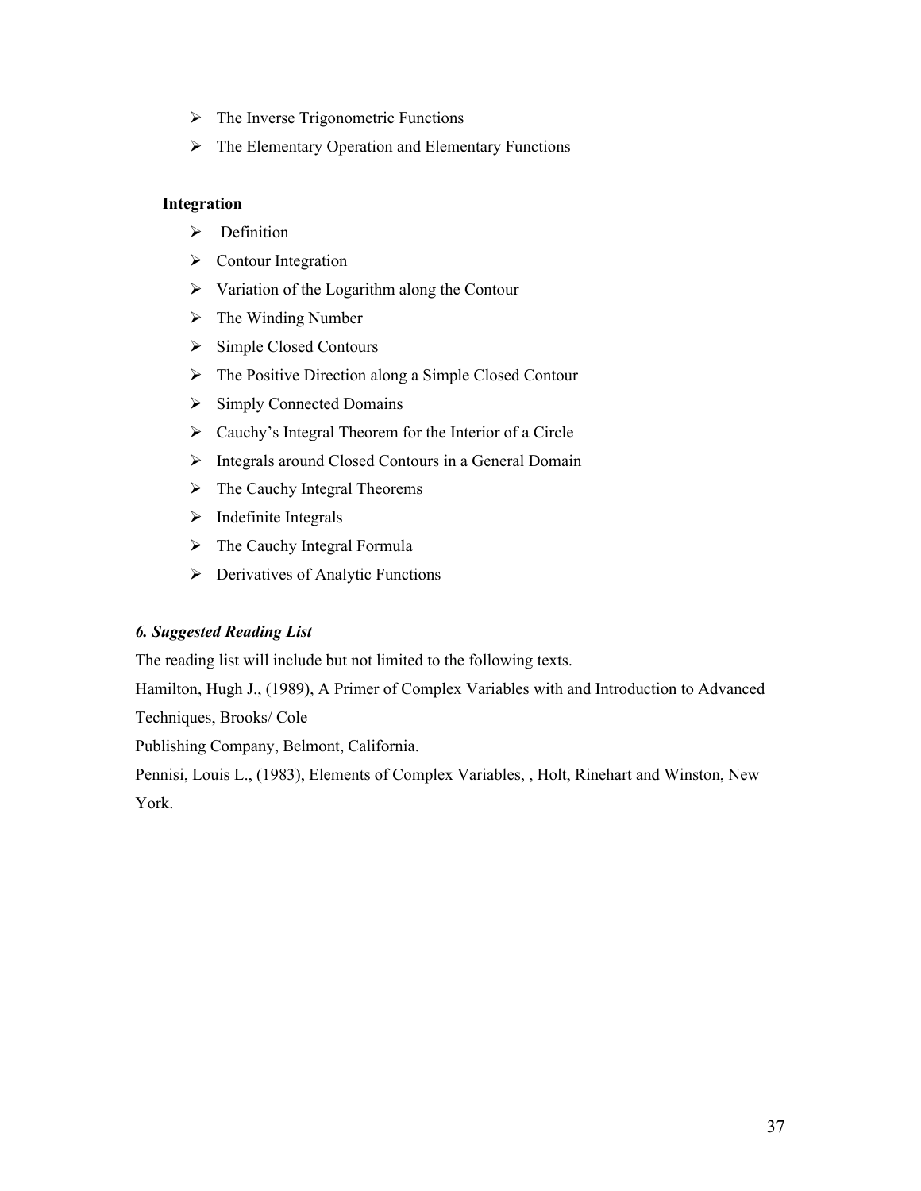- The Inverse Trigonometric Functions
- The Elementary Operation and Elementary Functions

**Integration**

- Definition
- Contour Integration
- Variation of the Logarithm along the Contour
- The Winding Number
- Simple Closed Contours
- The Positive Direction along a Simple Closed Contour
- Simply Connected Domains
- Cauchy's Integral Theorem for the Interior of a Circle
- Integrals around Closed Contours in a General Domain
- The Cauchy Integral Theorems
- Indefinite Integrals
- The Cauchy Integral Formula
- Derivatives of Analytic Functions

***6. Suggested Reading List***

The reading list will include but not limited to the following texts.

Hamilton, Hugh J., (1989), A Primer of Complex Variables with and Introduction to Advanced Techniques, Brooks/ Cole
Publishing Company, Belmont, California.

Pennisi, Louis L., (1983), Elements of Complex Variables, , Holt, Rinehart and Winston, New York.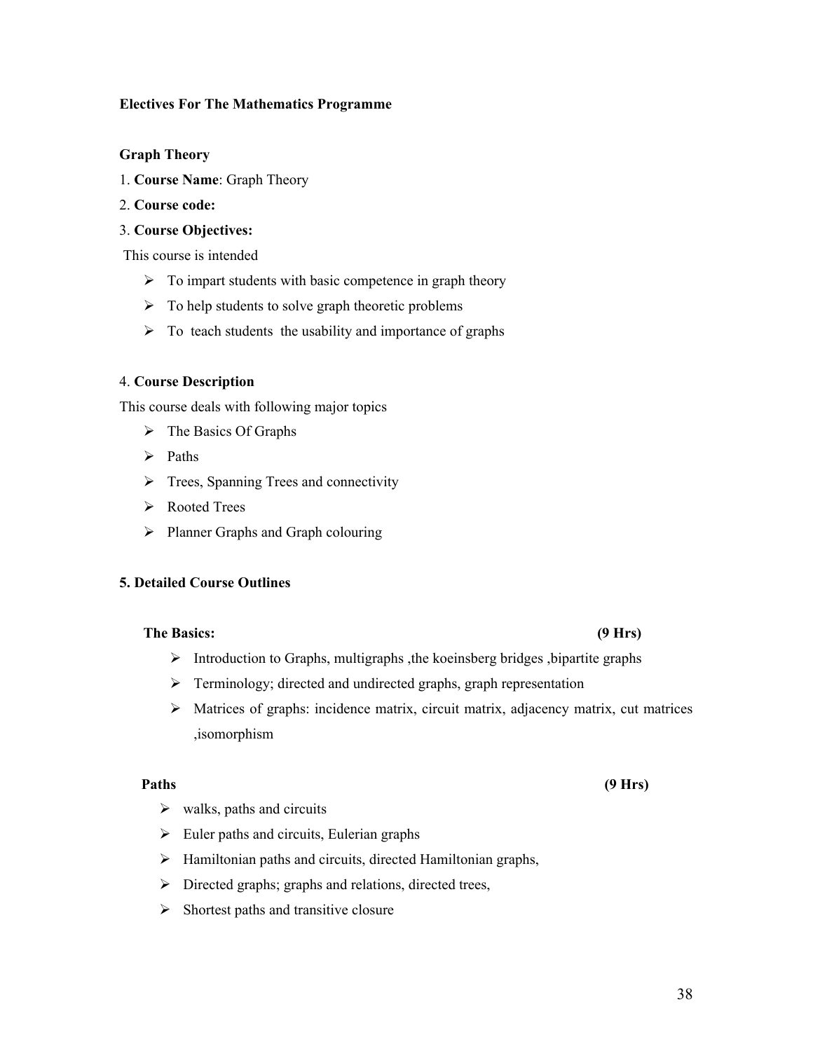**Electives For The Mathematics Programme**

**Graph Theory**

1. **Course Name**: Graph Theory
2. **Course code:**
3. **Course Objectives:**

This course is intended

- To impart students with basic competence in graph theory
- To help students to solve graph theoretic problems
- To teach students the usability and importance of graphs

4. **Course Description**

This course deals with following major topics

- The Basics Of Graphs
- Paths
- Trees, Spanning Trees and connectivity
- Rooted Trees
- Planner Graphs and Graph colouring

**5. Detailed Course Outlines**

**The Basics: (9 Hrs)**

- Introduction to Graphs, multigraphs ,the koeinsberg bridges ,bipartite graphs
- Terminology; directed and undirected graphs, graph representation
- Matrices of graphs: incidence matrix, circuit matrix, adjacency matrix, cut matrices ,isomorphism

**Paths (9 Hrs)**

- walks, paths and circuits
- Euler paths and circuits, Eulerian graphs
- Hamiltonian paths and circuits, directed Hamiltonian graphs,
- Directed graphs; graphs and relations, directed trees,
- Shortest paths and transitive closure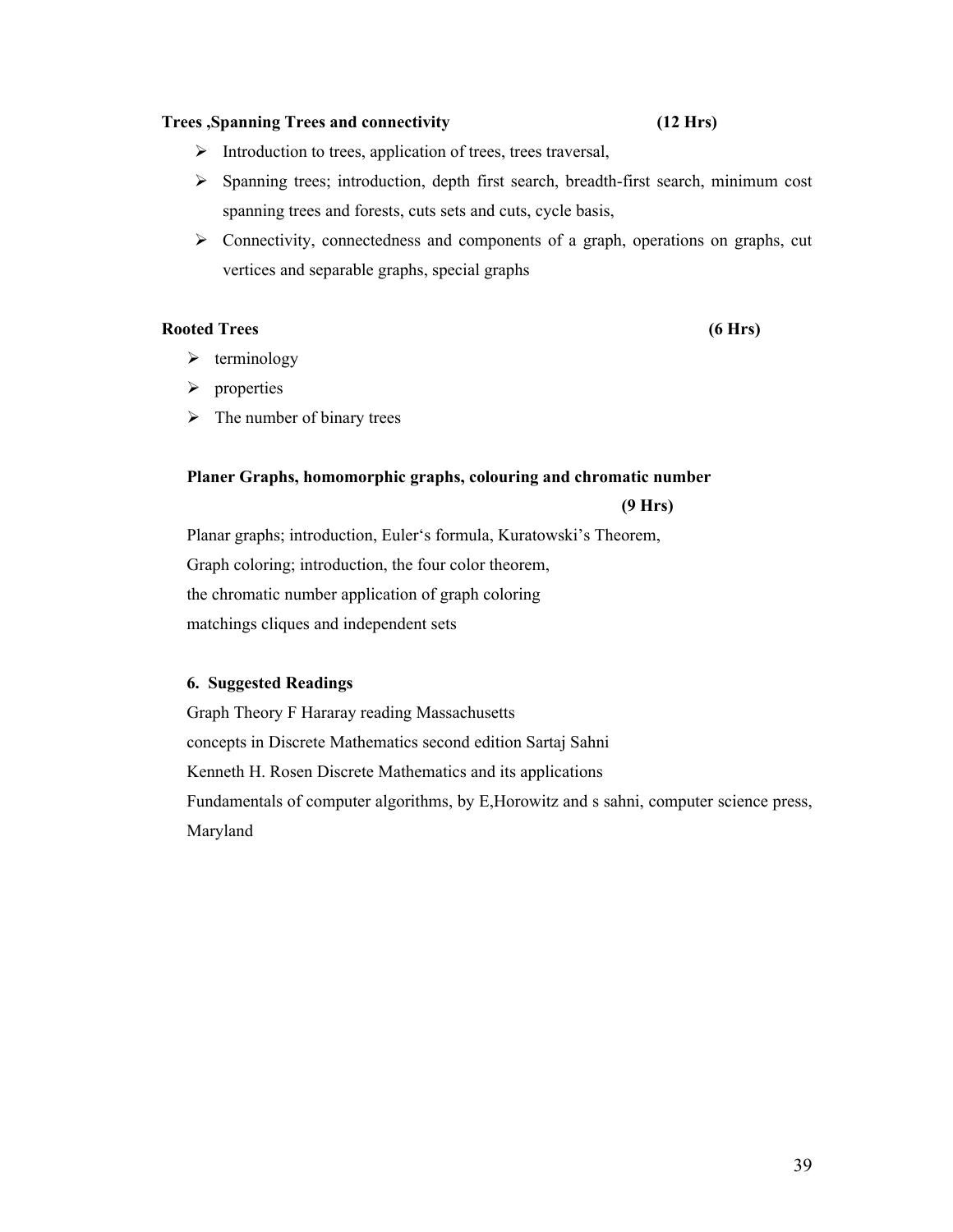**Trees ,Spanning Trees and connectivity (12 Hrs)**

- Introduction to trees, application of trees, trees traversal,
- Spanning trees; introduction, depth first search, breadth-first search, minimum cost spanning trees and forests, cuts sets and cuts, cycle basis,
- Connectivity, connectedness and components of a graph, operations on graphs, cut vertices and separable graphs, special graphs

**Rooted Trees (6 Hrs)**

- terminology
- properties
- The number of binary trees

**Planer Graphs, homomorphic graphs, colouring and chromatic number (9 Hrs)**

Planar graphs; introduction, Euler's formula, Kuratowski's Theorem,
Graph coloring; introduction, the four color theorem,
the chromatic number application of graph coloring
matchings cliques and independent sets

**6. Suggested Readings**

Graph Theory F Hararay reading Massachusetts
concepts in Discrete Mathematics second edition Sartaj Sahni
Kenneth H. Rosen Discrete Mathematics and its applications
Fundamentals of computer algorithms, by E,Horowitz and s sahni, computer science press, Maryland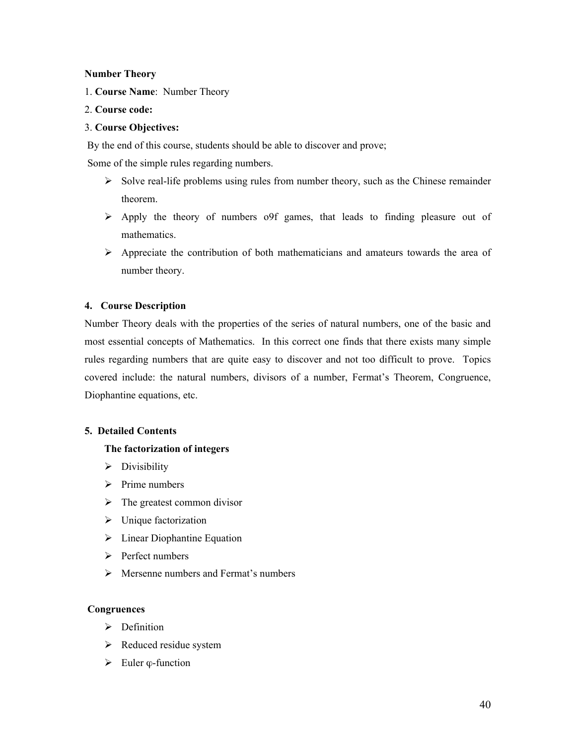**Number Theory**

1. **Course Name**: Number Theory

2. **Course code:**

3. **Course Objectives:**

By the end of this course, students should be able to discover and prove;

Some of the simple rules regarding numbers.

- Solve real-life problems using rules from number theory, such as the Chinese remainder theorem.
- Apply the theory of numbers o9f games, that leads to finding pleasure out of mathematics.
- Appreciate the contribution of both mathematicians and amateurs towards the area of number theory.

**4. Course Description**

Number Theory deals with the properties of the series of natural numbers, one of the basic and most essential concepts of Mathematics. In this correct one finds that there exists many simple rules regarding numbers that are quite easy to discover and not too difficult to prove. Topics covered include: the natural numbers, divisors of a number, Fermat's Theorem, Congruence, Diophantine equations, etc.

**5. Detailed Contents**

**The factorization of integers**

- Divisibility
- Prime numbers
- The greatest common divisor
- Unique factorization
- Linear Diophantine Equation
- Perfect numbers
- Mersenne numbers and Fermat's numbers

**Congruences**

- Definition
- Reduced residue system
- Euler φ-function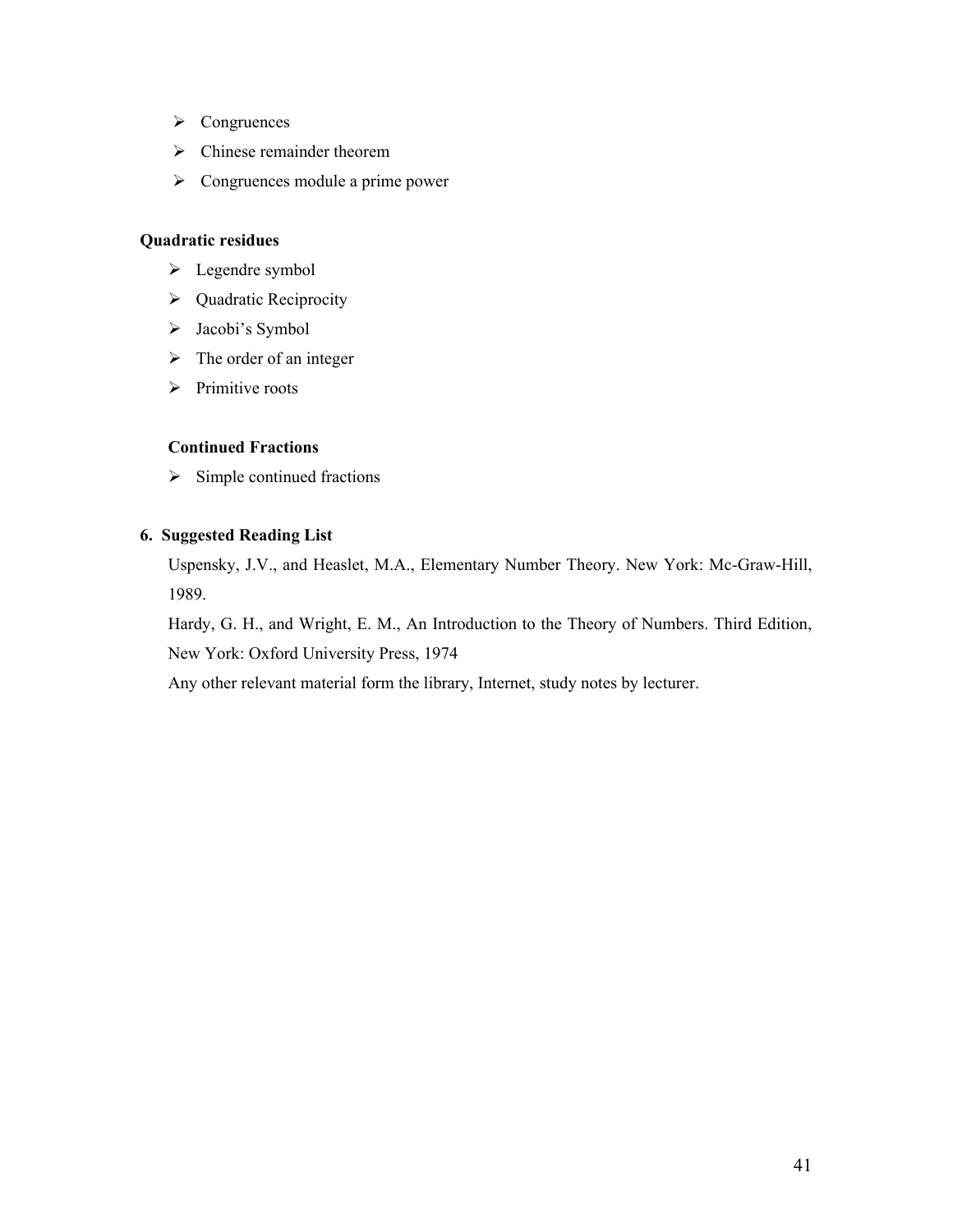- Congruences
- Chinese remainder theorem
- Congruences module a prime power

**Quadratic residues**

- Legendre symbol
- Quadratic Reciprocity
- Jacobi's Symbol
- The order of an integer
- Primitive roots

**Continued Fractions**

- Simple continued fractions

**6. Suggested Reading List**

Uspensky, J.V., and Heaslet, M.A., Elementary Number Theory. New York: Mc-Graw-Hill, 1989.

Hardy, G. H., and Wright, E. M., An Introduction to the Theory of Numbers. Third Edition, New York: Oxford University Press, 1974

Any other relevant material form the library, Internet, study notes by lecturer.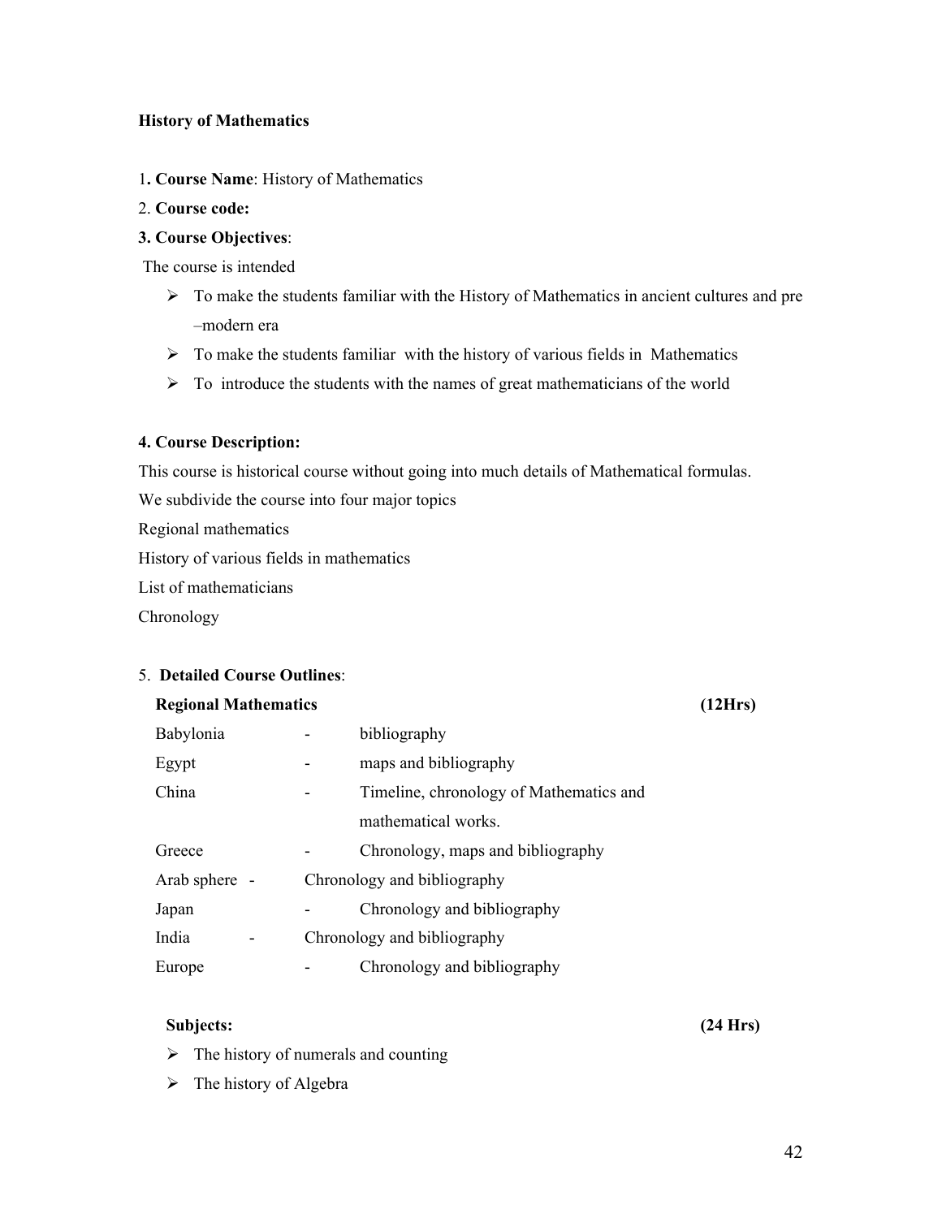**History of Mathematics**

1**. Course Name**: History of Mathematics

2. **Course code:**

**3. Course Objectives**:

The course is intended

- To make the students familiar with the History of Mathematics in ancient cultures and pre –modern era
- To make the students familiar with the history of various fields in Mathematics
- To introduce the students with the names of great mathematicians of the world

**4. Course Description:**

This course is historical course without going into much details of Mathematical formulas.

We subdivide the course into four major topics

Regional mathematics

History of various fields in mathematics

List of mathematicians

Chronology

5. **Detailed Course Outlines**:

**Regional Mathematics** **(12Hrs)**

| | | |
|---|---|---|
| Babylonia | - | bibliography |
| Egypt | - | maps and bibliography |
| China | - | Timeline, chronology of Mathematics and mathematical works. |
| Greece | - | Chronology, maps and bibliography |
| Arab sphere | - | Chronology and bibliography |
| Japan | - | Chronology and bibliography |
| India | - | Chronology and bibliography |
| Europe | - | Chronology and bibliography |

**Subjects:** **(24 Hrs)**

- The history of numerals and counting
- The history of Algebra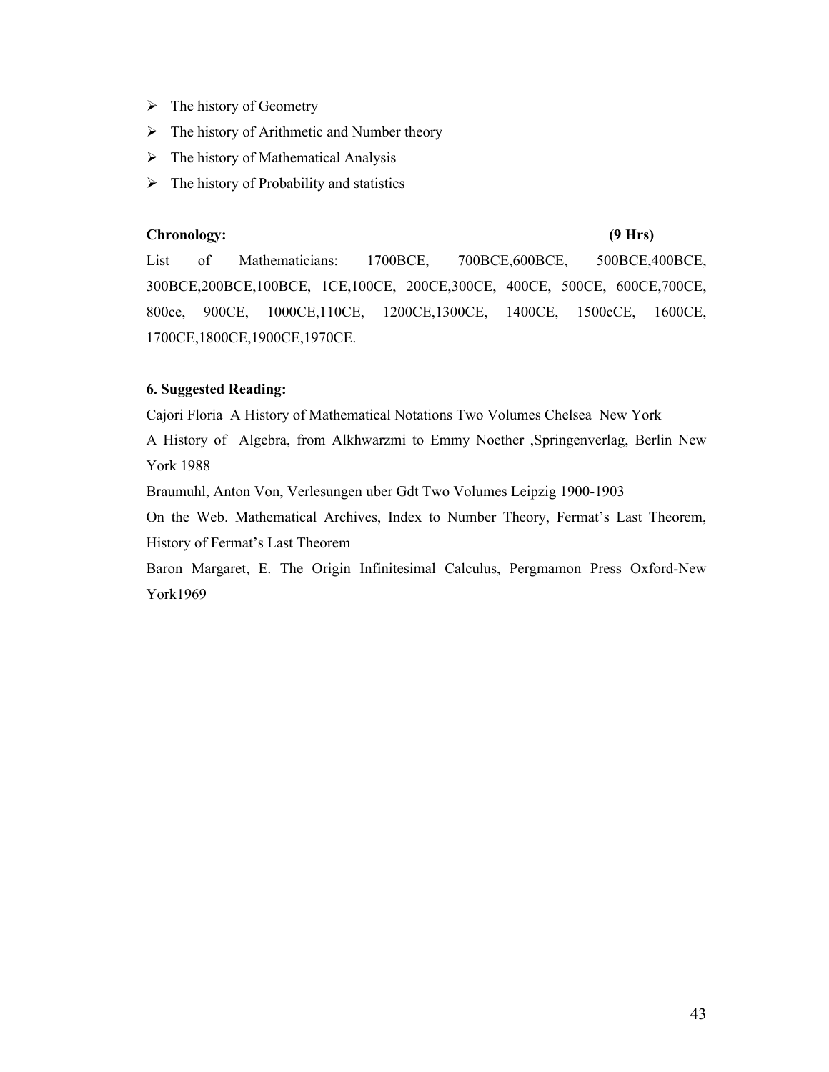- The history of Geometry
- The history of Arithmetic and Number theory
- The history of Mathematical Analysis
- The history of Probability and statistics

**Chronology:** **(9 Hrs)**

List of Mathematicians: 1700BCE, 700BCE,600BCE, 500BCE,400BCE, 300BCE,200BCE,100BCE, 1CE,100CE, 200CE,300CE, 400CE, 500CE, 600CE,700CE, 800ce, 900CE, 1000CE,110CE, 1200CE,1300CE, 1400CE, 1500cCE, 1600CE, 1700CE,1800CE,1900CE,1970CE.

**6. Suggested Reading:**

Cajori Floria A History of Mathematical Notations Two Volumes Chelsea New York

A History of Algebra, from Alkhwarzmi to Emmy Noether ,Springenverlag, Berlin New York 1988

Braumuhl, Anton Von, Verlesungen uber Gdt Two Volumes Leipzig 1900-1903

On the Web. Mathematical Archives, Index to Number Theory, Fermat's Last Theorem, History of Fermat's Last Theorem

Baron Margaret, E. The Origin Infinitesimal Calculus, Pergmamon Press Oxford-New York1969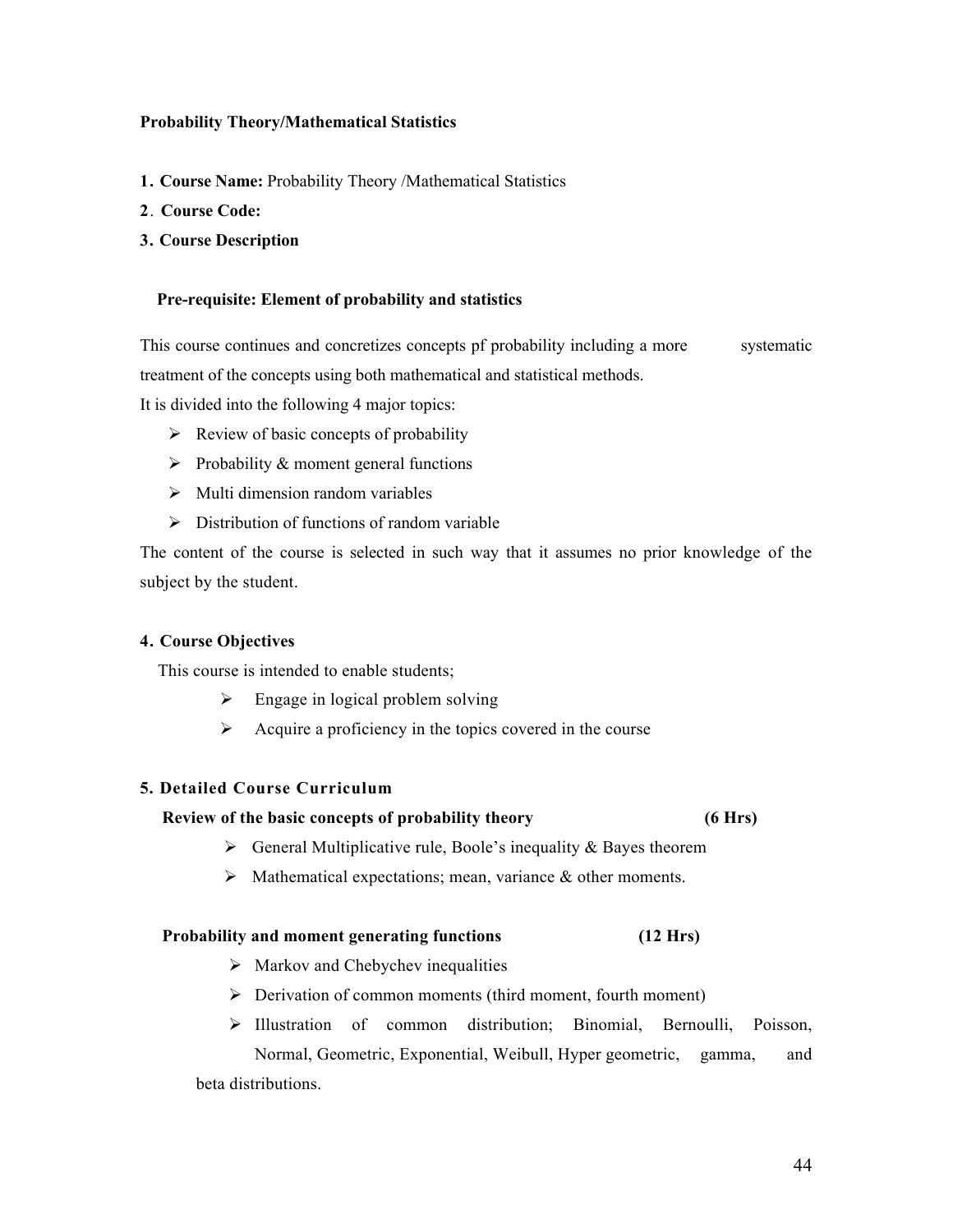**Probability Theory/Mathematical Statistics**

1. **Course Name:** Probability Theory /Mathematical Statistics
2. **Course Code:**
3. **Course Description**

**Pre-requisite: Element of probability and statistics**

This course continues and concretizes concepts pf probability including a more systematic treatment of the concepts using both mathematical and statistical methods.

It is divided into the following 4 major topics:

- Review of basic concepts of probability
- Probability & moment general functions
- Multi dimension random variables
- Distribution of functions of random variable

The content of the course is selected in such way that it assumes no prior knowledge of the subject by the student.

4. **Course Objectives**

This course is intended to enable students;

- Engage in logical problem solving
- Acquire a proficiency in the topics covered in the course

**5. Detailed Course Curriculum**

**Review of the basic concepts of probability theory (6 Hrs)**

- General Multiplicative rule, Boole's inequality & Bayes theorem
- Mathematical expectations; mean, variance & other moments.

**Probability and moment generating functions (12 Hrs)**

- Markov and Chebychev inequalities
- Derivation of common moments (third moment, fourth moment)
- Illustration of common distribution; Binomial, Bernoulli, Poisson, Normal, Geometric, Exponential, Weibull, Hyper geometric, gamma, and beta distributions.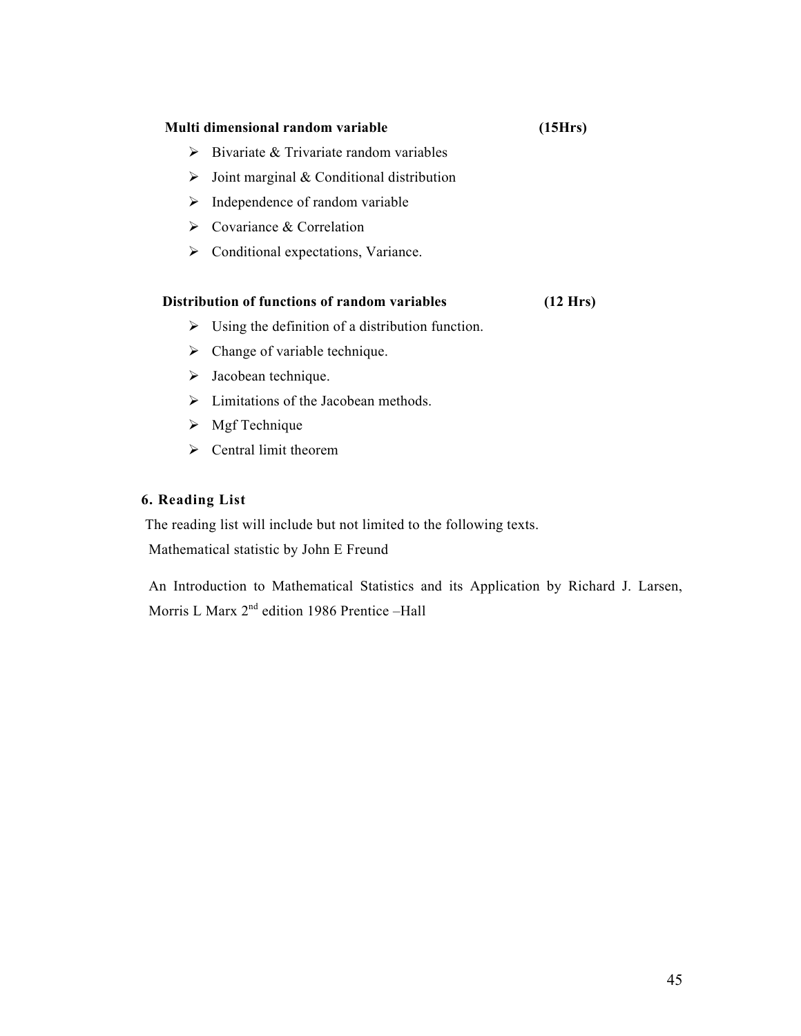**Multi dimensional random variable (15Hrs)**

- Bivariate & Trivariate random variables
- Joint marginal & Conditional distribution
- Independence of random variable
- Covariance & Correlation
- Conditional expectations, Variance.

**Distribution of functions of random variables (12 Hrs)**

- Using the definition of a distribution function.
- Change of variable technique.
- Jacobean technique.
- Limitations of the Jacobean methods.
- Mgf Technique
- Central limit theorem

## 6. Reading List

The reading list will include but not limited to the following texts.

Mathematical statistic by John E Freund

An Introduction to Mathematical Statistics and its Application by Richard J. Larsen, Morris L Marx 2nd edition 1986 Prentice –Hall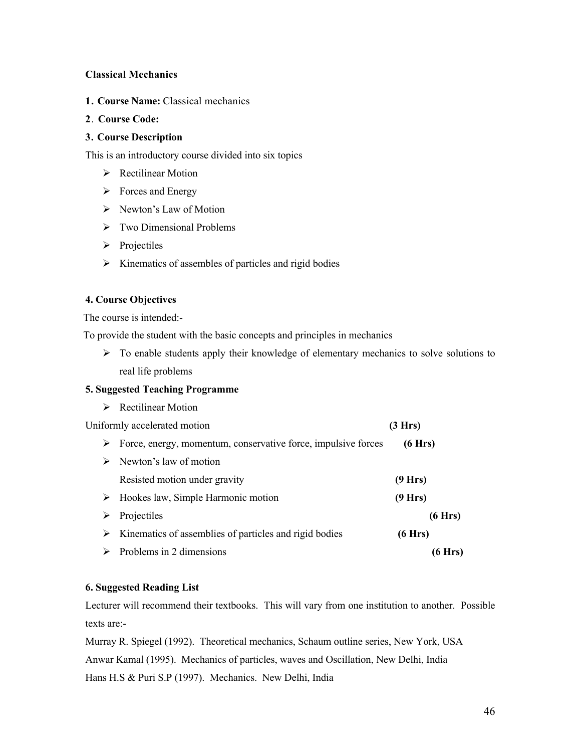**Classical Mechanics**

1. **Course Name:** Classical mechanics
2. **Course Code:**
3. **Course Description**

This is an introductory course divided into six topics

- Rectilinear Motion
- Forces and Energy
- Newton's Law of Motion
- Two Dimensional Problems
- Projectiles
- Kinematics of assembles of particles and rigid bodies

**4. Course Objectives**

The course is intended:-

To provide the student with the basic concepts and principles in mechanics

- To enable students apply their knowledge of elementary mechanics to solve solutions to real life problems

**5. Suggested Teaching Programme**

- Rectilinear Motion

Uniformly accelerated motion **(3 Hrs)**

- Force, energy, momentum, conservative force, impulsive forces **(6 Hrs)**
- Newton's law of motion
  Resisted motion under gravity **(9 Hrs)**
- Hookes law, Simple Harmonic motion **(9 Hrs)**
- Projectiles **(6 Hrs)**
- Kinematics of assemblies of particles and rigid bodies **(6 Hrs)**
- Problems in 2 dimensions **(6 Hrs)**

**6. Suggested Reading List**

Lecturer will recommend their textbooks. This will vary from one institution to another. Possible texts are:-

Murray R. Spiegel (1992). Theoretical mechanics, Schaum outline series, New York, USA

Anwar Kamal (1995). Mechanics of particles, waves and Oscillation, New Delhi, India

Hans H.S & Puri S.P (1997). Mechanics. New Delhi, India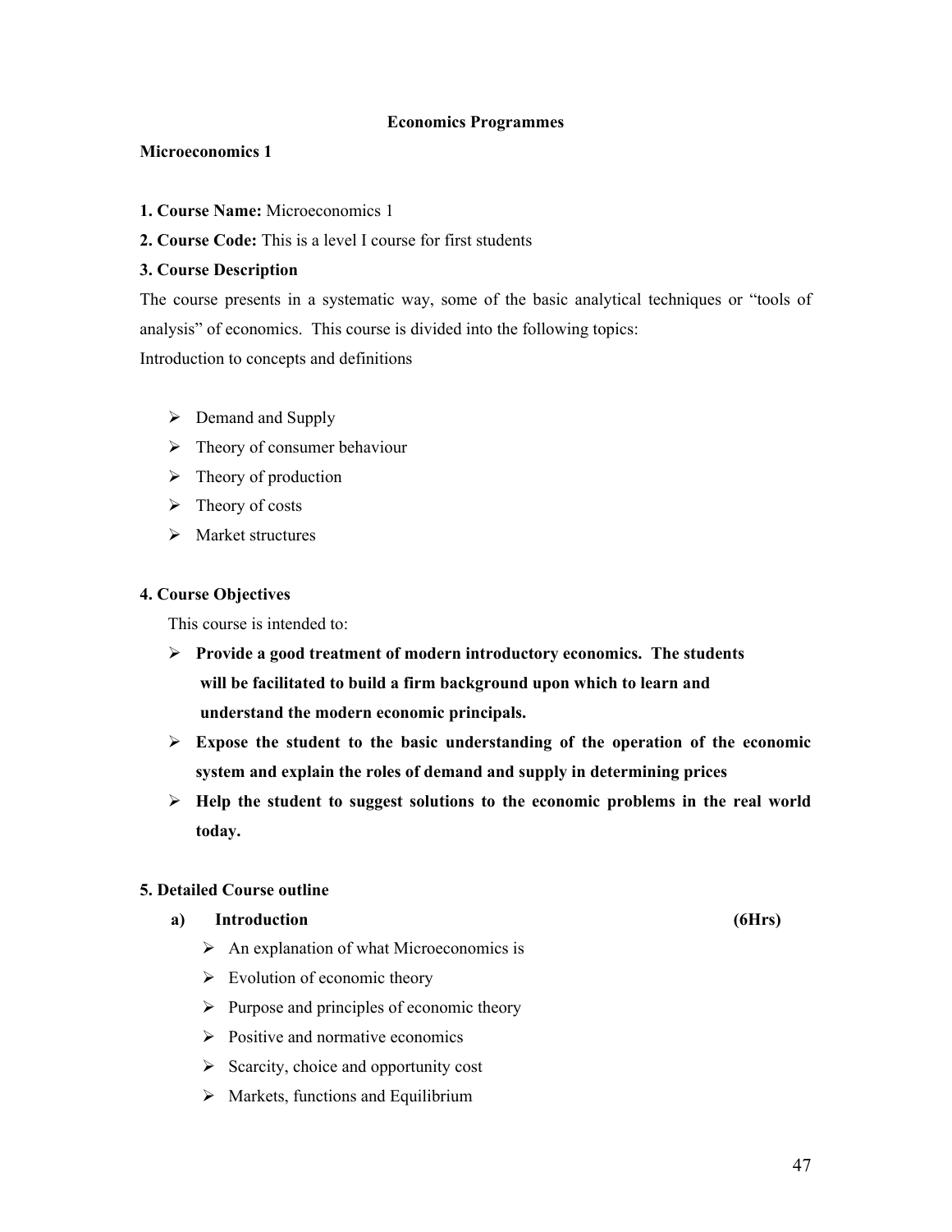## Economics Programmes

### Microeconomics 1

**1. Course Name:** Microeconomics 1

**2. Course Code:** This is a level I course for first students

**3. Course Description**

The course presents in a systematic way, some of the basic analytical techniques or "tools of analysis" of economics. This course is divided into the following topics:

Introduction to concepts and definitions

- Demand and Supply
- Theory of consumer behaviour
- Theory of production
- Theory of costs
- Market structures

**4. Course Objectives**

This course is intended to:

- **Provide a good treatment of modern introductory economics. The students will be facilitated to build a firm background upon which to learn and understand the modern economic principals.**
- **Expose the student to the basic understanding of the operation of the economic system and explain the roles of demand and supply in determining prices**
- **Help the student to suggest solutions to the economic problems in the real world today.**

**5. Detailed Course outline**

**a) Introduction (6Hrs)**

- An explanation of what Microeconomics is
- Evolution of economic theory
- Purpose and principles of economic theory
- Positive and normative economics
- Scarcity, choice and opportunity cost
- Markets, functions and Equilibrium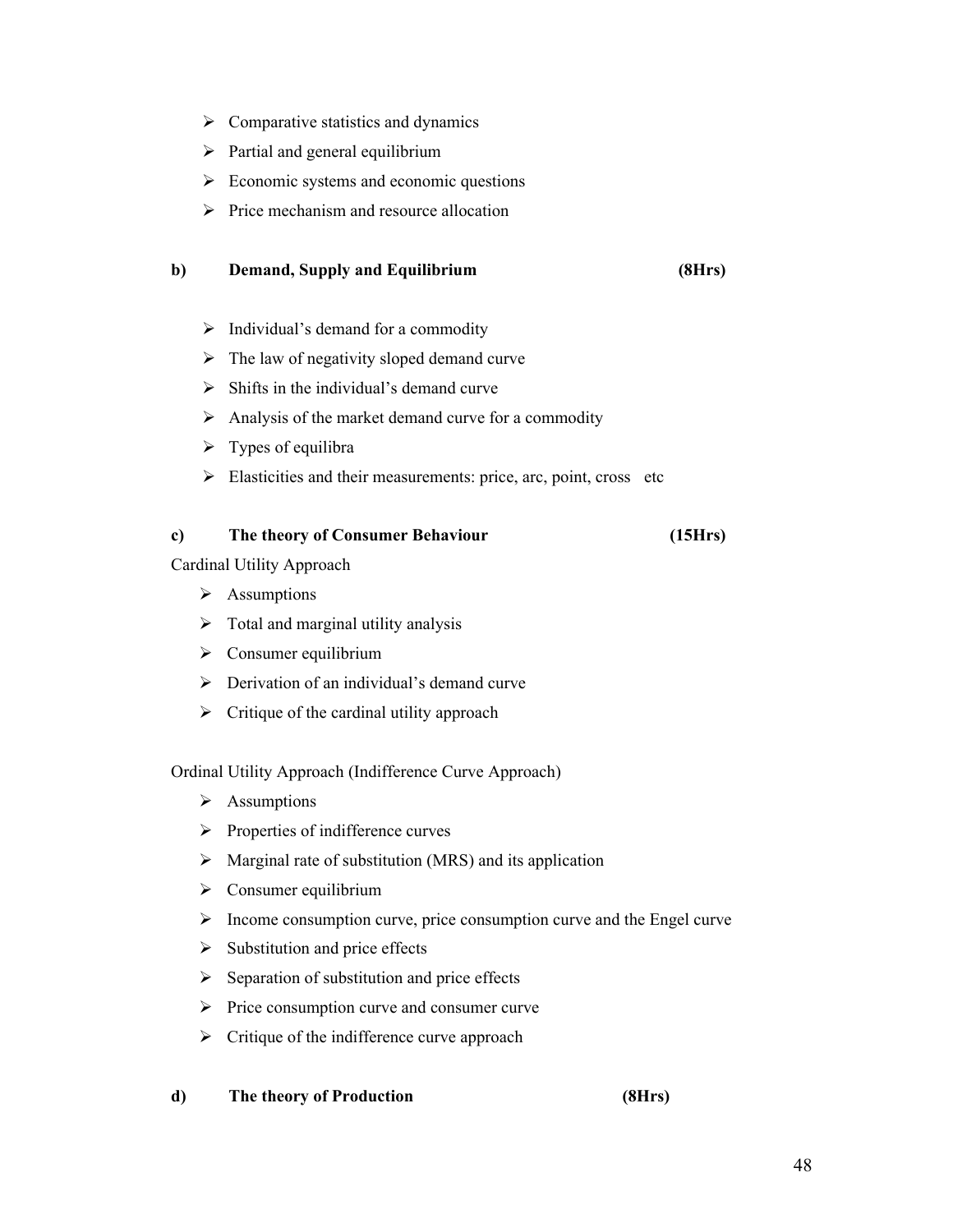- Comparative statistics and dynamics
- Partial and general equilibrium
- Economic systems and economic questions
- Price mechanism and resource allocation

**b) Demand, Supply and Equilibrium (8Hrs)**

- Individual's demand for a commodity
- The law of negativity sloped demand curve
- Shifts in the individual's demand curve
- Analysis of the market demand curve for a commodity
- Types of equilibra
- Elasticities and their measurements: price, arc, point, cross etc

**c) The theory of Consumer Behaviour (15Hrs)**

Cardinal Utility Approach

- Assumptions
- Total and marginal utility analysis
- Consumer equilibrium
- Derivation of an individual's demand curve
- Critique of the cardinal utility approach

Ordinal Utility Approach (Indifference Curve Approach)

- Assumptions
- Properties of indifference curves
- Marginal rate of substitution (MRS) and its application
- Consumer equilibrium
- Income consumption curve, price consumption curve and the Engel curve
- Substitution and price effects
- Separation of substitution and price effects
- Price consumption curve and consumer curve
- Critique of the indifference curve approach

**d) The theory of Production (8Hrs)**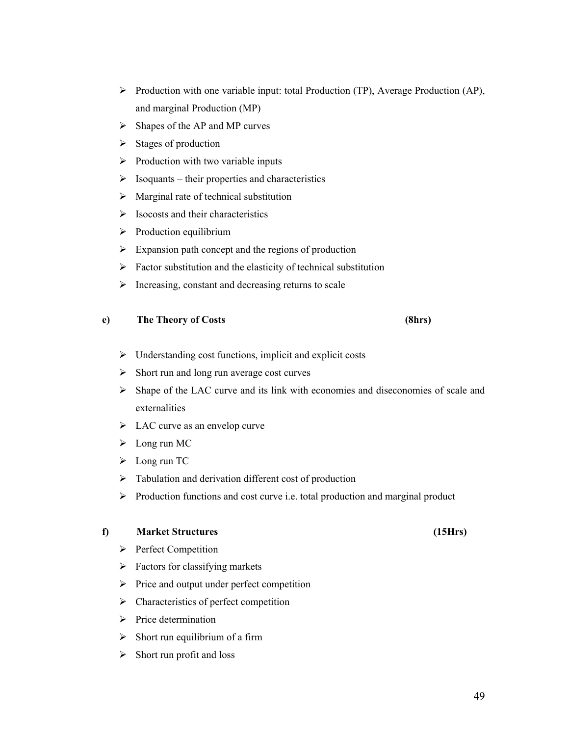- Production with one variable input: total Production (TP), Average Production (AP), and marginal Production (MP)
- Shapes of the AP and MP curves
- Stages of production
- Production with two variable inputs
- Isoquants – their properties and characteristics
- Marginal rate of technical substitution
- Isocosts and their characteristics
- Production equilibrium
- Expansion path concept and the regions of production
- Factor substitution and the elasticity of technical substitution
- Increasing, constant and decreasing returns to scale

**e) The Theory of Costs (8hrs)**

- Understanding cost functions, implicit and explicit costs
- Short run and long run average cost curves
- Shape of the LAC curve and its link with economies and diseconomies of scale and externalities
- LAC curve as an envelop curve
- Long run MC
- Long run TC
- Tabulation and derivation different cost of production
- Production functions and cost curve i.e. total production and marginal product

**f) Market Structures (15Hrs)**

- Perfect Competition
- Factors for classifying markets
- Price and output under perfect competition
- Characteristics of perfect competition
- Price determination
- Short run equilibrium of a firm
- Short run profit and loss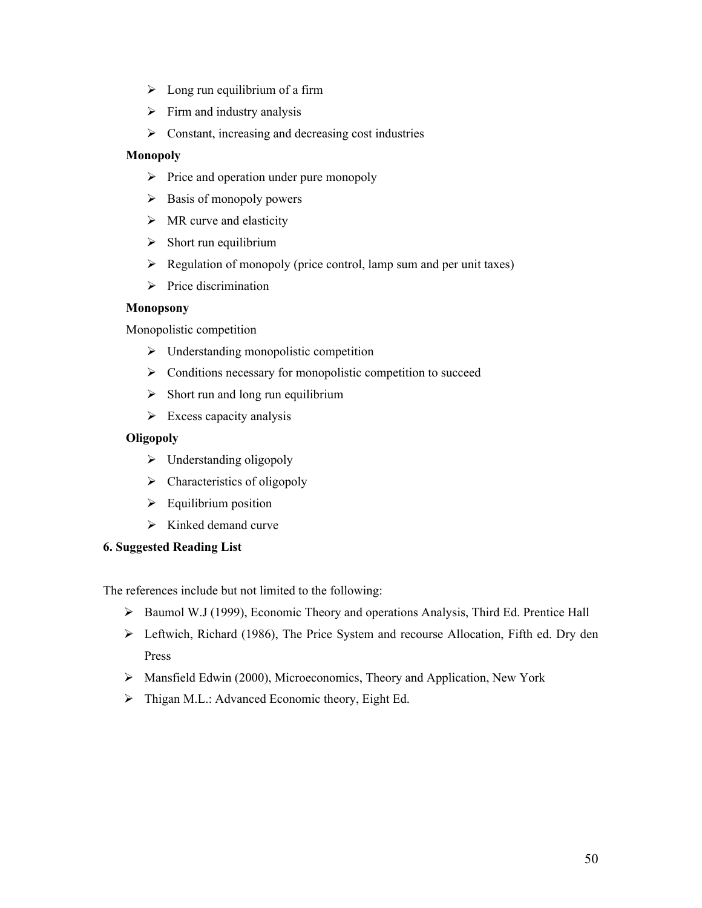- Long run equilibrium of a firm
- Firm and industry analysis
- Constant, increasing and decreasing cost industries

**Monopoly**

- Price and operation under pure monopoly
- Basis of monopoly powers
- MR curve and elasticity
- Short run equilibrium
- Regulation of monopoly (price control, lamp sum and per unit taxes)
- Price discrimination

**Monopsony**

Monopolistic competition

- Understanding monopolistic competition
- Conditions necessary for monopolistic competition to succeed
- Short run and long run equilibrium
- Excess capacity analysis

**Oligopoly**

- Understanding oligopoly
- Characteristics of oligopoly
- Equilibrium position
- Kinked demand curve

**6. Suggested Reading List**

The references include but not limited to the following:

- Baumol W.J (1999), Economic Theory and operations Analysis, Third Ed. Prentice Hall
- Leftwich, Richard (1986), The Price System and recourse Allocation, Fifth ed. Dry den Press
- Mansfield Edwin (2000), Microeconomics, Theory and Application, New York
- Thigan M.L.: Advanced Economic theory, Eight Ed.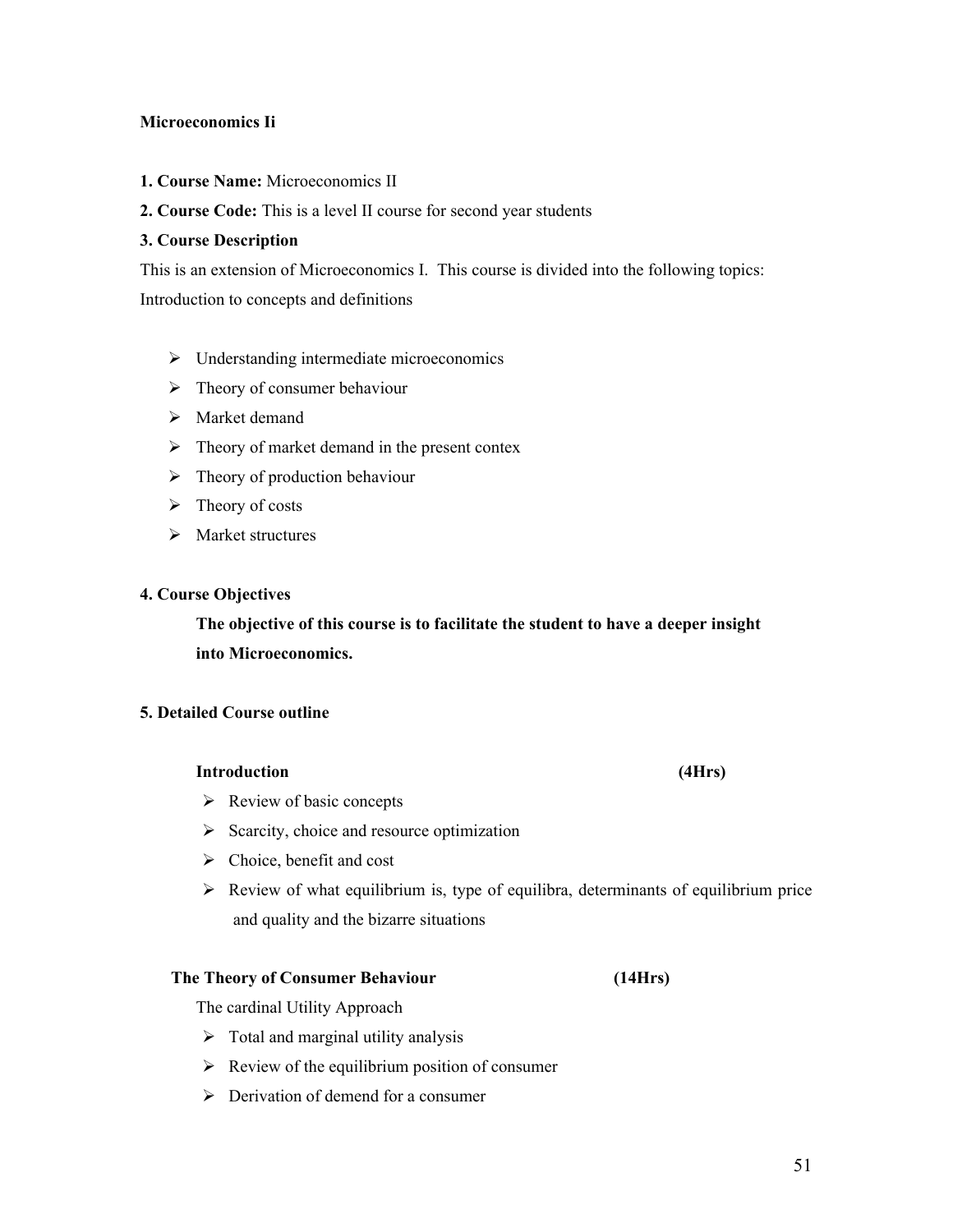**Microeconomics Ii**

**1. Course Name:** Microeconomics II

**2. Course Code:** This is a level II course for second year students

**3. Course Description**

This is an extension of Microeconomics I. This course is divided into the following topics: Introduction to concepts and definitions

- Understanding intermediate microeconomics
- Theory of consumer behaviour
- Market demand
- Theory of market demand in the present contex
- Theory of production behaviour
- Theory of costs
- Market structures

**4. Course Objectives**

**The objective of this course is to facilitate the student to have a deeper insight into Microeconomics.**

**5. Detailed Course outline**

**Introduction (4Hrs)**

- Review of basic concepts
- Scarcity, choice and resource optimization
- Choice, benefit and cost
- Review of what equilibrium is, type of equilibra, determinants of equilibrium price and quality and the bizarre situations

**The Theory of Consumer Behaviour (14Hrs)**

The cardinal Utility Approach

- Total and marginal utility analysis
- Review of the equilibrium position of consumer
- Derivation of demend for a consumer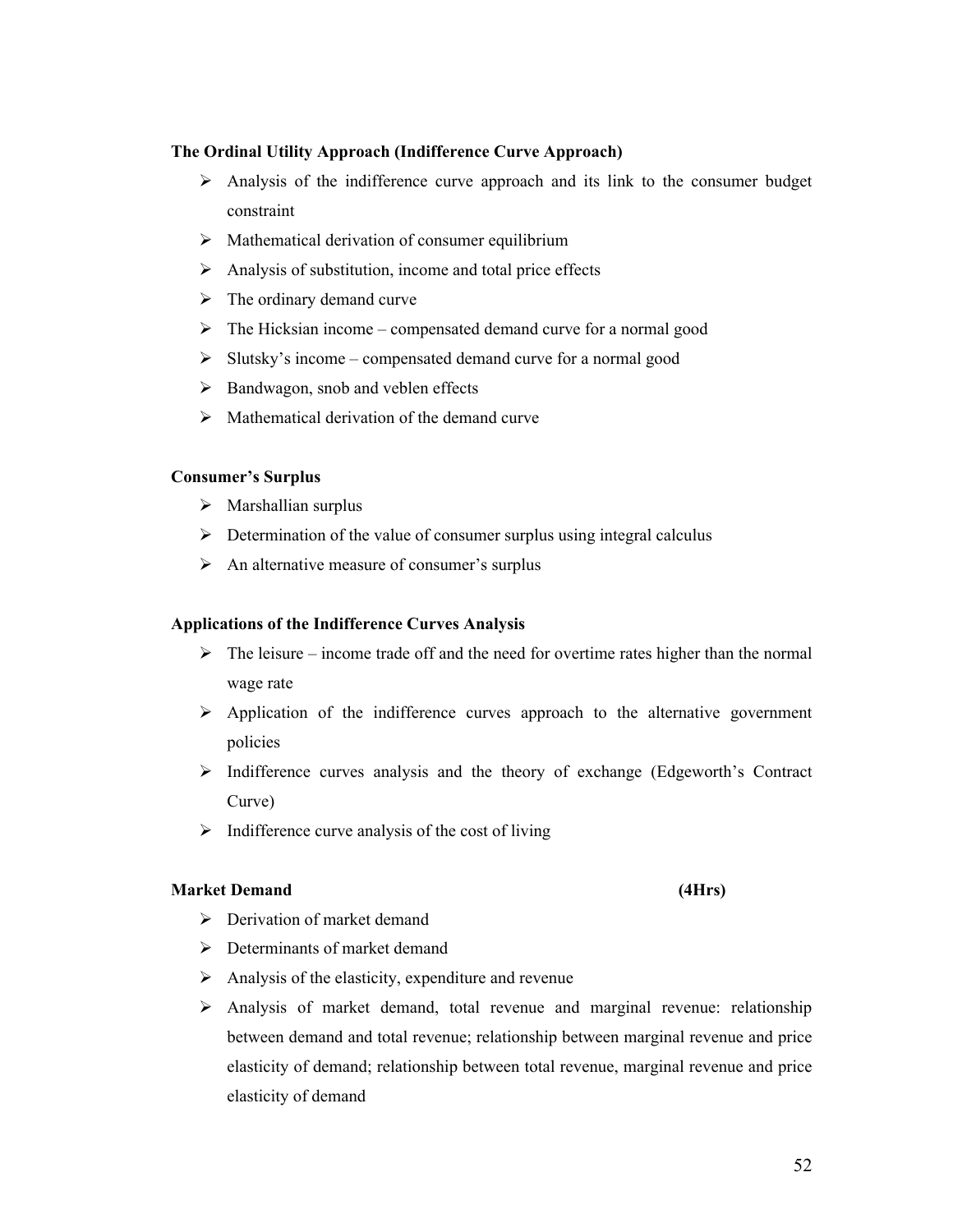**The Ordinal Utility Approach (Indifference Curve Approach)**

- Analysis of the indifference curve approach and its link to the consumer budget constraint
- Mathematical derivation of consumer equilibrium
- Analysis of substitution, income and total price effects
- The ordinary demand curve
- The Hicksian income – compensated demand curve for a normal good
- Slutsky's income – compensated demand curve for a normal good
- Bandwagon, snob and veblen effects
- Mathematical derivation of the demand curve

**Consumer's Surplus**

- Marshallian surplus
- Determination of the value of consumer surplus using integral calculus
- An alternative measure of consumer's surplus

**Applications of the Indifference Curves Analysis**

- The leisure – income trade off and the need for overtime rates higher than the normal wage rate
- Application of the indifference curves approach to the alternative government policies
- Indifference curves analysis and the theory of exchange (Edgeworth's Contract Curve)
- Indifference curve analysis of the cost of living

**Market Demand** **(4Hrs)**

- Derivation of market demand
- Determinants of market demand
- Analysis of the elasticity, expenditure and revenue
- Analysis of market demand, total revenue and marginal revenue: relationship between demand and total revenue; relationship between marginal revenue and price elasticity of demand; relationship between total revenue, marginal revenue and price elasticity of demand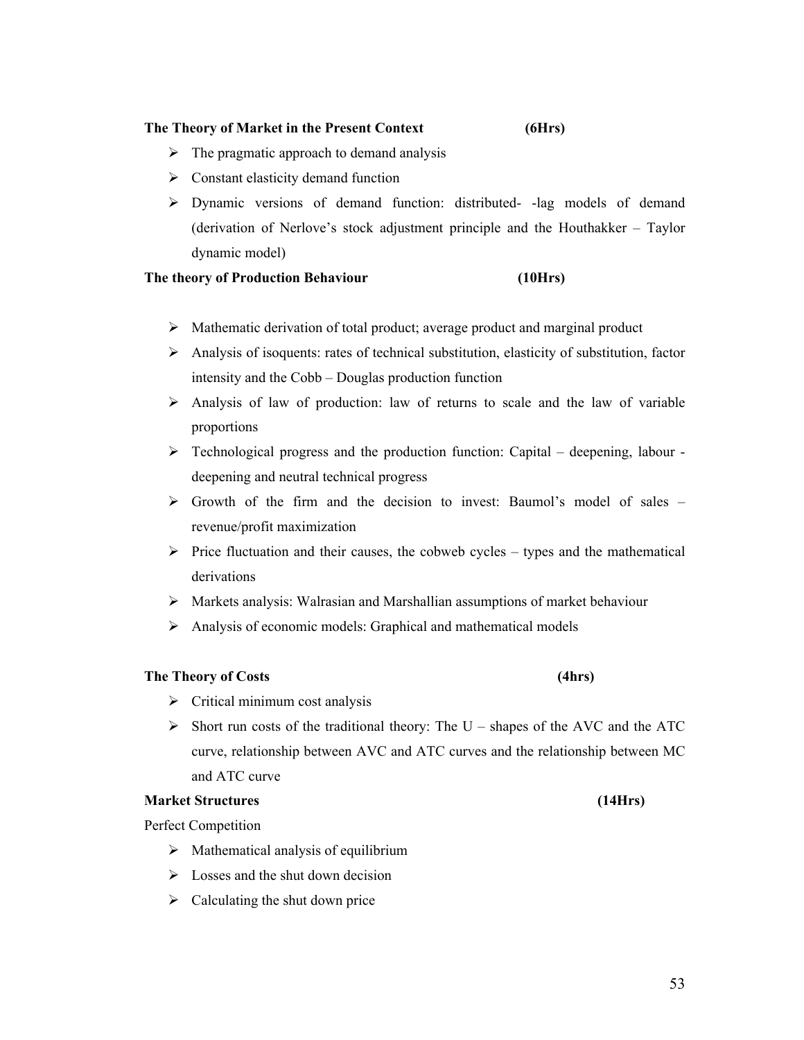**The Theory of Market in the Present Context (6Hrs)**

- The pragmatic approach to demand analysis
- Constant elasticity demand function
- Dynamic versions of demand function: distributed- -lag models of demand (derivation of Nerlove's stock adjustment principle and the Houthakker – Taylor dynamic model)

**The theory of Production Behaviour (10Hrs)**

- Mathematic derivation of total product; average product and marginal product
- Analysis of isoquents: rates of technical substitution, elasticity of substitution, factor intensity and the Cobb – Douglas production function
- Analysis of law of production: law of returns to scale and the law of variable proportions
- Technological progress and the production function: Capital – deepening, labour - deepening and neutral technical progress
- Growth of the firm and the decision to invest: Baumol's model of sales – revenue/profit maximization
- Price fluctuation and their causes, the cobweb cycles – types and the mathematical derivations
- Markets analysis: Walrasian and Marshallian assumptions of market behaviour
- Analysis of economic models: Graphical and mathematical models

**The Theory of Costs (4hrs)**

- Critical minimum cost analysis
- Short run costs of the traditional theory: The U – shapes of the AVC and the ATC curve, relationship between AVC and ATC curves and the relationship between MC and ATC curve

**Market Structures (14Hrs)**

Perfect Competition

- Mathematical analysis of equilibrium
- Losses and the shut down decision
- Calculating the shut down price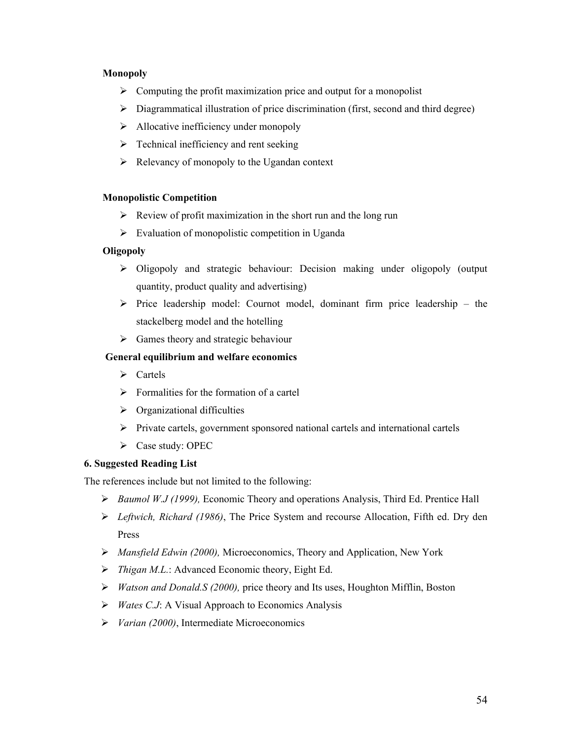**Monopoly**

- Computing the profit maximization price and output for a monopolist
- Diagrammatical illustration of price discrimination (first, second and third degree)
- Allocative inefficiency under monopoly
- Technical inefficiency and rent seeking
- Relevancy of monopoly to the Ugandan context

**Monopolistic Competition**

- Review of profit maximization in the short run and the long run
- Evaluation of monopolistic competition in Uganda

**Oligopoly**

- Oligopoly and strategic behaviour: Decision making under oligopoly (output quantity, product quality and advertising)
- Price leadership model: Cournot model, dominant firm price leadership – the stackelberg model and the hotelling
- Games theory and strategic behaviour

**General equilibrium and welfare economics**

- Cartels
- Formalities for the formation of a cartel
- Organizational difficulties
- Private cartels, government sponsored national cartels and international cartels
- Case study: OPEC

**6. Suggested Reading List**

The references include but not limited to the following:

- *Baumol W.J (1999),* Economic Theory and operations Analysis, Third Ed. Prentice Hall
- *Leftwich, Richard (1986)*, The Price System and recourse Allocation, Fifth ed. Dry den Press
- *Mansfield Edwin (2000),* Microeconomics, Theory and Application, New York
- *Thigan M.L.*: Advanced Economic theory, Eight Ed.
- *Watson and Donald.S (2000),* price theory and Its uses, Houghton Mifflin, Boston
- *Wates C.J*: A Visual Approach to Economics Analysis
- *Varian (2000)*, Intermediate Microeconomics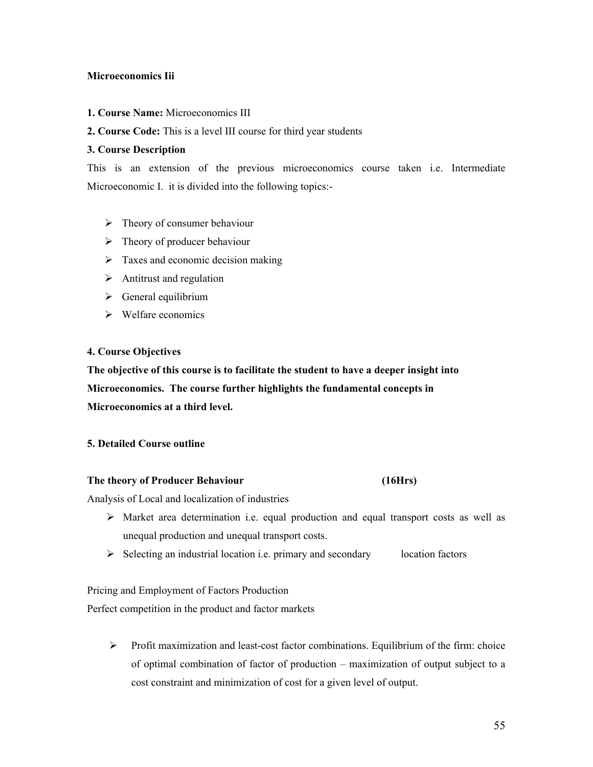**Microeconomics Iii**

**1. Course Name:** Microeconomics III

**2. Course Code:** This is a level III course for third year students

**3. Course Description**

This is an extension of the previous microeconomics course taken i.e. Intermediate Microeconomic I. it is divided into the following topics:-

- Theory of consumer behaviour
- Theory of producer behaviour
- Taxes and economic decision making
- Antitrust and regulation
- General equilibrium
- Welfare economics

**4. Course Objectives**

**The objective of this course is to facilitate the student to have a deeper insight into Microeconomics. The course further highlights the fundamental concepts in Microeconomics at a third level.**

**5. Detailed Course outline**

**The theory of Producer Behaviour (16Hrs)**

Analysis of Local and localization of industries

- Market area determination i.e. equal production and equal transport costs as well as unequal production and unequal transport costs.
- Selecting an industrial location i.e. primary and secondary location factors

Pricing and Employment of Factors Production

Perfect competition in the product and factor markets

- Profit maximization and least-cost factor combinations. Equilibrium of the firm: choice of optimal combination of factor of production – maximization of output subject to a cost constraint and minimization of cost for a given level of output.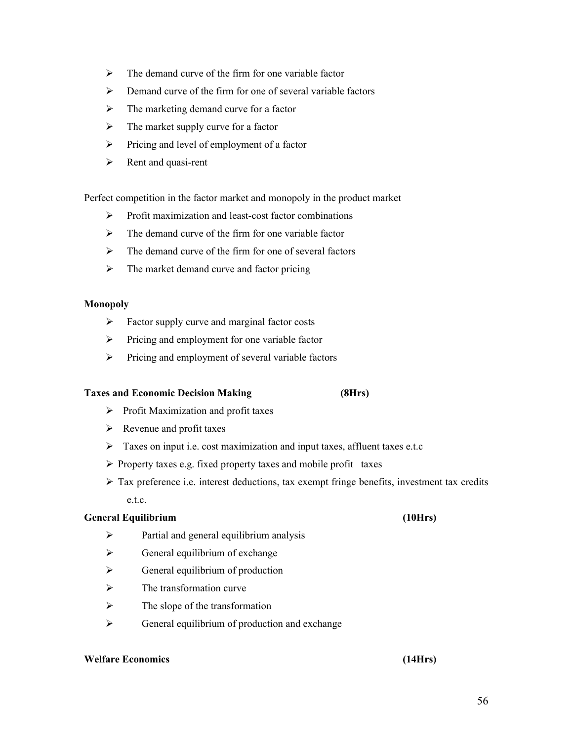- The demand curve of the firm for one variable factor
- Demand curve of the firm for one of several variable factors
- The marketing demand curve for a factor
- The market supply curve for a factor
- Pricing and level of employment of a factor
- Rent and quasi-rent

Perfect competition in the factor market and monopoly in the product market

- Profit maximization and least-cost factor combinations
- The demand curve of the firm for one variable factor
- The demand curve of the firm for one of several factors
- The market demand curve and factor pricing

**Monopoly**

- Factor supply curve and marginal factor costs
- Pricing and employment for one variable factor
- Pricing and employment of several variable factors

**Taxes and Economic Decision Making (8Hrs)**

- Profit Maximization and profit taxes
- Revenue and profit taxes
- Taxes on input i.e. cost maximization and input taxes, affluent taxes e.t.c
- Property taxes e.g. fixed property taxes and mobile profit taxes
- Tax preference i.e. interest deductions, tax exempt fringe benefits, investment tax credits e.t.c.

**General Equilibrium (10Hrs)**

- Partial and general equilibrium analysis
- General equilibrium of exchange
- General equilibrium of production
- The transformation curve
- The slope of the transformation
- General equilibrium of production and exchange

**Welfare Economics (14Hrs)**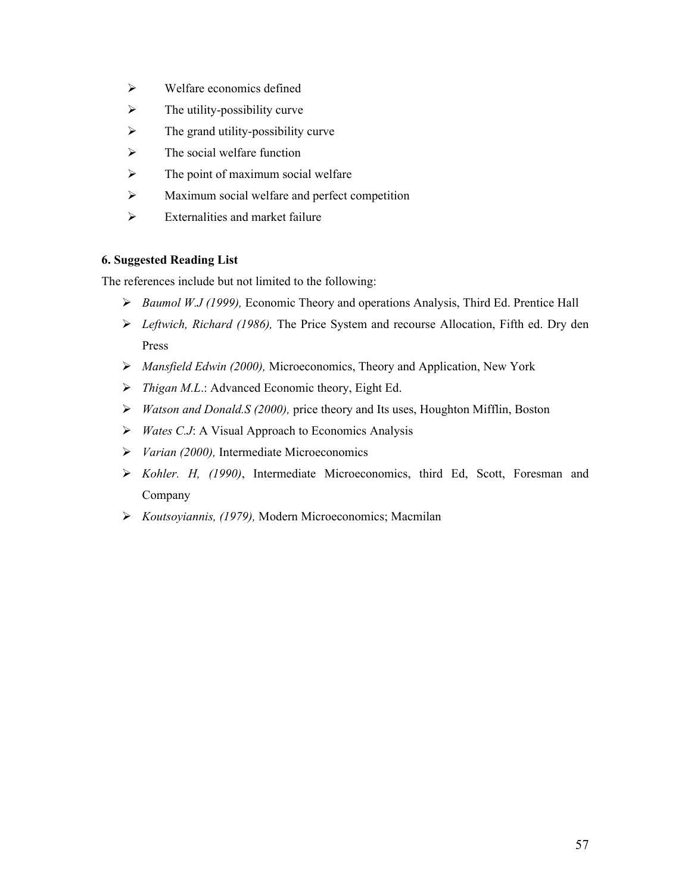- Welfare economics defined
- The utility-possibility curve
- The grand utility-possibility curve
- The social welfare function
- The point of maximum social welfare
- Maximum social welfare and perfect competition
- Externalities and market failure

**6. Suggested Reading List**

The references include but not limited to the following:

- *Baumol W.J (1999),* Economic Theory and operations Analysis, Third Ed. Prentice Hall
- *Leftwich, Richard (1986),* The Price System and recourse Allocation, Fifth ed. Dry den Press
- *Mansfield Edwin (2000),* Microeconomics, Theory and Application, New York
- *Thigan M.L.*: Advanced Economic theory, Eight Ed.
- *Watson and Donald.S (2000),* price theory and Its uses, Houghton Mifflin, Boston
- *Wates C.J*: A Visual Approach to Economics Analysis
- *Varian (2000),* Intermediate Microeconomics
- *Kohler. H, (1990)*, Intermediate Microeconomics, third Ed, Scott, Foresman and Company
- *Koutsoyiannis, (1979),* Modern Microeconomics; Macmilan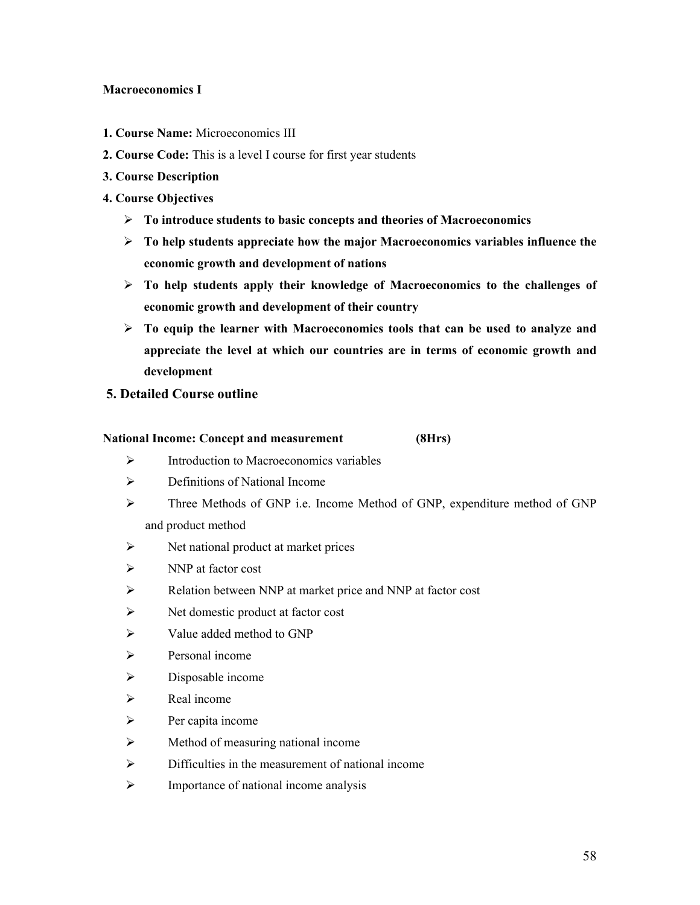**Macroeconomics I**

**1. Course Name:** Microeconomics III

**2. Course Code:** This is a level I course for first year students

**3. Course Description**

**4. Course Objectives**

- **To introduce students to basic concepts and theories of Macroeconomics**
- **To help students appreciate how the major Macroeconomics variables influence the economic growth and development of nations**
- **To help students apply their knowledge of Macroeconomics to the challenges of economic growth and development of their country**
- **To equip the learner with Macroeconomics tools that can be used to analyze and appreciate the level at which our countries are in terms of economic growth and development**

## 5. Detailed Course outline

**National Income: Concept and measurement (8Hrs)**

- Introduction to Macroeconomics variables
- Definitions of National Income
- Three Methods of GNP i.e. Income Method of GNP, expenditure method of GNP and product method
- Net national product at market prices
- NNP at factor cost
- Relation between NNP at market price and NNP at factor cost
- Net domestic product at factor cost
- Value added method to GNP
- Personal income
- Disposable income
- Real income
- Per capita income
- Method of measuring national income
- Difficulties in the measurement of national income
- Importance of national income analysis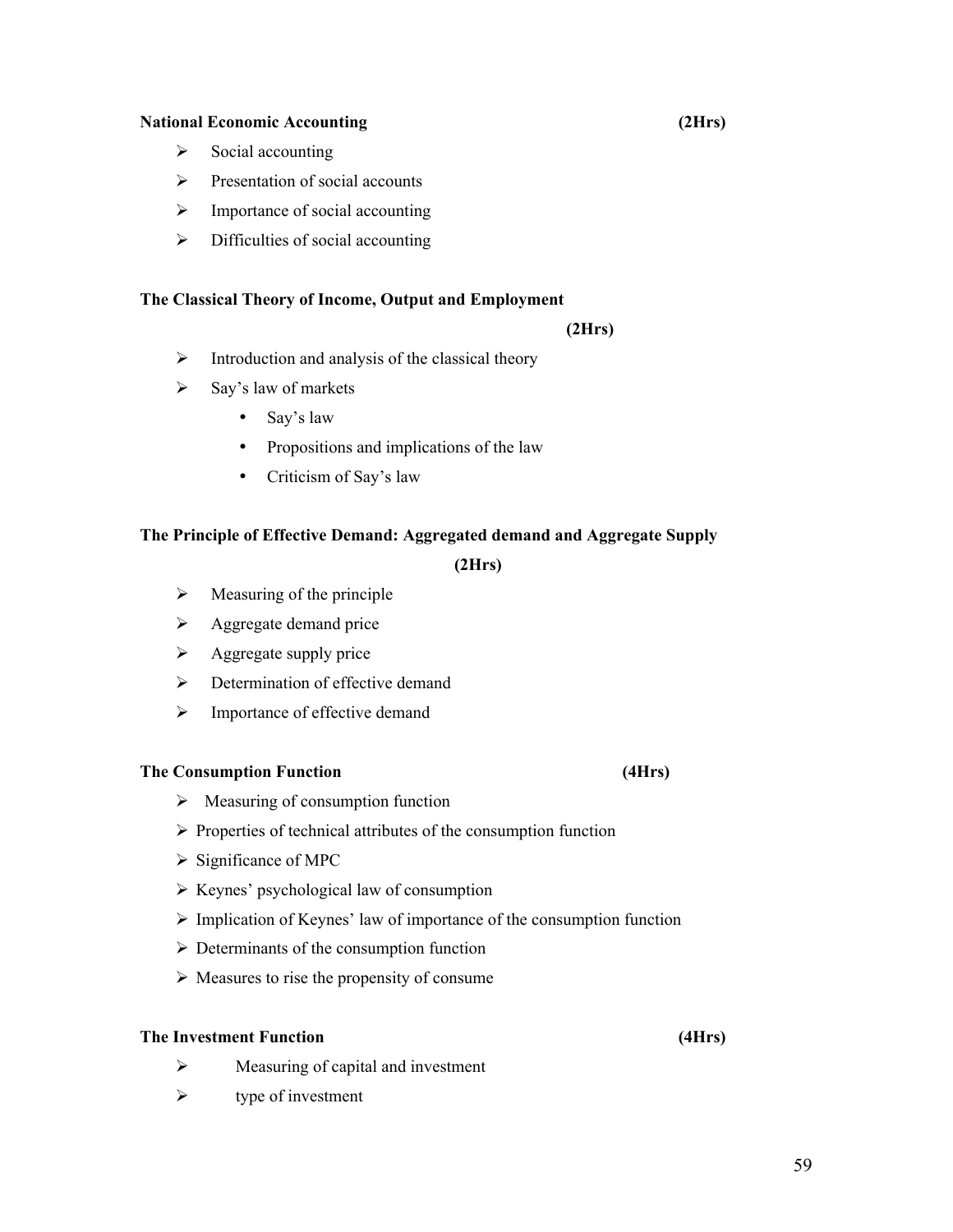**National Economic Accounting** **(2Hrs)**

- Social accounting
- Presentation of social accounts
- Importance of social accounting
- Difficulties of social accounting

**The Classical Theory of Income, Output and Employment**

**(2Hrs)**

- Introduction and analysis of the classical theory
- Say's law of markets
  - Say's law
  - Propositions and implications of the law
  - Criticism of Say's law

**The Principle of Effective Demand: Aggregated demand and Aggregate Supply**

**(2Hrs)**

- Measuring of the principle
- Aggregate demand price
- Aggregate supply price
- Determination of effective demand
- Importance of effective demand

**The Consumption Function** **(4Hrs)**

- Measuring of consumption function
- Properties of technical attributes of the consumption function
- Significance of MPC
- Keynes' psychological law of consumption
- Implication of Keynes' law of importance of the consumption function
- Determinants of the consumption function
- Measures to rise the propensity of consume

**The Investment Function** **(4Hrs)**

- Measuring of capital and investment
- type of investment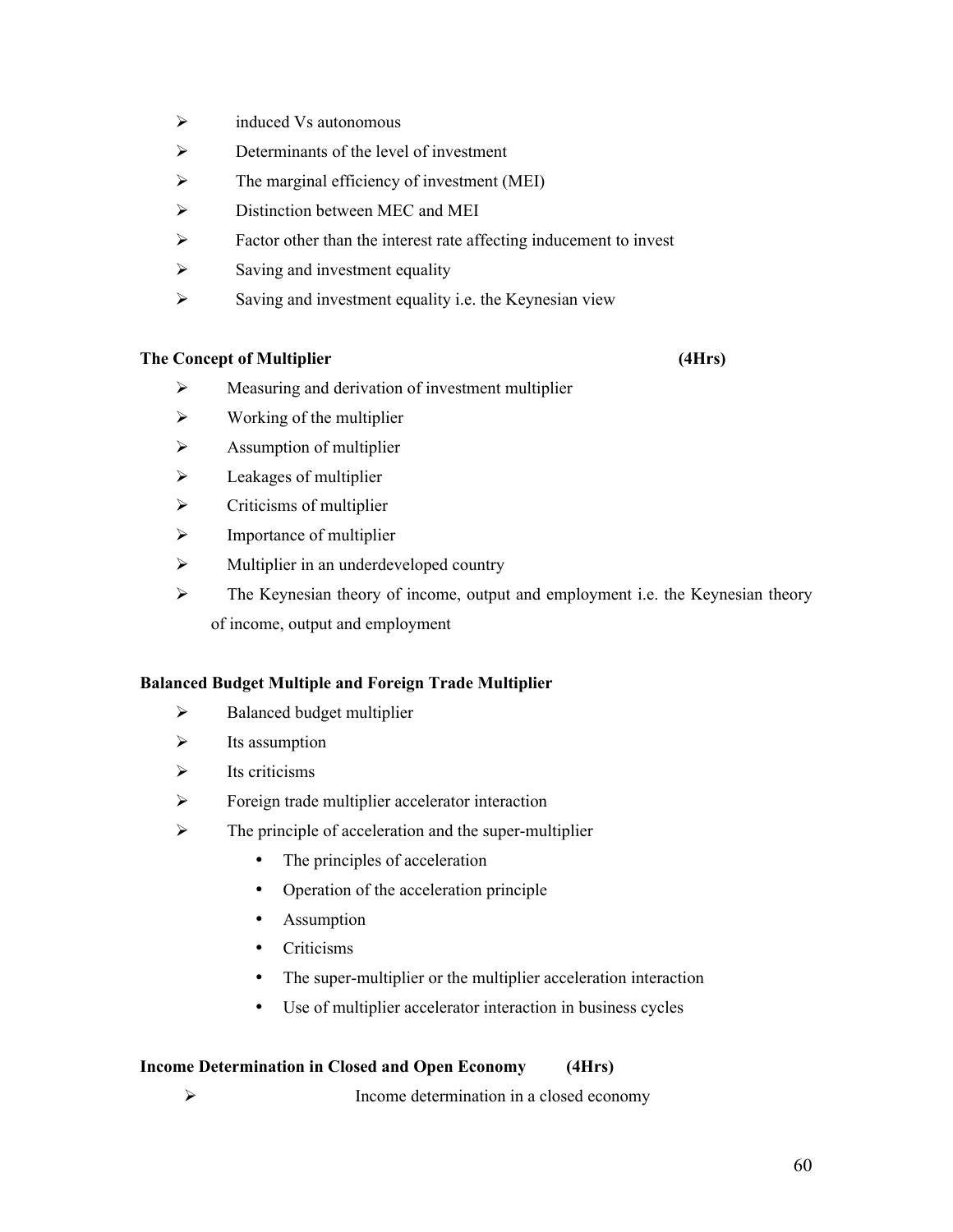- induced Vs autonomous
- Determinants of the level of investment
- The marginal efficiency of investment (MEI)
- Distinction between MEC and MEI
- Factor other than the interest rate affecting inducement to invest
- Saving and investment equality
- Saving and investment equality i.e. the Keynesian view

**The Concept of Multiplier (4Hrs)**

- Measuring and derivation of investment multiplier
- Working of the multiplier
- Assumption of multiplier
- Leakages of multiplier
- Criticisms of multiplier
- Importance of multiplier
- Multiplier in an underdeveloped country
- The Keynesian theory of income, output and employment i.e. the Keynesian theory of income, output and employment

**Balanced Budget Multiple and Foreign Trade Multiplier**

- Balanced budget multiplier
- Its assumption
- Its criticisms
- Foreign trade multiplier accelerator interaction
- The principle of acceleration and the super-multiplier
  - The principles of acceleration
  - Operation of the acceleration principle
  - Assumption
  - Criticisms
  - The super-multiplier or the multiplier acceleration interaction
  - Use of multiplier accelerator interaction in business cycles

**Income Determination in Closed and Open Economy (4Hrs)**

- Income determination in a closed economy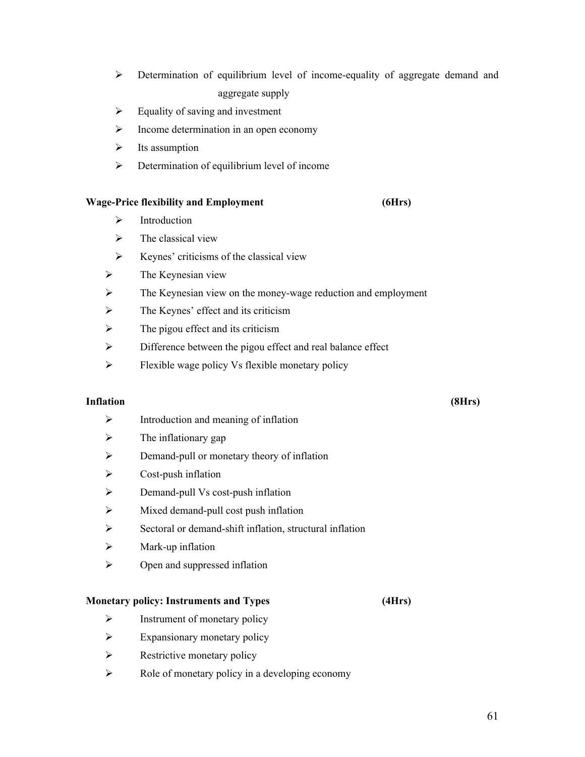- Determination of equilibrium level of income-equality of aggregate demand and aggregate supply
- Equality of saving and investment
- Income determination in an open economy
- Its assumption
- Determination of equilibrium level of income

**Wage-Price flexibility and Employment (6Hrs)**

- Introduction
- The classical view
- Keynes' criticisms of the classical view
- The Keynesian view
- The Keynesian view on the money-wage reduction and employment
- The Keynes' effect and its criticism
- The pigou effect and its criticism
- Difference between the pigou effect and real balance effect
- Flexible wage policy Vs flexible monetary policy

**Inflation (8Hrs)**

- Introduction and meaning of inflation
- The inflationary gap
- Demand-pull or monetary theory of inflation
- Cost-push inflation
- Demand-pull Vs cost-push inflation
- Mixed demand-pull cost push inflation
- Sectoral or demand-shift inflation, structural inflation
- Mark-up inflation
- Open and suppressed inflation

**Monetary policy: Instruments and Types (4Hrs)**

- Instrument of monetary policy
- Expansionary monetary policy
- Restrictive monetary policy
- Role of monetary policy in a developing economy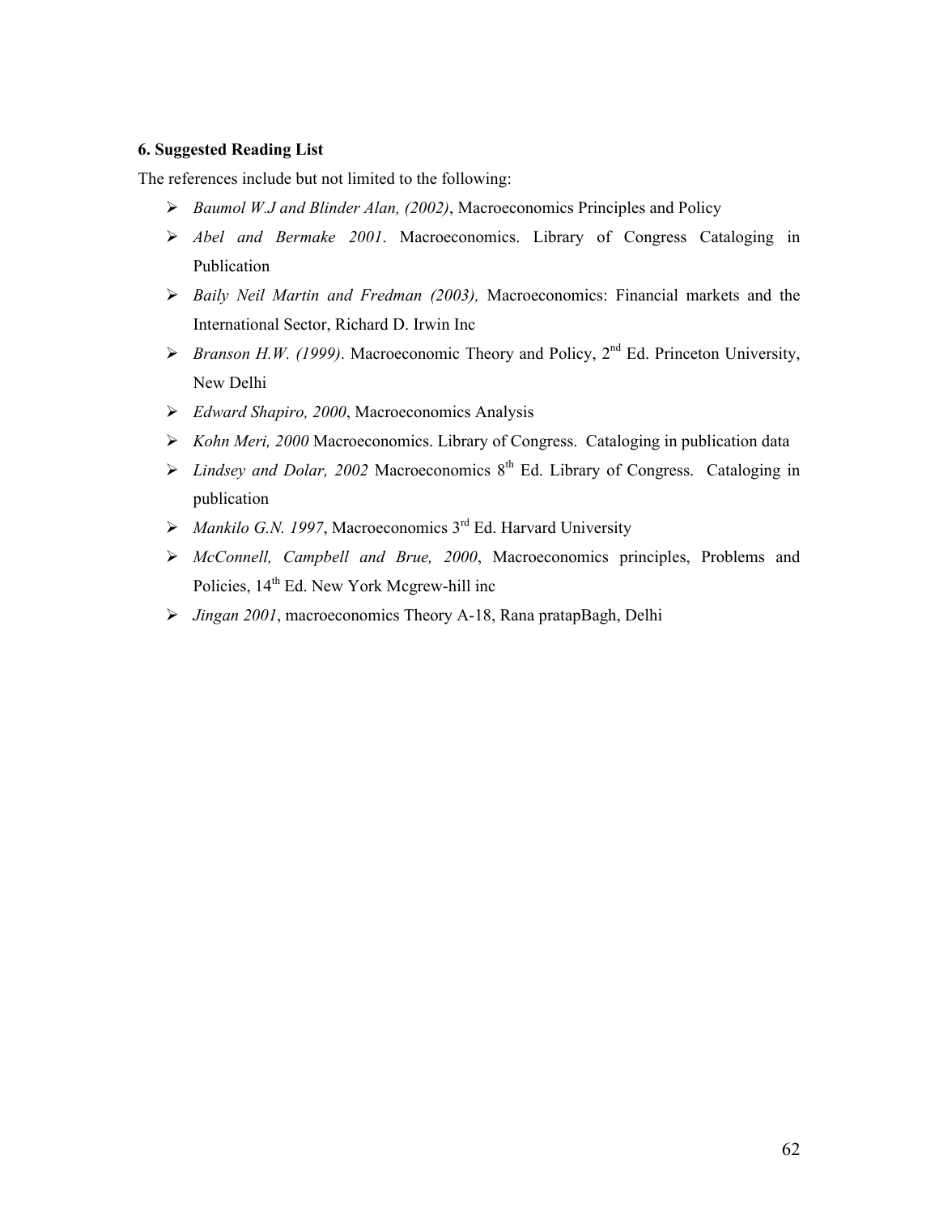**6. Suggested Reading List**

The references include but not limited to the following:

- *Baumol W.J and Blinder Alan, (2002)*, Macroeconomics Principles and Policy
- *Abel and Bermake 2001*. Macroeconomics. Library of Congress Cataloging in Publication
- *Baily Neil Martin and Fredman (2003),* Macroeconomics: Financial markets and the International Sector, Richard D. Irwin Inc
- *Branson H.W. (1999)*. Macroeconomic Theory and Policy, 2nd Ed. Princeton University, New Delhi
- *Edward Shapiro, 2000*, Macroeconomics Analysis
- *Kohn Meri, 2000* Macroeconomics. Library of Congress. Cataloging in publication data
- *Lindsey and Dolar, 2002* Macroeconomics 8th Ed. Library of Congress. Cataloging in publication
- *Mankilo G.N. 1997*, Macroeconomics 3rd Ed. Harvard University
- *McConnell, Campbell and Brue, 2000*, Macroeconomics principles, Problems and Policies, 14th Ed. New York Mcgrew-hill inc
- *Jingan 2001*, macroeconomics Theory A-18, Rana pratapBagh, Delhi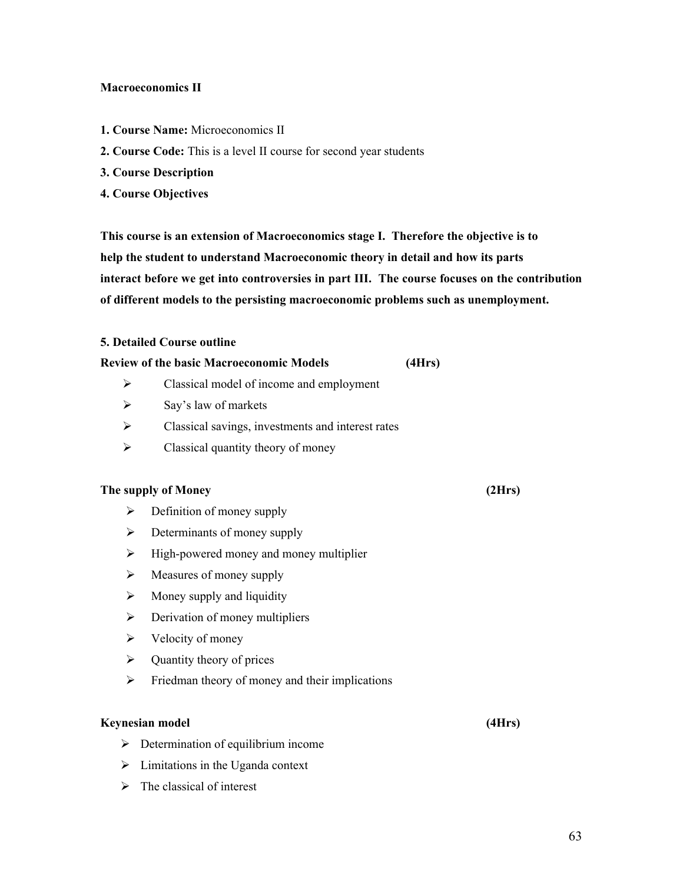**Macroeconomics II**

**1. Course Name:** Microeconomics II

**2. Course Code:** This is a level II course for second year students

**3. Course Description**

**4. Course Objectives**

**This course is an extension of Macroeconomics stage I. Therefore the objective is to help the student to understand Macroeconomic theory in detail and how its parts interact before we get into controversies in part III. The course focuses on the contribution of different models to the persisting macroeconomic problems such as unemployment.**

**5. Detailed Course outline**

**Review of the basic Macroeconomic Models (4Hrs)**

- Classical model of income and employment
- Say's law of markets
- Classical savings, investments and interest rates
- Classical quantity theory of money

**The supply of Money (2Hrs)**

- Definition of money supply
- Determinants of money supply
- High-powered money and money multiplier
- Measures of money supply
- Money supply and liquidity
- Derivation of money multipliers
- Velocity of money
- Quantity theory of prices
- Friedman theory of money and their implications

**Keynesian model (4Hrs)**

- Determination of equilibrium income
- Limitations in the Uganda context
- The classical of interest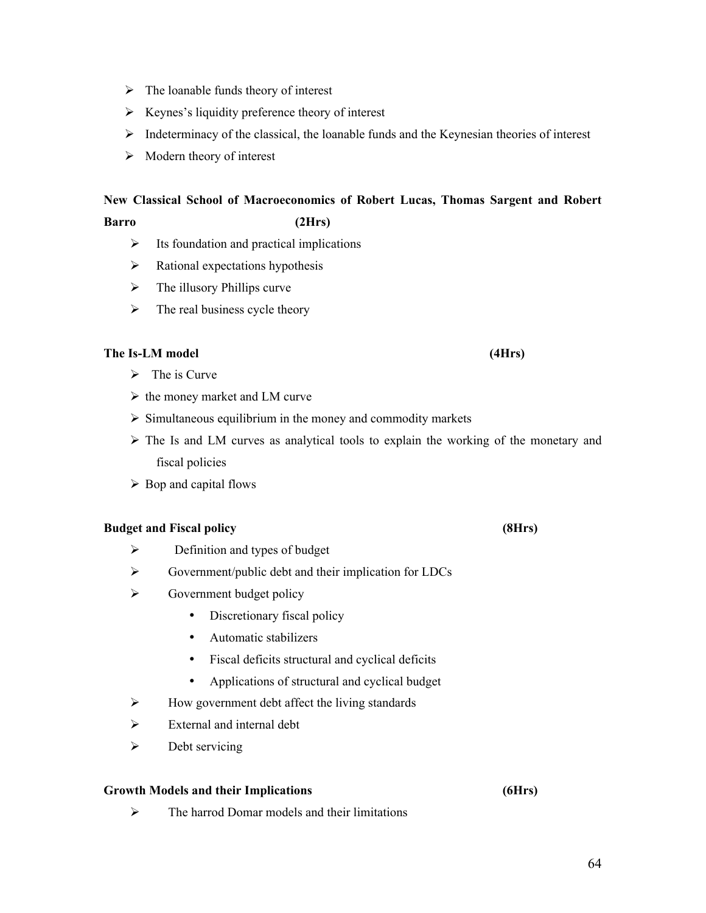- The loanable funds theory of interest
- Keynes's liquidity preference theory of interest
- Indeterminacy of the classical, the loanable funds and the Keynesian theories of interest
- Modern theory of interest

**New Classical School of Macroeconomics of Robert Lucas, Thomas Sargent and Robert Barro (2Hrs)**

- Its foundation and practical implications
- Rational expectations hypothesis
- The illusory Phillips curve
- The real business cycle theory

**The Is-LM model (4Hrs)**

- The is Curve
- the money market and LM curve
- Simultaneous equilibrium in the money and commodity markets
- The Is and LM curves as analytical tools to explain the working of the monetary and fiscal policies
- Bop and capital flows

**Budget and Fiscal policy (8Hrs)**

- Definition and types of budget
- Government/public debt and their implication for LDCs
- Government budget policy
    - Discretionary fiscal policy
    - Automatic stabilizers
    - Fiscal deficits structural and cyclical deficits
    - Applications of structural and cyclical budget
- How government debt affect the living standards
- External and internal debt
- Debt servicing

**Growth Models and their Implications (6Hrs)**

- The harrod Domar models and their limitations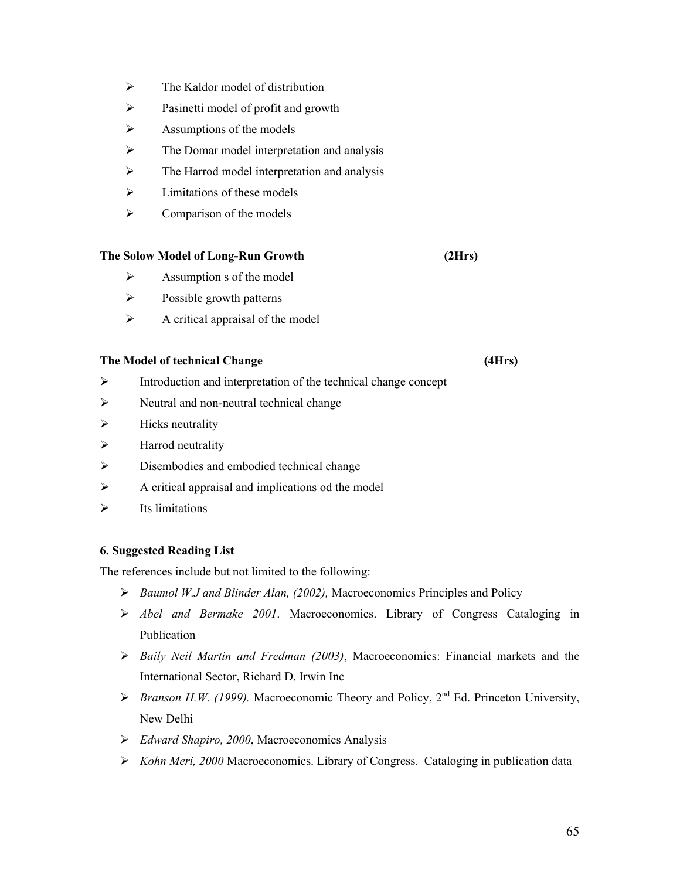- The Kaldor model of distribution
- Pasinetti model of profit and growth
- Assumptions of the models
- The Domar model interpretation and analysis
- The Harrod model interpretation and analysis
- Limitations of these models
- Comparison of the models

**The Solow Model of Long-Run Growth (2Hrs)**

- Assumption s of the model
- Possible growth patterns
- A critical appraisal of the model

**The Model of technical Change (4Hrs)**

- Introduction and interpretation of the technical change concept
- Neutral and non-neutral technical change
- Hicks neutrality
- Harrod neutrality
- Disembodies and embodied technical change
- A critical appraisal and implications od the model
- Its limitations

**6. Suggested Reading List**

The references include but not limited to the following:

- *Baumol W.J and Blinder Alan, (2002),* Macroeconomics Principles and Policy
- *Abel and Bermake 2001*. Macroeconomics. Library of Congress Cataloging in Publication
- *Baily Neil Martin and Fredman (2003)*, Macroeconomics: Financial markets and the International Sector, Richard D. Irwin Inc
- *Branson H.W. (1999).* Macroeconomic Theory and Policy, 2nd Ed. Princeton University, New Delhi
- *Edward Shapiro, 2000*, Macroeconomics Analysis
- *Kohn Meri, 2000* Macroeconomics. Library of Congress. Cataloging in publication data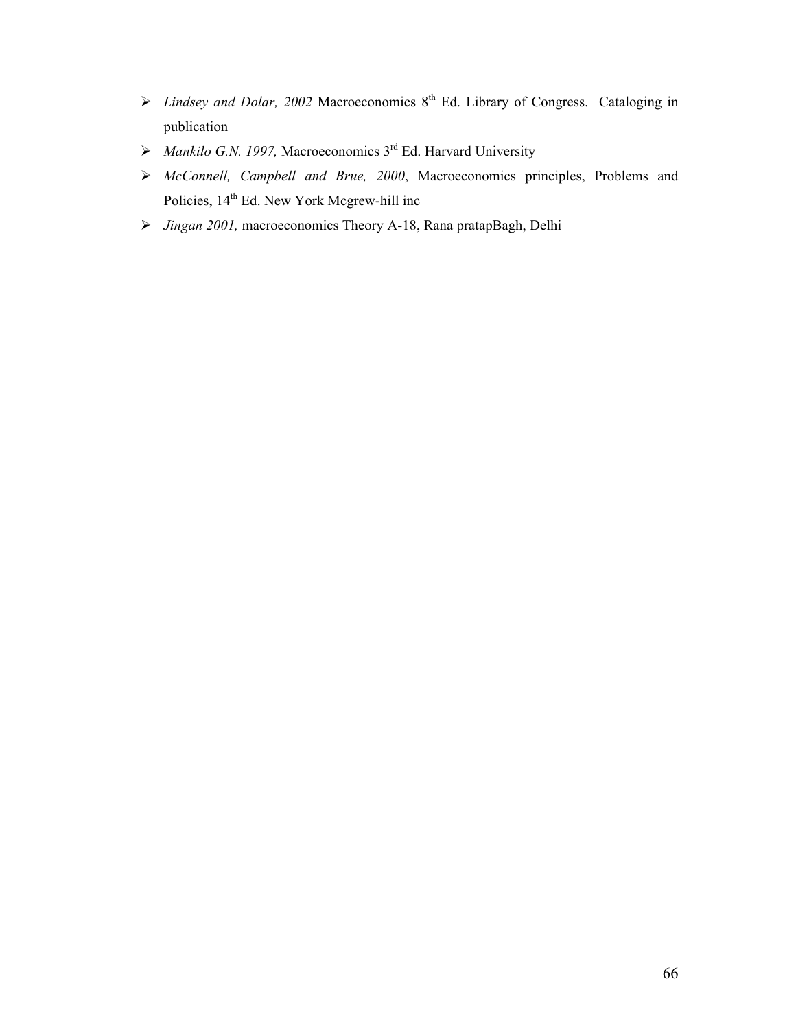- *Lindsey and Dolar, 2002* Macroeconomics 8th Ed. Library of Congress. Cataloging in publication
- *Mankilo G.N. 1997,* Macroeconomics 3rd Ed. Harvard University
- *McConnell, Campbell and Brue, 2000*, Macroeconomics principles, Problems and Policies, 14th Ed. New York Mcgrew-hill inc
- *Jingan 2001,* macroeconomics Theory A-18, Rana pratapBagh, Delhi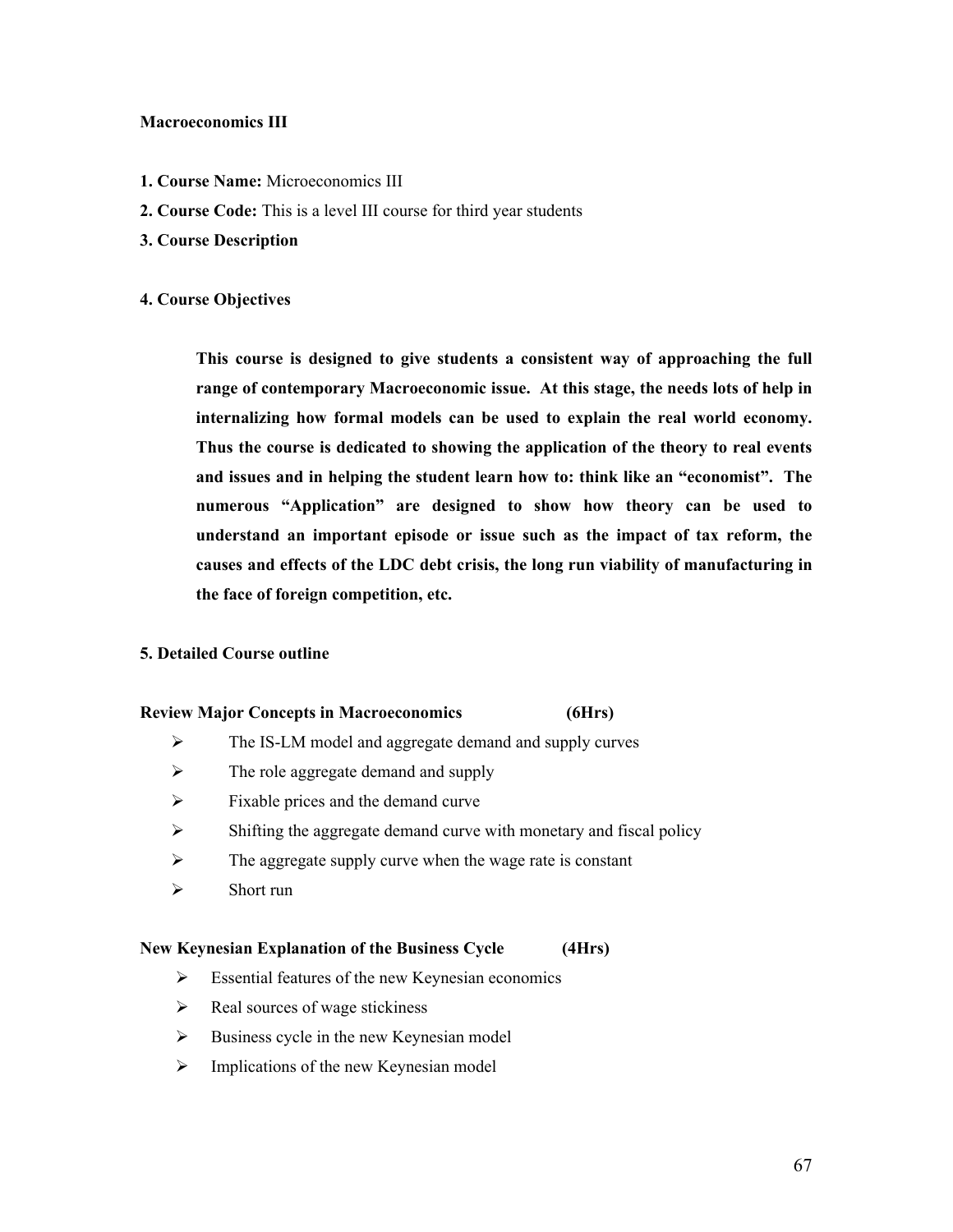**Macroeconomics III**

**1. Course Name:** Microeconomics III

**2. Course Code:** This is a level III course for third year students

**3. Course Description**

**4. Course Objectives**

> **This course is designed to give students a consistent way of approaching the full range of contemporary Macroeconomic issue. At this stage, the needs lots of help in internalizing how formal models can be used to explain the real world economy. Thus the course is dedicated to showing the application of the theory to real events and issues and in helping the student learn how to: think like an "economist". The numerous "Application" are designed to show how theory can be used to understand an important episode or issue such as the impact of tax reform, the causes and effects of the LDC debt crisis, the long run viability of manufacturing in the face of foreign competition, etc.**

**5. Detailed Course outline**

**Review Major Concepts in Macroeconomics (6Hrs)**

- The IS-LM model and aggregate demand and supply curves
- The role aggregate demand and supply
- Fixable prices and the demand curve
- Shifting the aggregate demand curve with monetary and fiscal policy
- The aggregate supply curve when the wage rate is constant
- Short run

**New Keynesian Explanation of the Business Cycle (4Hrs)**

- Essential features of the new Keynesian economics
- Real sources of wage stickiness
- Business cycle in the new Keynesian model
- Implications of the new Keynesian model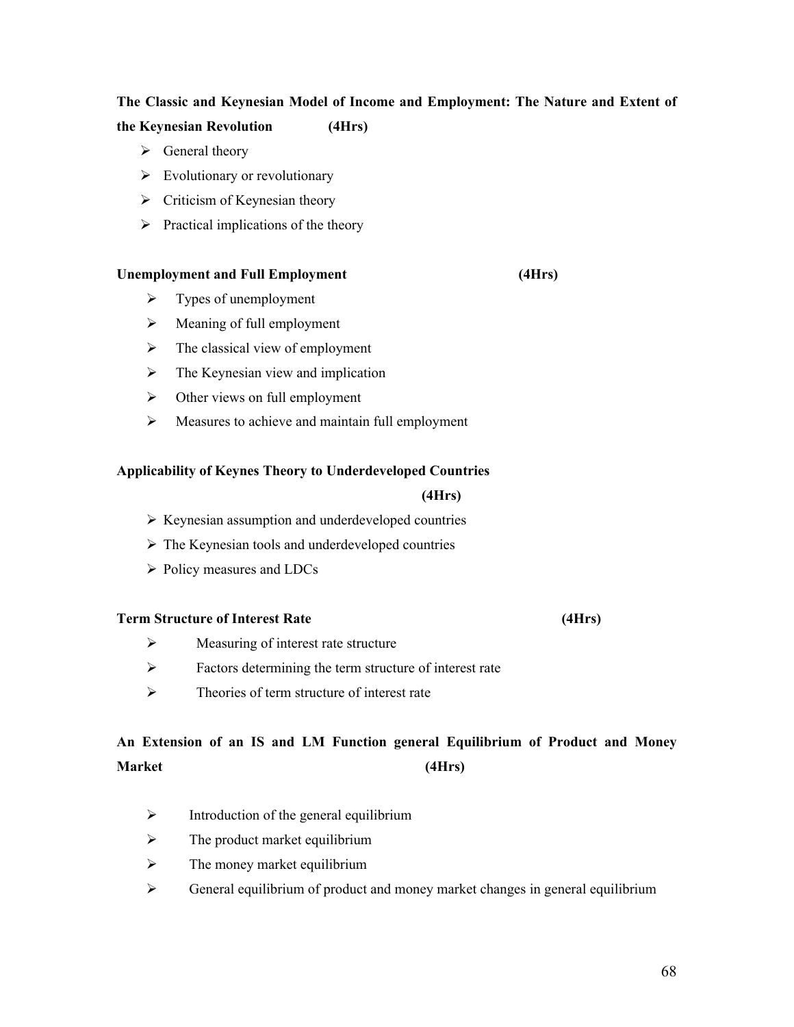**The Classic and Keynesian Model of Income and Employment: The Nature and Extent of the Keynesian Revolution (4Hrs)**

- General theory
- Evolutionary or revolutionary
- Criticism of Keynesian theory
- Practical implications of the theory

**Unemployment and Full Employment (4Hrs)**

- Types of unemployment
- Meaning of full employment
- The classical view of employment
- The Keynesian view and implication
- Other views on full employment
- Measures to achieve and maintain full employment

**Applicability of Keynes Theory to Underdeveloped Countries (4Hrs)**

- Keynesian assumption and underdeveloped countries
- The Keynesian tools and underdeveloped countries
- Policy measures and LDCs

**Term Structure of Interest Rate (4Hrs)**

- Measuring of interest rate structure
- Factors determining the term structure of interest rate
- Theories of term structure of interest rate

**An Extension of an IS and LM Function general Equilibrium of Product and Money Market (4Hrs)**

- Introduction of the general equilibrium
- The product market equilibrium
- The money market equilibrium
- General equilibrium of product and money market changes in general equilibrium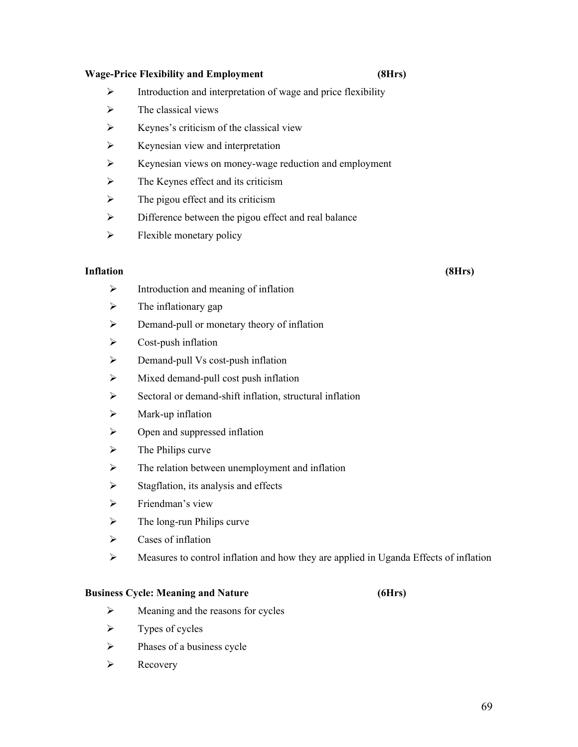**Wage-Price Flexibility and Employment (8Hrs)**

- Introduction and interpretation of wage and price flexibility
- The classical views
- Keynes's criticism of the classical view
- Keynesian view and interpretation
- Keynesian views on money-wage reduction and employment
- The Keynes effect and its criticism
- The pigou effect and its criticism
- Difference between the pigou effect and real balance
- Flexible monetary policy

**Inflation (8Hrs)**

- Introduction and meaning of inflation
- The inflationary gap
- Demand-pull or monetary theory of inflation
- Cost-push inflation
- Demand-pull Vs cost-push inflation
- Mixed demand-pull cost push inflation
- Sectoral or demand-shift inflation, structural inflation
- Mark-up inflation
- Open and suppressed inflation
- The Philips curve
- The relation between unemployment and inflation
- Stagflation, its analysis and effects
- Friendman's view
- The long-run Philips curve
- Cases of inflation
- Measures to control inflation and how they are applied in Uganda Effects of inflation

**Business Cycle: Meaning and Nature (6Hrs)**

- Meaning and the reasons for cycles
- Types of cycles
- Phases of a business cycle
- Recovery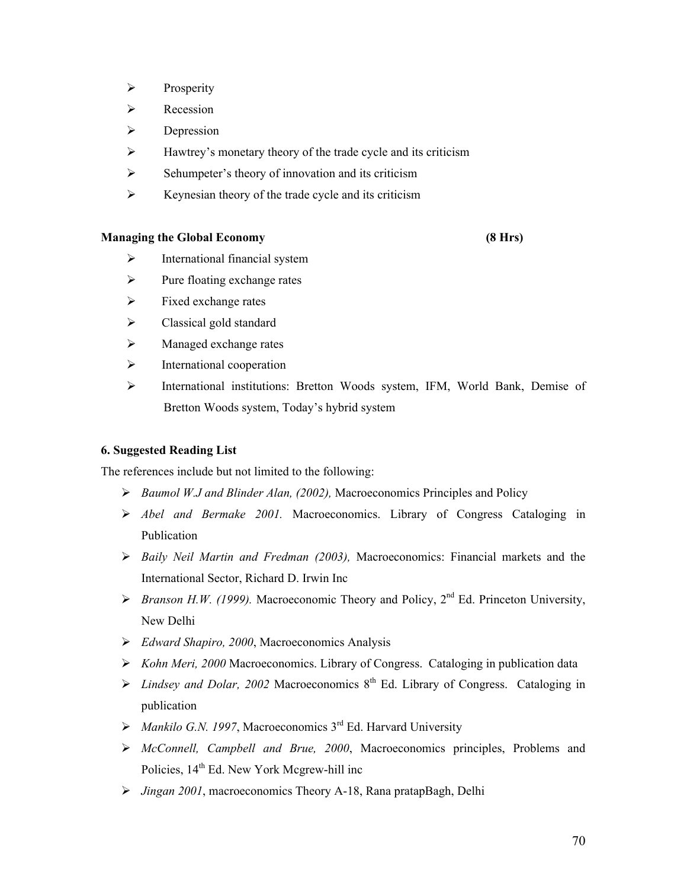- Prosperity
- Recession
- Depression
- Hawtrey's monetary theory of the trade cycle and its criticism
- Sehumpeter's theory of innovation and its criticism
- Keynesian theory of the trade cycle and its criticism

**Managing the Global Economy (8 Hrs)**

- International financial system
- Pure floating exchange rates
- Fixed exchange rates
- Classical gold standard
- Managed exchange rates
- International cooperation
- International institutions: Bretton Woods system, IFM, World Bank, Demise of Bretton Woods system, Today's hybrid system

**6. Suggested Reading List**

The references include but not limited to the following:

- *Baumol W.J and Blinder Alan, (2002),* Macroeconomics Principles and Policy
- *Abel and Bermake 2001.* Macroeconomics. Library of Congress Cataloging in Publication
- *Baily Neil Martin and Fredman (2003),* Macroeconomics: Financial markets and the International Sector, Richard D. Irwin Inc
- *Branson H.W. (1999).* Macroeconomic Theory and Policy, 2nd Ed. Princeton University, New Delhi
- *Edward Shapiro, 2000*, Macroeconomics Analysis
- *Kohn Meri, 2000* Macroeconomics. Library of Congress. Cataloging in publication data
- *Lindsey and Dolar, 2002* Macroeconomics 8th Ed. Library of Congress. Cataloging in publication
- *Mankilo G.N. 1997*, Macroeconomics 3rd Ed. Harvard University
- *McConnell, Campbell and Brue, 2000*, Macroeconomics principles, Problems and Policies, 14th Ed. New York Mcgrew-hill inc
- *Jingan 2001*, macroeconomics Theory A-18, Rana pratapBagh, Delhi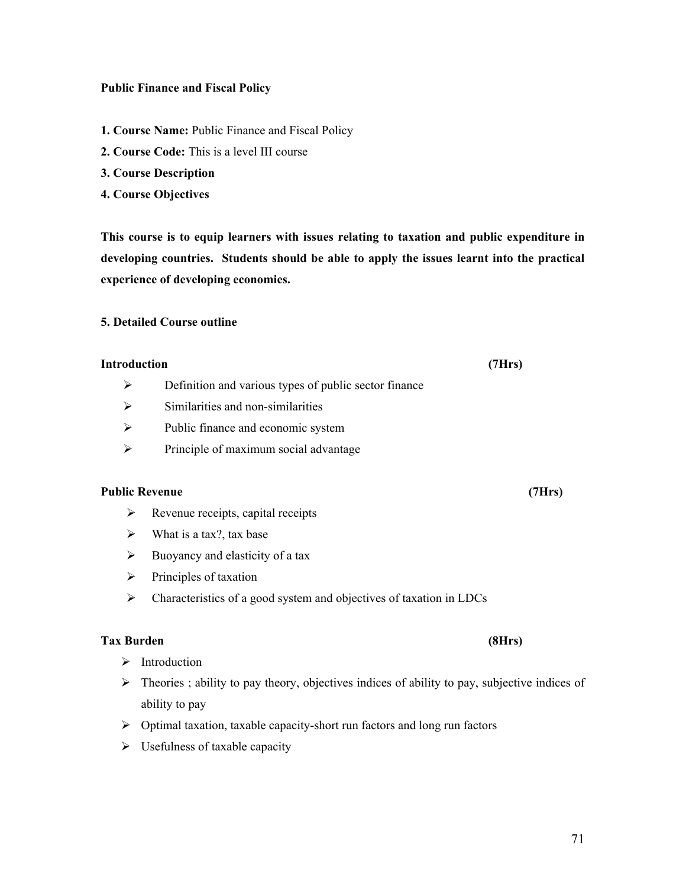**Public Finance and Fiscal Policy**

**1. Course Name:** Public Finance and Fiscal Policy

**2. Course Code:** This is a level III course

**3. Course Description**

**4. Course Objectives**

**This course is to equip learners with issues relating to taxation and public expenditure in developing countries. Students should be able to apply the issues learnt into the practical experience of developing economies.**

**5. Detailed Course outline**

**Introduction (7Hrs)**

- Definition and various types of public sector finance
- Similarities and non-similarities
- Public finance and economic system
- Principle of maximum social advantage

**Public Revenue (7Hrs)**

- Revenue receipts, capital receipts
- What is a tax?, tax base
- Buoyancy and elasticity of a tax
- Principles of taxation
- Characteristics of a good system and objectives of taxation in LDCs

**Tax Burden (8Hrs)**

- Introduction
- Theories ; ability to pay theory, objectives indices of ability to pay, subjective indices of ability to pay
- Optimal taxation, taxable capacity-short run factors and long run factors
- Usefulness of taxable capacity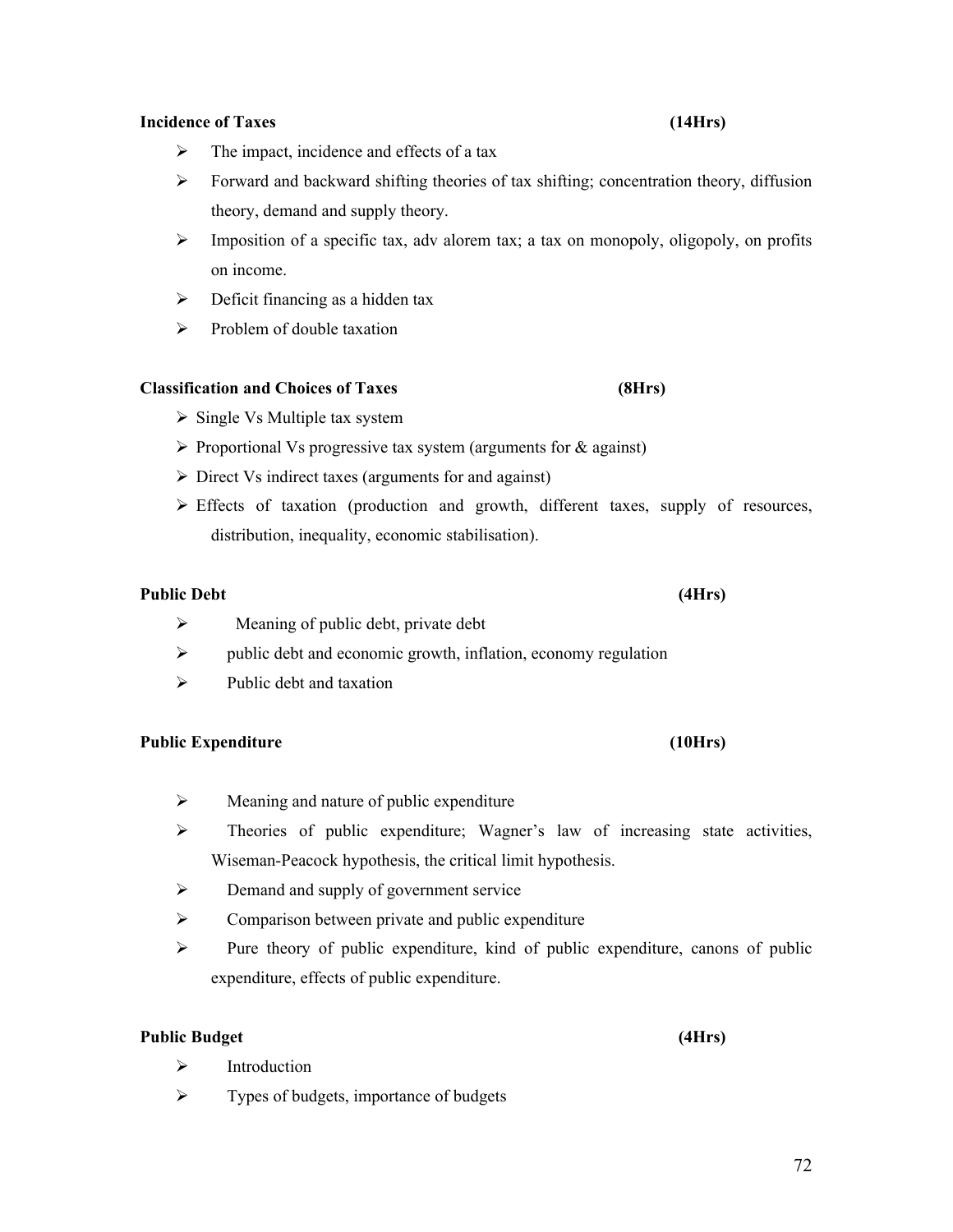**Incidence of Taxes (14Hrs)**

- The impact, incidence and effects of a tax
- Forward and backward shifting theories of tax shifting; concentration theory, diffusion theory, demand and supply theory.
- Imposition of a specific tax, adv alorem tax; a tax on monopoly, oligopoly, on profits on income.
- Deficit financing as a hidden tax
- Problem of double taxation

**Classification and Choices of Taxes (8Hrs)**

- Single Vs Multiple tax system
- Proportional Vs progressive tax system (arguments for & against)
- Direct Vs indirect taxes (arguments for and against)
- Effects of taxation (production and growth, different taxes, supply of resources, distribution, inequality, economic stabilisation).

**Public Debt (4Hrs)**

- Meaning of public debt, private debt
- public debt and economic growth, inflation, economy regulation
- Public debt and taxation

**Public Expenditure (10Hrs)**

- Meaning and nature of public expenditure
- Theories of public expenditure; Wagner's law of increasing state activities, Wiseman-Peacock hypothesis, the critical limit hypothesis.
- Demand and supply of government service
- Comparison between private and public expenditure
- Pure theory of public expenditure, kind of public expenditure, canons of public expenditure, effects of public expenditure.

**Public Budget (4Hrs)**

- Introduction
- Types of budgets, importance of budgets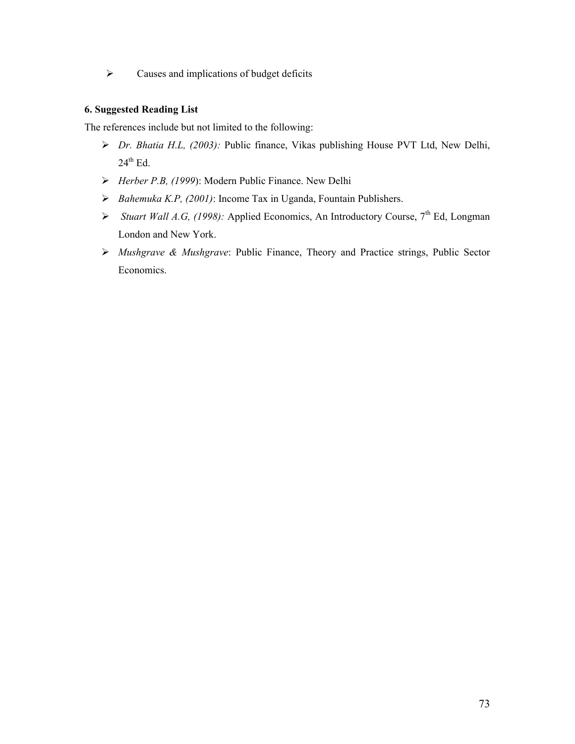- Causes and implications of budget deficits

**6. Suggested Reading List**

The references include but not limited to the following:

- *Dr. Bhatia H.L, (2003):* Public finance, Vikas publishing House PVT Ltd, New Delhi, 24th Ed.
- *Herber P.B, (1999*): Modern Public Finance. New Delhi
- *Bahemuka K.P, (2001)*: Income Tax in Uganda, Fountain Publishers.
- *Stuart Wall A.G, (1998):* Applied Economics, An Introductory Course, 7th Ed, Longman London and New York.
- *Mushgrave & Mushgrave*: Public Finance, Theory and Practice strings, Public Sector Economics.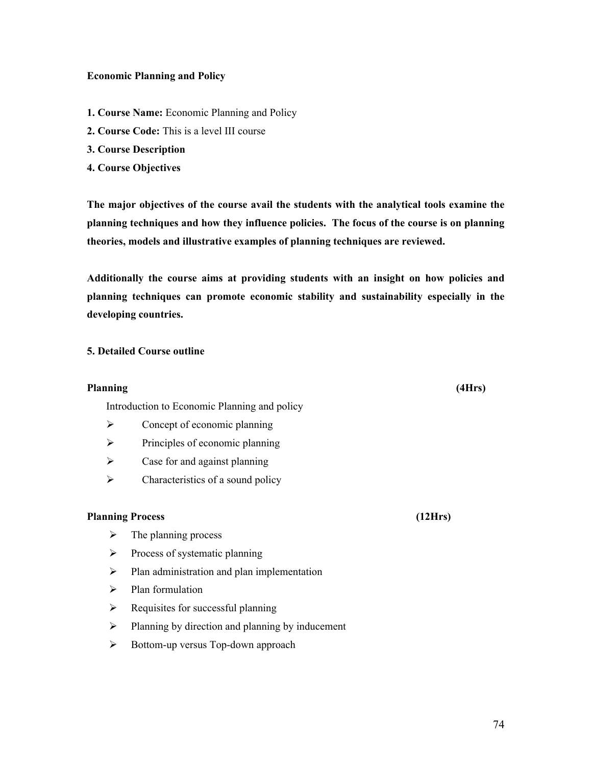**Economic Planning and Policy**

**1. Course Name:** Economic Planning and Policy

**2. Course Code:** This is a level III course

**3. Course Description**

**4. Course Objectives**

**The major objectives of the course avail the students with the analytical tools examine the planning techniques and how they influence policies. The focus of the course is on planning theories, models and illustrative examples of planning techniques are reviewed.**

**Additionally the course aims at providing students with an insight on how policies and planning techniques can promote economic stability and sustainability especially in the developing countries.**

**5. Detailed Course outline**

**Planning (4Hrs)**

Introduction to Economic Planning and policy

- Concept of economic planning
- Principles of economic planning
- Case for and against planning
- Characteristics of a sound policy

**Planning Process (12Hrs)**

- The planning process
- Process of systematic planning
- Plan administration and plan implementation
- Plan formulation
- Requisites for successful planning
- Planning by direction and planning by inducement
- Bottom-up versus Top-down approach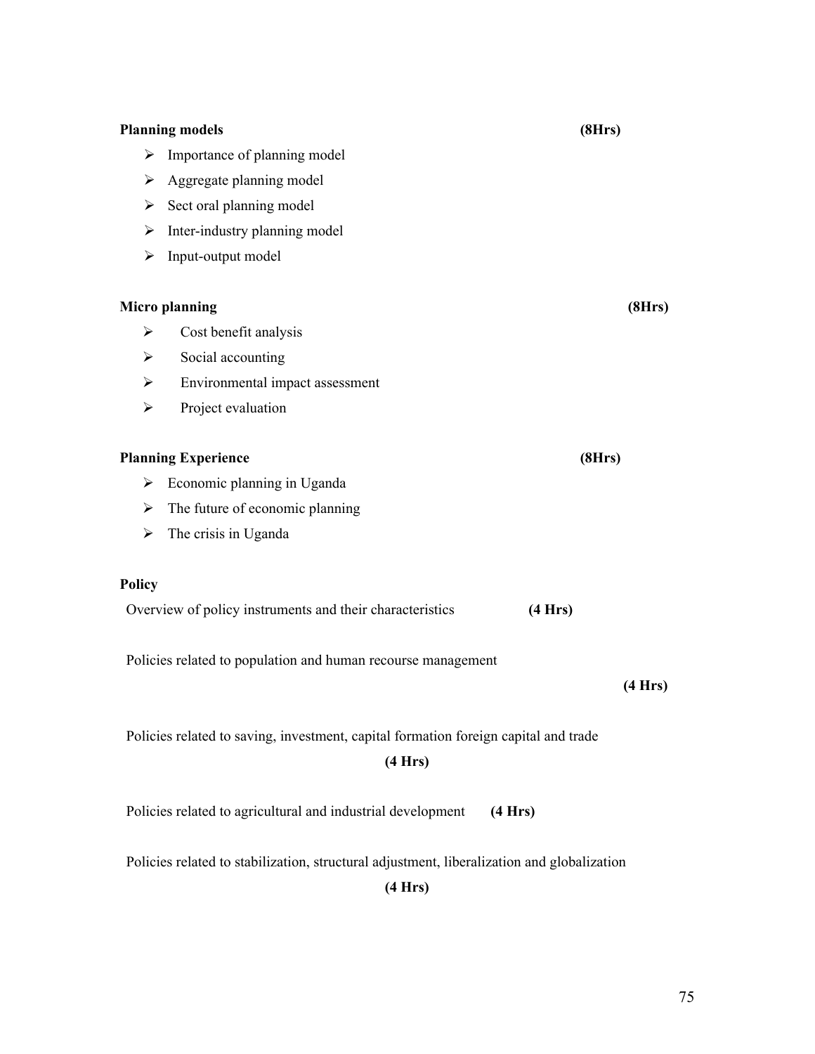**Planning models** **(8Hrs)**

- Importance of planning model
- Aggregate planning model
- Sect oral planning model
- Inter-industry planning model
- Input-output model

**Micro planning** **(8Hrs)**

- Cost benefit analysis
- Social accounting
- Environmental impact assessment
- Project evaluation

**Planning Experience** **(8Hrs)**

- Economic planning in Uganda
- The future of economic planning
- The crisis in Uganda

**Policy**

Overview of policy instruments and their characteristics **(4 Hrs)**

Policies related to population and human recourse management **(4 Hrs)**

Policies related to saving, investment, capital formation foreign capital and trade **(4 Hrs)**

Policies related to agricultural and industrial development **(4 Hrs)**

Policies related to stabilization, structural adjustment, liberalization and globalization **(4 Hrs)**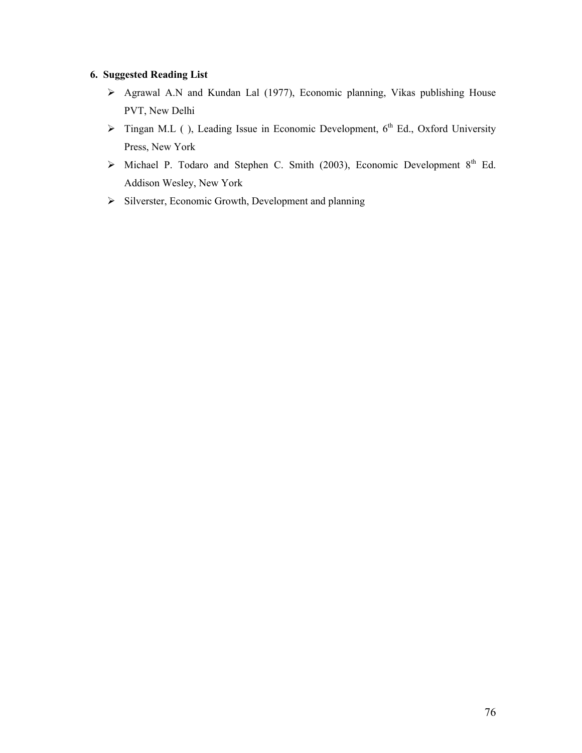### 6. Suggested Reading List

- Agrawal A.N and Kundan Lal (1977), Economic planning, Vikas publishing House PVT, New Delhi
- Tingan M.L ( ), Leading Issue in Economic Development, 6th Ed., Oxford University Press, New York
- Michael P. Todaro and Stephen C. Smith (2003), Economic Development 8th Ed. Addison Wesley, New York
- Silverster, Economic Growth, Development and planning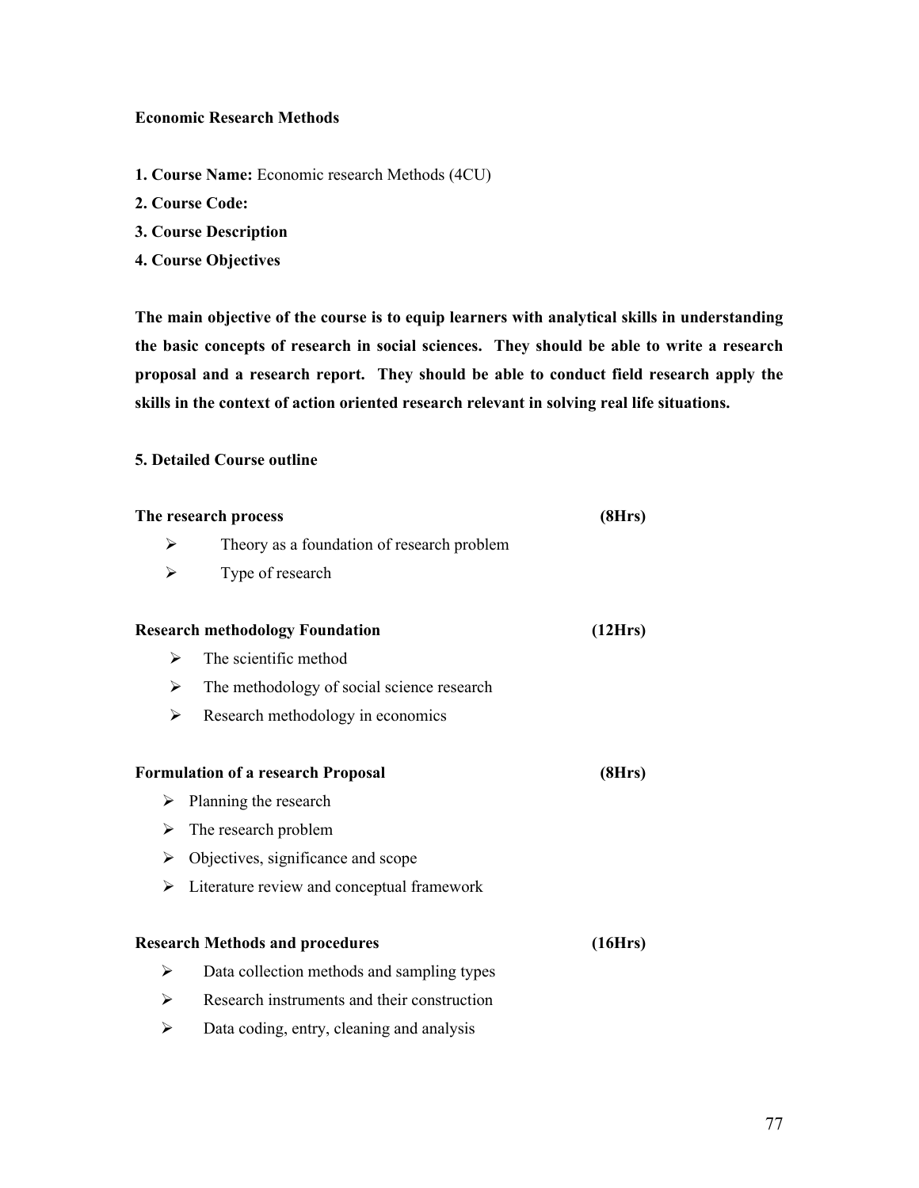**Economic Research Methods**

**1. Course Name:** Economic research Methods (4CU)

**2. Course Code:**

**3. Course Description**

**4. Course Objectives**

**The main objective of the course is to equip learners with analytical skills in understanding the basic concepts of research in social sciences. They should be able to write a research proposal and a research report. They should be able to conduct field research apply the skills in the context of action oriented research relevant in solving real life situations.**

**5. Detailed Course outline**

**The research process (8Hrs)**

- Theory as a foundation of research problem
- Type of research

**Research methodology Foundation (12Hrs)**

- The scientific method
- The methodology of social science research
- Research methodology in economics

**Formulation of a research Proposal (8Hrs)**

- Planning the research
- The research problem
- Objectives, significance and scope
- Literature review and conceptual framework

**Research Methods and procedures (16Hrs)**

- Data collection methods and sampling types
- Research instruments and their construction
- Data coding, entry, cleaning and analysis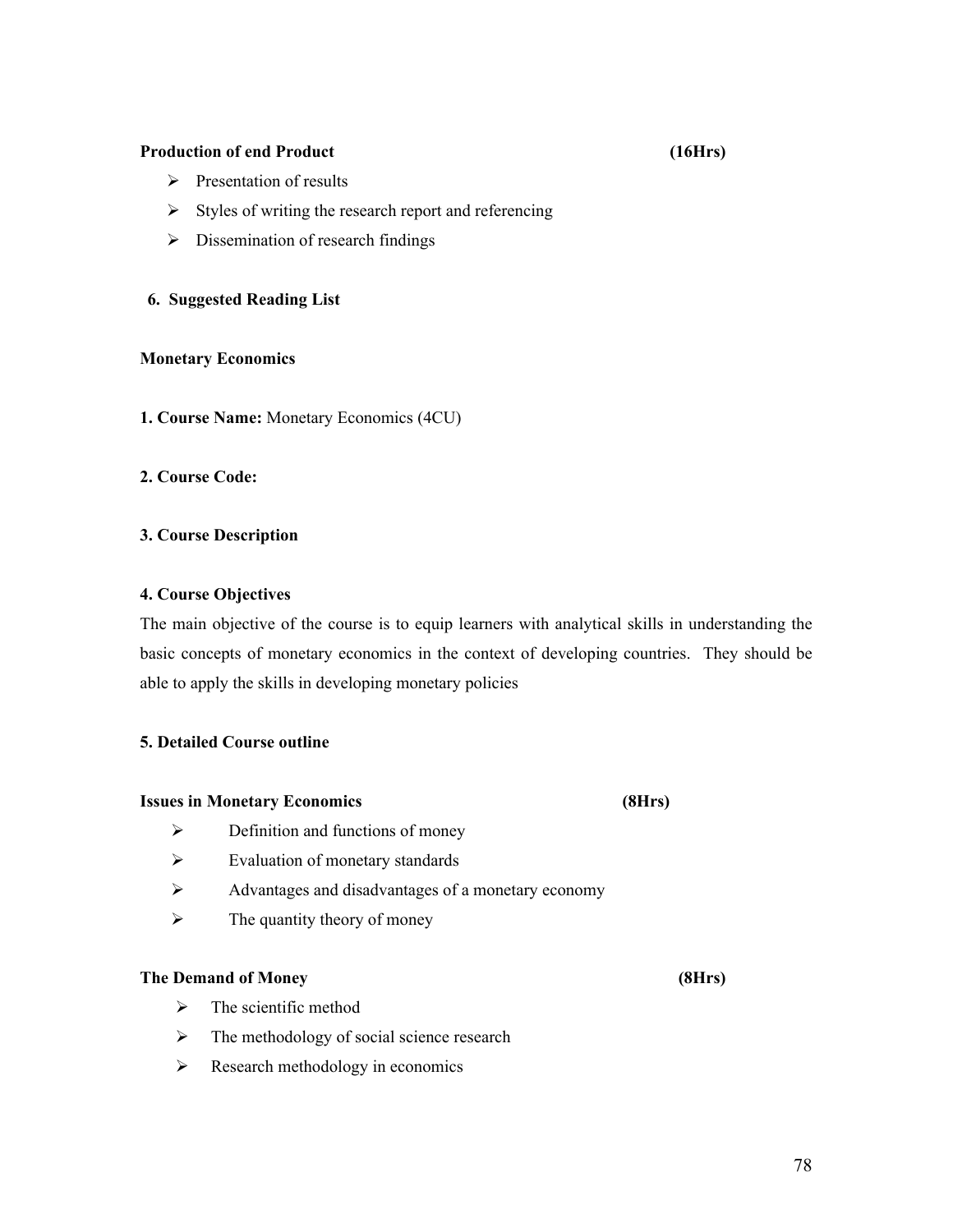**Production of end Product (16Hrs)**

- Presentation of results
- Styles of writing the research report and referencing
- Dissemination of research findings

**6. Suggested Reading List**

**Monetary Economics**

**1. Course Name:** Monetary Economics (4CU)

**2. Course Code:**

**3. Course Description**

**4. Course Objectives**

The main objective of the course is to equip learners with analytical skills in understanding the basic concepts of monetary economics in the context of developing countries. They should be able to apply the skills in developing monetary policies

**5. Detailed Course outline**

**Issues in Monetary Economics (8Hrs)**

- Definition and functions of money
- Evaluation of monetary standards
- Advantages and disadvantages of a monetary economy
- The quantity theory of money

**The Demand of Money (8Hrs)**

- The scientific method
- The methodology of social science research
- Research methodology in economics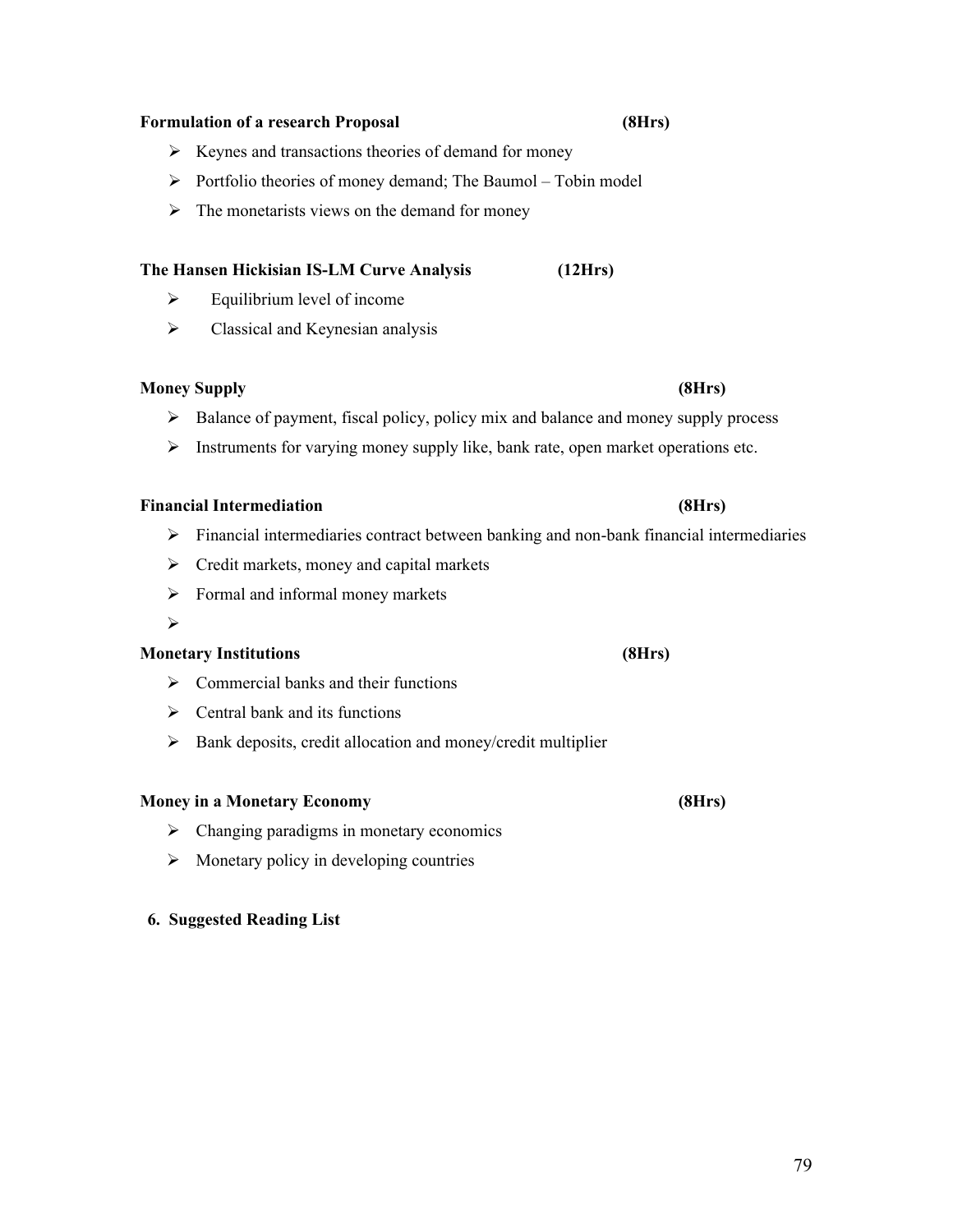**Formulation of a research Proposal (8Hrs)**

- Keynes and transactions theories of demand for money
- Portfolio theories of money demand; The Baumol – Tobin model
- The monetarists views on the demand for money

**The Hansen Hickisian IS-LM Curve Analysis (12Hrs)**

- Equilibrium level of income
- Classical and Keynesian analysis

**Money Supply (8Hrs)**

- Balance of payment, fiscal policy, policy mix and balance and money supply process
- Instruments for varying money supply like, bank rate, open market operations etc.

**Financial Intermediation (8Hrs)**

- Financial intermediaries contract between banking and non-bank financial intermediaries
- Credit markets, money and capital markets
- Formal and informal money markets
- 

**Monetary Institutions (8Hrs)**

- Commercial banks and their functions
- Central bank and its functions
- Bank deposits, credit allocation and money/credit multiplier

**Money in a Monetary Economy (8Hrs)**

- Changing paradigms in monetary economics
- Monetary policy in developing countries

**6. Suggested Reading List**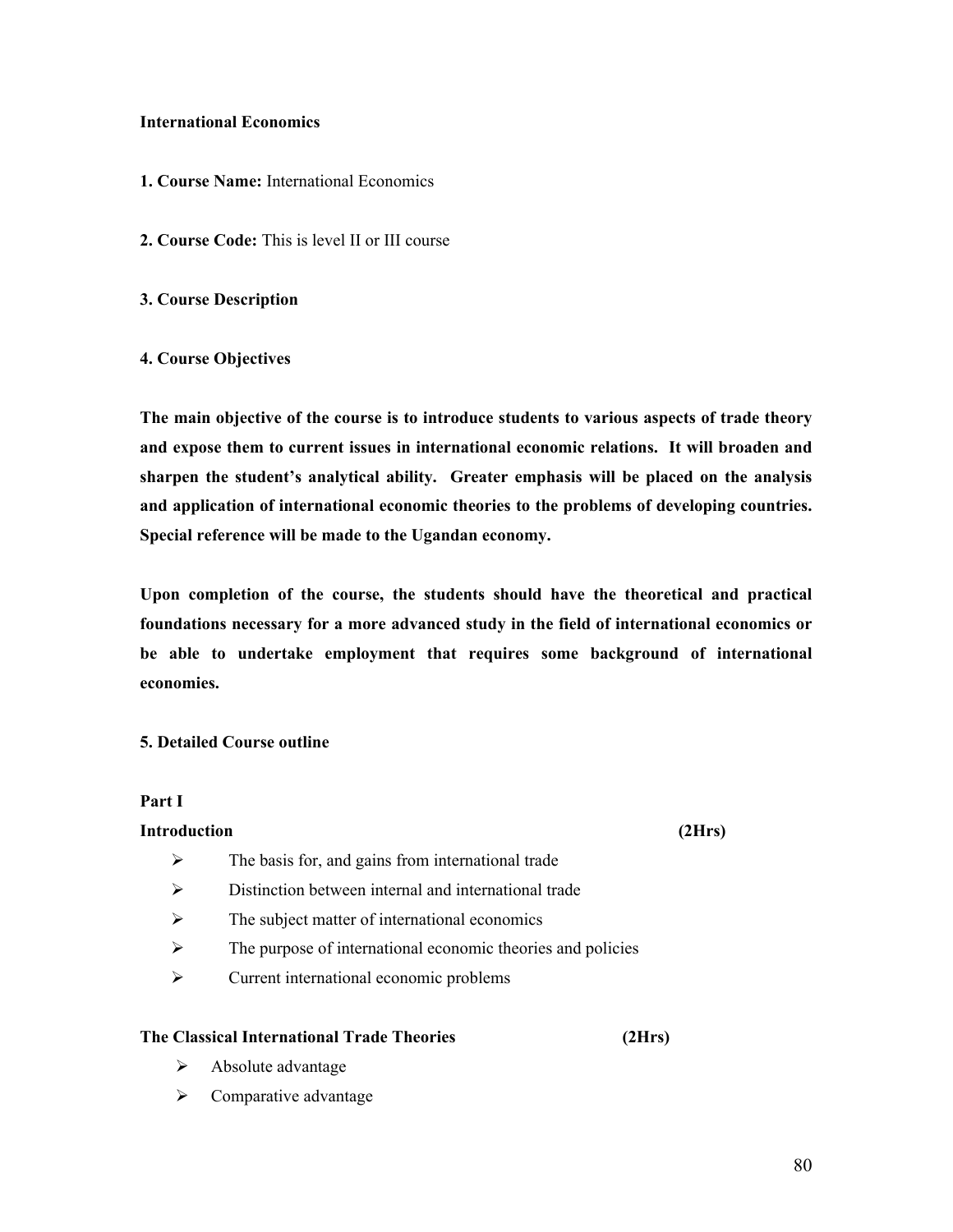**International Economics**

**1. Course Name:** International Economics

**2. Course Code:** This is level II or III course

**3. Course Description**

**4. Course Objectives**

**The main objective of the course is to introduce students to various aspects of trade theory and expose them to current issues in international economic relations. It will broaden and sharpen the student's analytical ability. Greater emphasis will be placed on the analysis and application of international economic theories to the problems of developing countries. Special reference will be made to the Ugandan economy.**

**Upon completion of the course, the students should have the theoretical and practical foundations necessary for a more advanced study in the field of international economics or be able to undertake employment that requires some background of international economies.**

**5. Detailed Course outline**

**Part I**

**Introduction (2Hrs)**

- The basis for, and gains from international trade
- Distinction between internal and international trade
- The subject matter of international economics
- The purpose of international economic theories and policies
- Current international economic problems

**The Classical International Trade Theories (2Hrs)**

- Absolute advantage
- Comparative advantage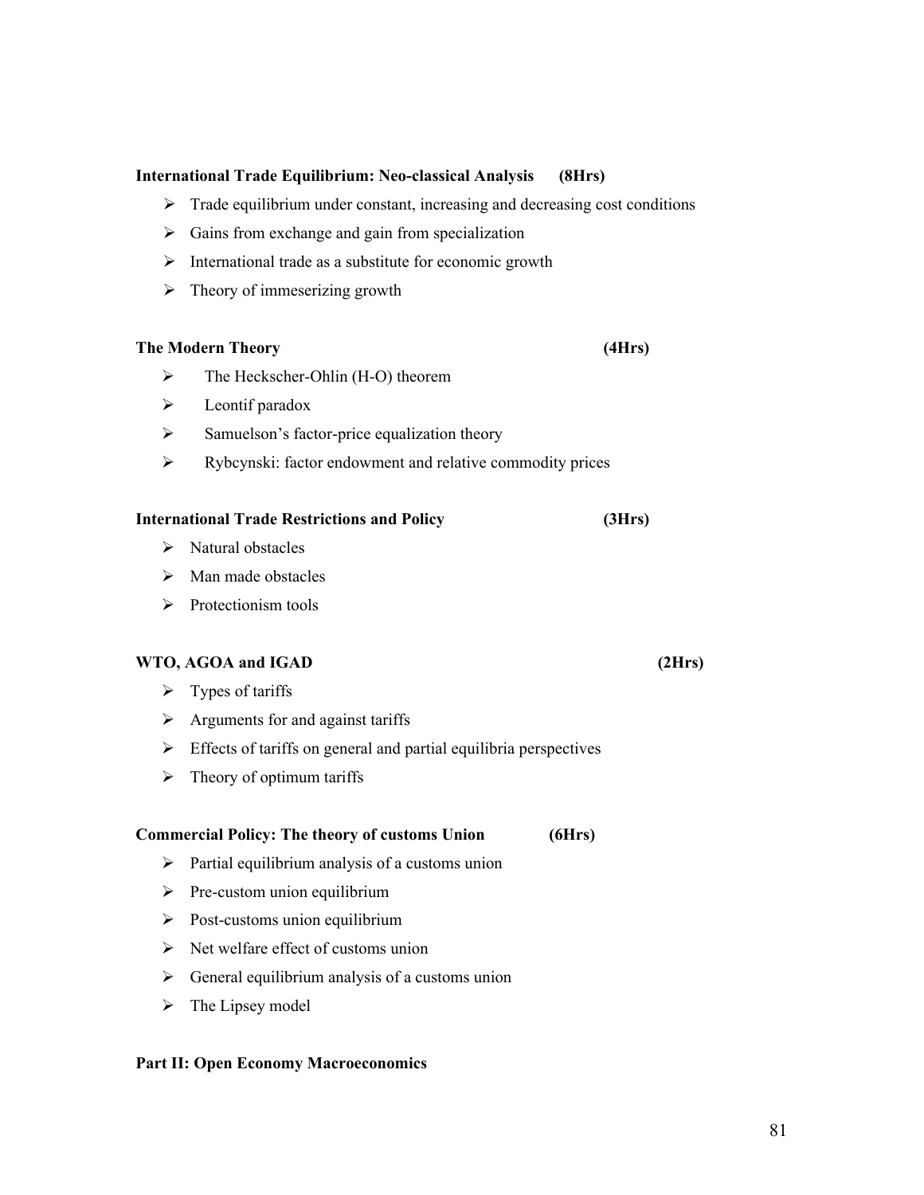**International Trade Equilibrium: Neo-classical Analysis (8Hrs)**

- Trade equilibrium under constant, increasing and decreasing cost conditions
- Gains from exchange and gain from specialization
- International trade as a substitute for economic growth
- Theory of immeserizing growth

**The Modern Theory (4Hrs)**

- The Heckscher-Ohlin (H-O) theorem
- Leontif paradox
- Samuelson's factor-price equalization theory
- Rybcynski: factor endowment and relative commodity prices

**International Trade Restrictions and Policy (3Hrs)**

- Natural obstacles
- Man made obstacles
- Protectionism tools

**WTO, AGOA and IGAD (2Hrs)**

- Types of tariffs
- Arguments for and against tariffs
- Effects of tariffs on general and partial equilibria perspectives
- Theory of optimum tariffs

**Commercial Policy: The theory of customs Union (6Hrs)**

- Partial equilibrium analysis of a customs union
- Pre-custom union equilibrium
- Post-customs union equilibrium
- Net welfare effect of customs union
- General equilibrium analysis of a customs union
- The Lipsey model

**Part II: Open Economy Macroeconomics**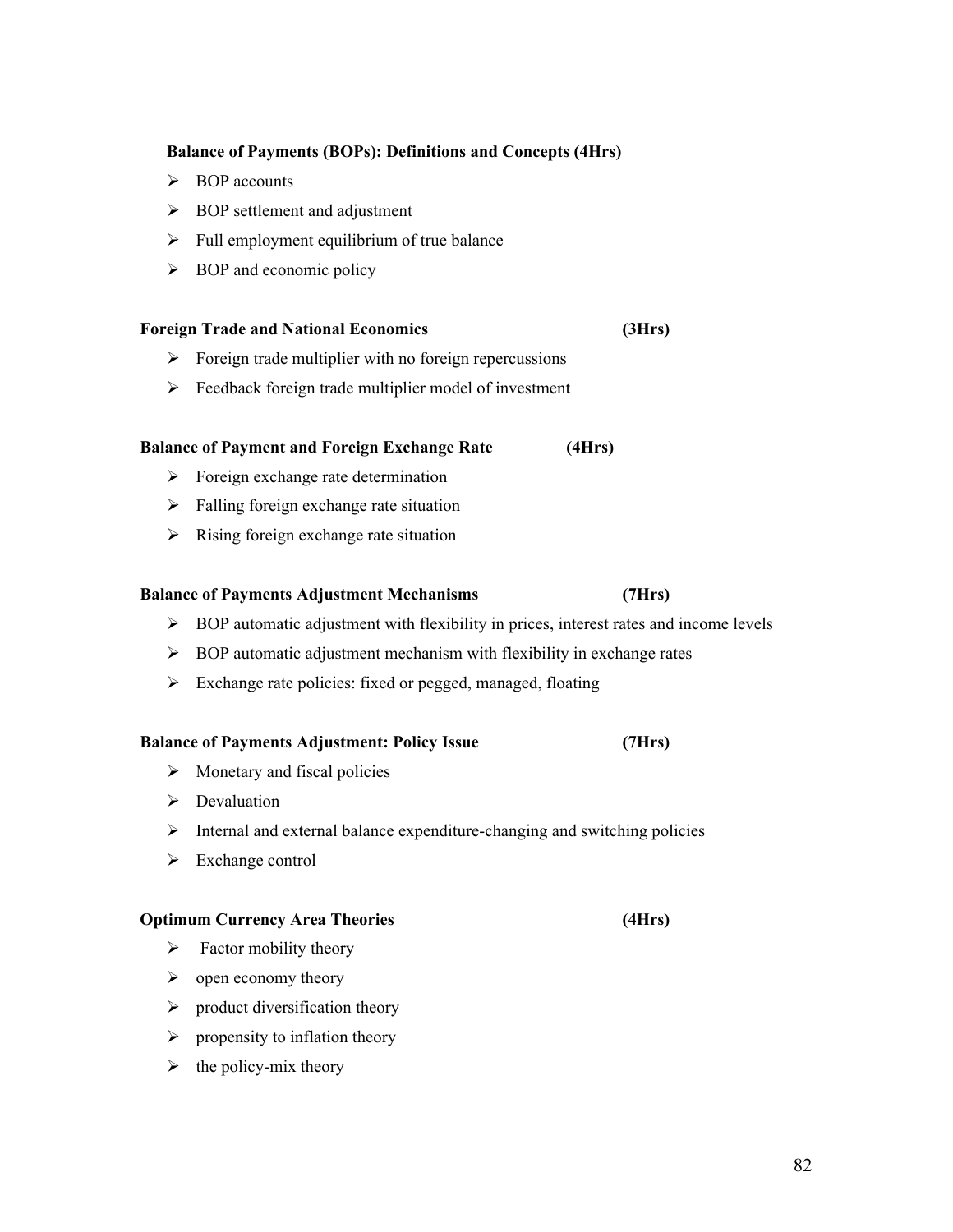**Balance of Payments (BOPs): Definitions and Concepts (4Hrs)**

- BOP accounts
- BOP settlement and adjustment
- Full employment equilibrium of true balance
- BOP and economic policy

**Foreign Trade and National Economics (3Hrs)**

- Foreign trade multiplier with no foreign repercussions
- Feedback foreign trade multiplier model of investment

**Balance of Payment and Foreign Exchange Rate (4Hrs)**

- Foreign exchange rate determination
- Falling foreign exchange rate situation
- Rising foreign exchange rate situation

**Balance of Payments Adjustment Mechanisms (7Hrs)**

- BOP automatic adjustment with flexibility in prices, interest rates and income levels
- BOP automatic adjustment mechanism with flexibility in exchange rates
- Exchange rate policies: fixed or pegged, managed, floating

**Balance of Payments Adjustment: Policy Issue (7Hrs)**

- Monetary and fiscal policies
- Devaluation
- Internal and external balance expenditure-changing and switching policies
- Exchange control

**Optimum Currency Area Theories (4Hrs)**

- Factor mobility theory
- open economy theory
- product diversification theory
- propensity to inflation theory
- the policy-mix theory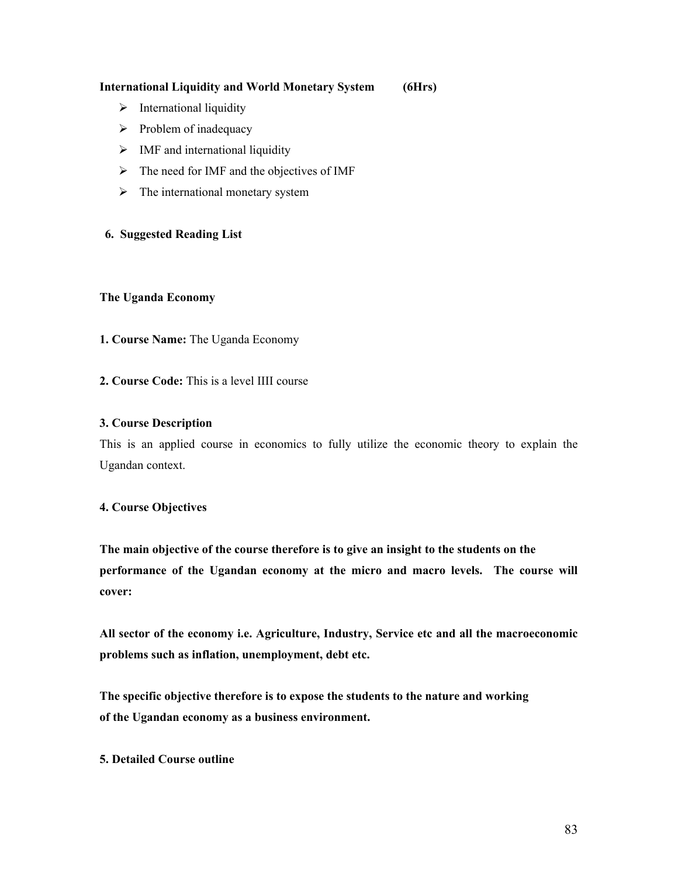**International Liquidity and World Monetary System (6Hrs)**

- International liquidity
- Problem of inadequacy
- IMF and international liquidity
- The need for IMF and the objectives of IMF
- The international monetary system

**6. Suggested Reading List**

**The Uganda Economy**

**1. Course Name:** The Uganda Economy

**2. Course Code:** This is a level IIII course

**3. Course Description**

This is an applied course in economics to fully utilize the economic theory to explain the Ugandan context.

**4. Course Objectives**

**The main objective of the course therefore is to give an insight to the students on the performance of the Ugandan economy at the micro and macro levels. The course will cover:**

**All sector of the economy i.e. Agriculture, Industry, Service etc and all the macroeconomic problems such as inflation, unemployment, debt etc.**

**The specific objective therefore is to expose the students to the nature and working of the Ugandan economy as a business environment.**

**5. Detailed Course outline**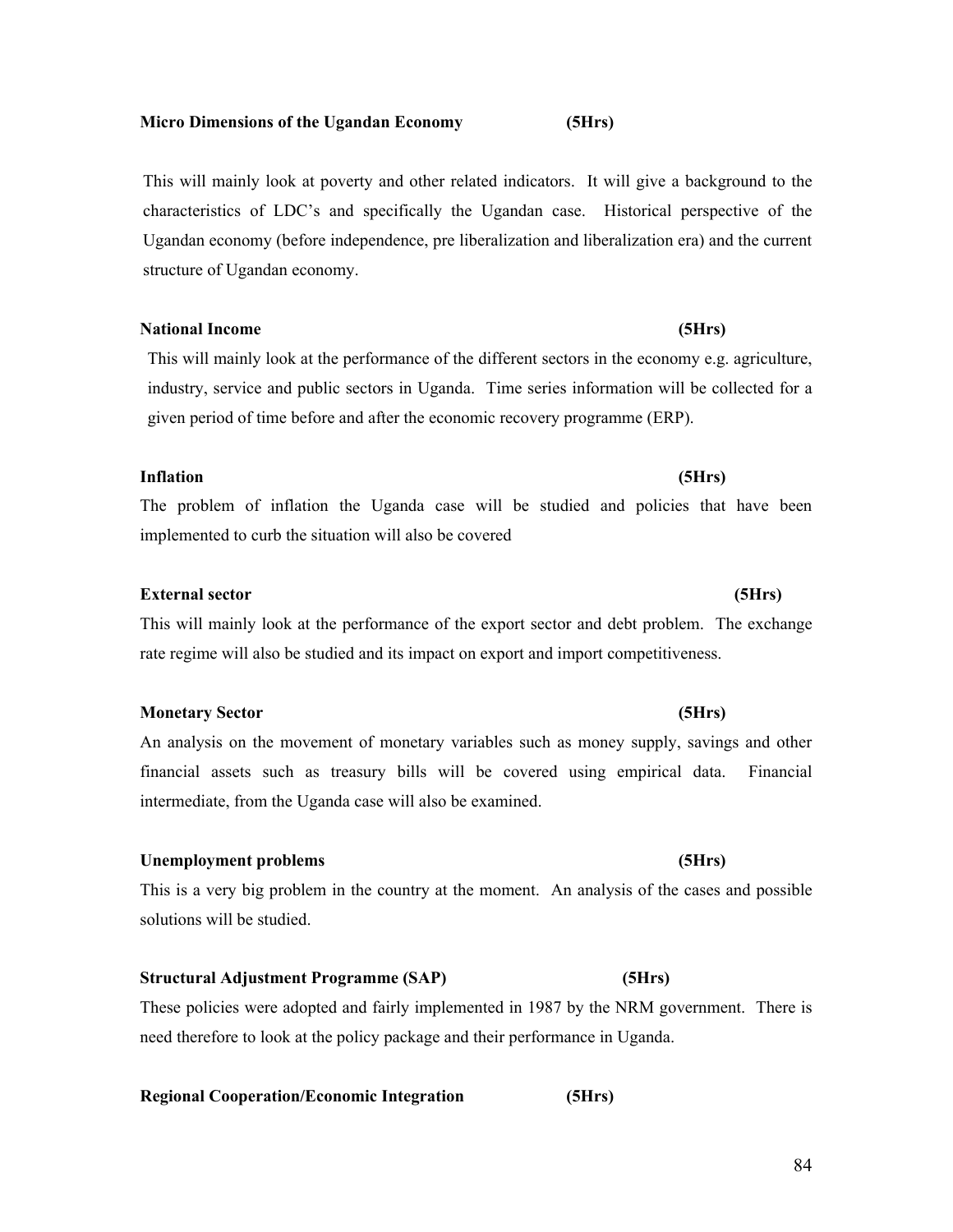**Micro Dimensions of the Ugandan Economy (5Hrs)**

This will mainly look at poverty and other related indicators. It will give a background to the characteristics of LDC's and specifically the Ugandan case. Historical perspective of the Ugandan economy (before independence, pre liberalization and liberalization era) and the current structure of Ugandan economy.

**National Income (5Hrs)**

This will mainly look at the performance of the different sectors in the economy e.g. agriculture, industry, service and public sectors in Uganda. Time series information will be collected for a given period of time before and after the economic recovery programme (ERP).

**Inflation (5Hrs)**

The problem of inflation the Uganda case will be studied and policies that have been implemented to curb the situation will also be covered

**External sector (5Hrs)**

This will mainly look at the performance of the export sector and debt problem. The exchange rate regime will also be studied and its impact on export and import competitiveness.

**Monetary Sector (5Hrs)**

An analysis on the movement of monetary variables such as money supply, savings and other financial assets such as treasury bills will be covered using empirical data. Financial intermediate, from the Uganda case will also be examined.

**Unemployment problems (5Hrs)**

This is a very big problem in the country at the moment. An analysis of the cases and possible solutions will be studied.

**Structural Adjustment Programme (SAP) (5Hrs)**

These policies were adopted and fairly implemented in 1987 by the NRM government. There is need therefore to look at the policy package and their performance in Uganda.

**Regional Cooperation/Economic Integration (5Hrs)**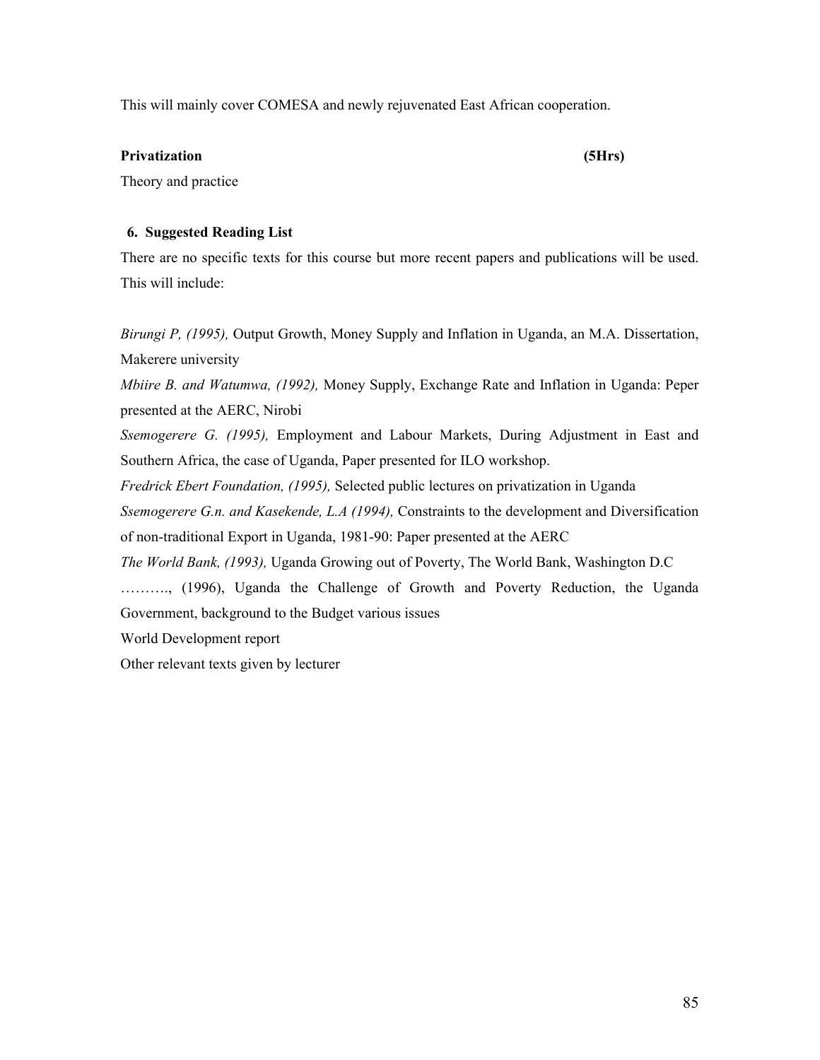This will mainly cover COMESA and newly rejuvenated East African cooperation.

**Privatization** **(5Hrs)**

Theory and practice

### 6. Suggested Reading List

There are no specific texts for this course but more recent papers and publications will be used. This will include:

*Birungi P, (1995),* Output Growth, Money Supply and Inflation in Uganda, an M.A. Dissertation, Makerere university

*Mbiire B. and Watumwa, (1992),* Money Supply, Exchange Rate and Inflation in Uganda: Peper presented at the AERC, Nirobi

*Ssemogerere G. (1995),* Employment and Labour Markets, During Adjustment in East and Southern Africa, the case of Uganda, Paper presented for ILO workshop.

*Fredrick Ebert Foundation, (1995),* Selected public lectures on privatization in Uganda

*Ssemogerere G.n. and Kasekende, L.A (1994),* Constraints to the development and Diversification of non-traditional Export in Uganda, 1981-90: Paper presented at the AERC

*The World Bank, (1993),* Uganda Growing out of Poverty, The World Bank, Washington D.C

………., (1996), Uganda the Challenge of Growth and Poverty Reduction, the Uganda Government, background to the Budget various issues

World Development report

Other relevant texts given by lecturer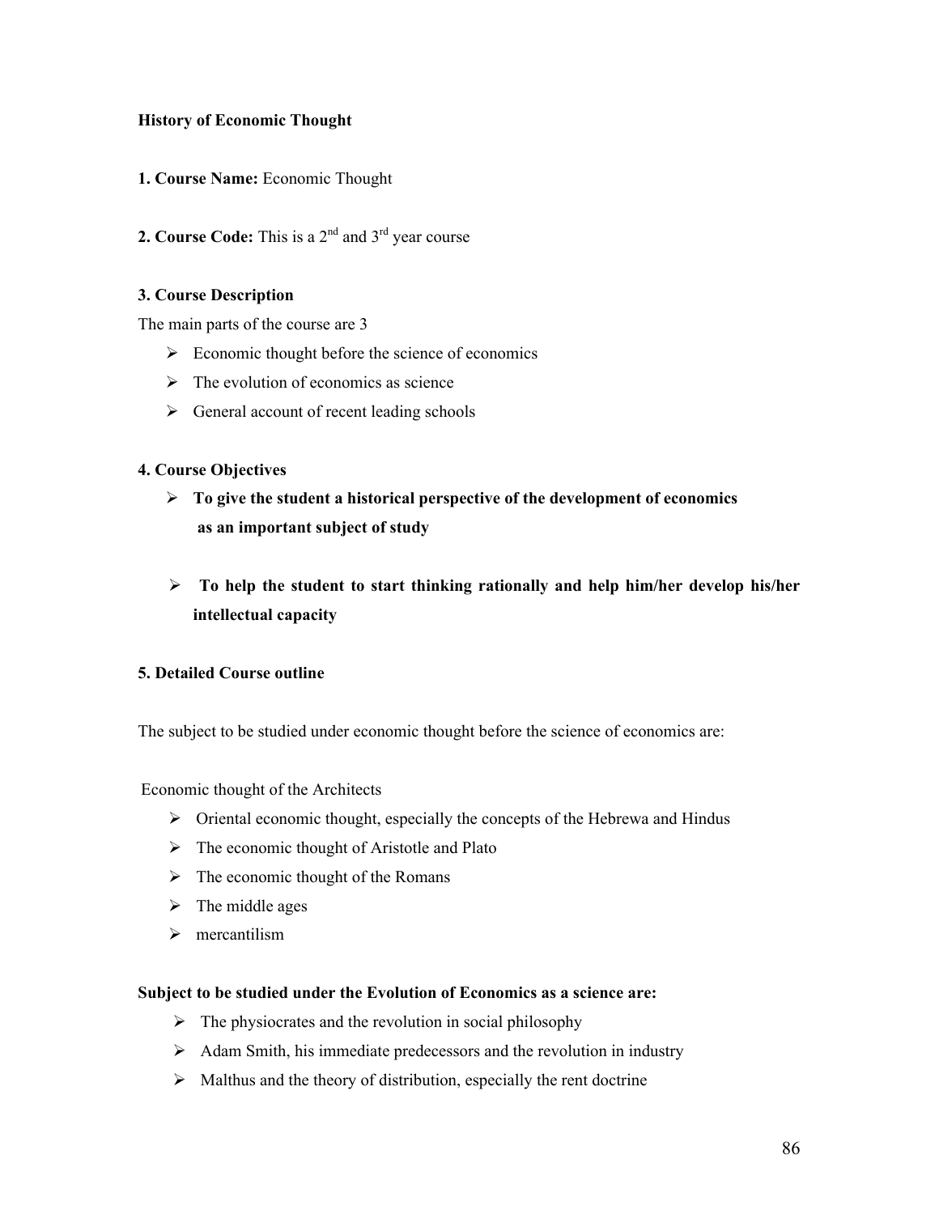**History of Economic Thought**

**1. Course Name:** Economic Thought

**2. Course Code:** This is a 2nd and 3rd year course

**3. Course Description**

The main parts of the course are 3

- Economic thought before the science of economics
- The evolution of economics as science
- General account of recent leading schools

**4. Course Objectives**

- **To give the student a historical perspective of the development of economics as an important subject of study**
- **To help the student to start thinking rationally and help him/her develop his/her intellectual capacity**

**5. Detailed Course outline**

The subject to be studied under economic thought before the science of economics are:

Economic thought of the Architects

- Oriental economic thought, especially the concepts of the Hebrewa and Hindus
- The economic thought of Aristotle and Plato
- The economic thought of the Romans
- The middle ages
- mercantilism

**Subject to be studied under the Evolution of Economics as a science are:**

- The physiocrates and the revolution in social philosophy
- Adam Smith, his immediate predecessors and the revolution in industry
- Malthus and the theory of distribution, especially the rent doctrine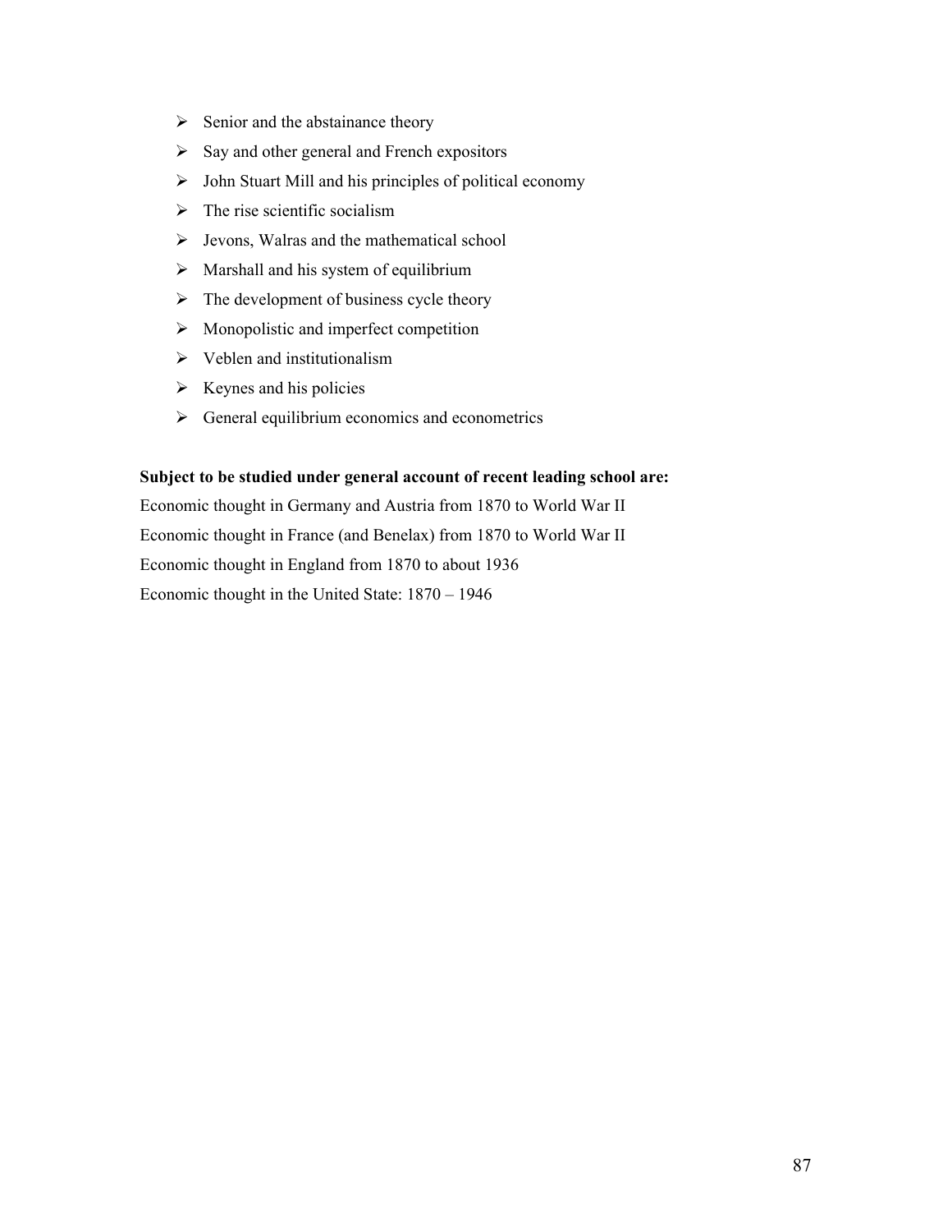- Senior and the abstainance theory
- Say and other general and French expositors
- John Stuart Mill and his principles of political economy
- The rise scientific socialism
- Jevons, Walras and the mathematical school
- Marshall and his system of equilibrium
- The development of business cycle theory
- Monopolistic and imperfect competition
- Veblen and institutionalism
- Keynes and his policies
- General equilibrium economics and econometrics

**Subject to be studied under general account of recent leading school are:**

Economic thought in Germany and Austria from 1870 to World War II

Economic thought in France (and Benelax) from 1870 to World War II

Economic thought in England from 1870 to about 1936

Economic thought in the United State: 1870 – 1946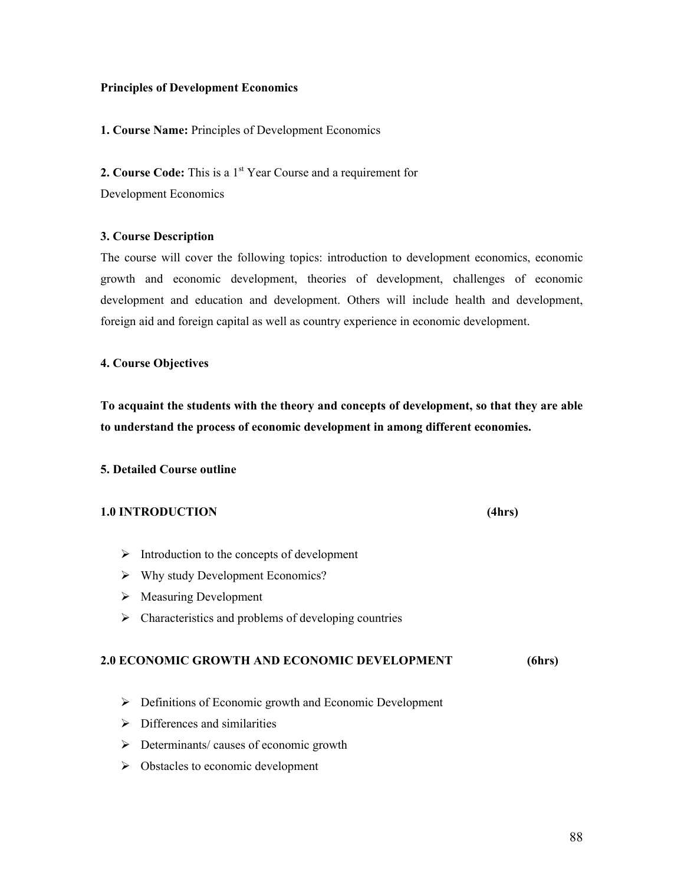**Principles of Development Economics**

**1. Course Name:** Principles of Development Economics

**2. Course Code:** This is a 1st Year Course and a requirement for Development Economics

**3. Course Description**

The course will cover the following topics: introduction to development economics, economic growth and economic development, theories of development, challenges of economic development and education and development. Others will include health and development, foreign aid and foreign capital as well as country experience in economic development.

**4. Course Objectives**

**To acquaint the students with the theory and concepts of development, so that they are able to understand the process of economic development in among different economies.**

**5. Detailed Course outline**

**1.0 INTRODUCTION (4hrs)**

- Introduction to the concepts of development
- Why study Development Economics?
- Measuring Development
- Characteristics and problems of developing countries

**2.0 ECONOMIC GROWTH AND ECONOMIC DEVELOPMENT (6hrs)**

- Definitions of Economic growth and Economic Development
- Differences and similarities
- Determinants/ causes of economic growth
- Obstacles to economic development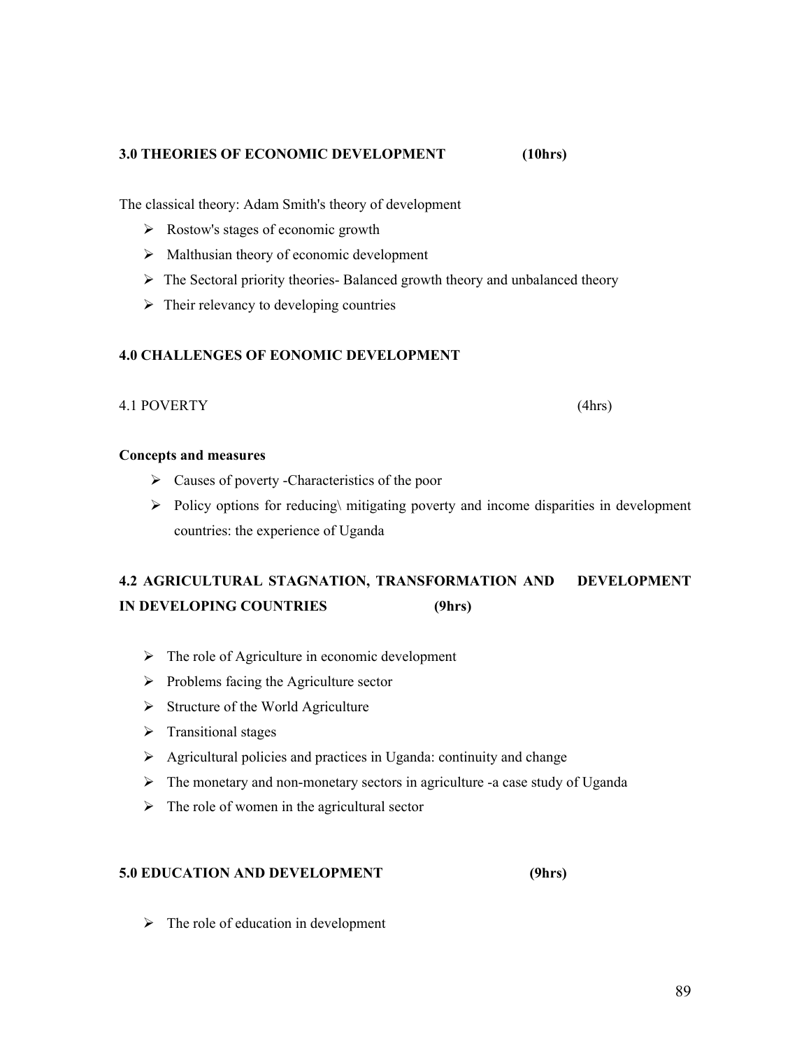### 3.0 THEORIES OF ECONOMIC DEVELOPMENT (10hrs)

The classical theory: Adam Smith's theory of development

- Rostow's stages of economic growth
- Malthusian theory of economic development
- The Sectoral priority theories- Balanced growth theory and unbalanced theory
- Their relevancy to developing countries

### 4.0 CHALLENGES OF EONOMIC DEVELOPMENT

4.1 POVERTY (4hrs)

**Concepts and measures**

- Causes of poverty -Characteristics of the poor
- Policy options for reducing\ mitigating poverty and income disparities in development countries: the experience of Uganda

### 4.2 AGRICULTURAL STAGNATION, TRANSFORMATION AND DEVELOPMENT IN DEVELOPING COUNTRIES (9hrs)

- The role of Agriculture in economic development
- Problems facing the Agriculture sector
- Structure of the World Agriculture
- Transitional stages
- Agricultural policies and practices in Uganda: continuity and change
- The monetary and non-monetary sectors in agriculture -a case study of Uganda
- The role of women in the agricultural sector

### 5.0 EDUCATION AND DEVELOPMENT (9hrs)

- The role of education in development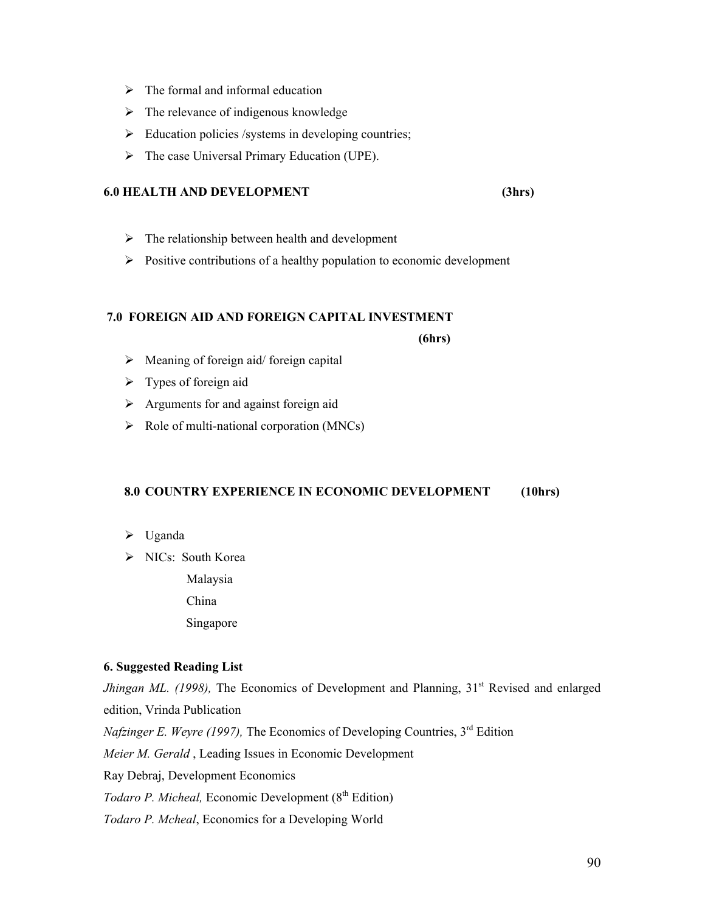- The formal and informal education
- The relevance of indigenous knowledge
- Education policies /systems in developing countries;
- The case Universal Primary Education (UPE).

### 6.0 HEALTH AND DEVELOPMENT (3hrs)

- The relationship between health and development
- Positive contributions of a healthy population to economic development

### 7.0 FOREIGN AID AND FOREIGN CAPITAL INVESTMENT (6hrs)

- Meaning of foreign aid/ foreign capital
- Types of foreign aid
- Arguments for and against foreign aid
- Role of multi-national corporation (MNCs)

### 8.0 COUNTRY EXPERIENCE IN ECONOMIC DEVELOPMENT (10hrs)

- Uganda
- NICs: South Korea
  - Malaysia
  - China
  - Singapore

### 6. Suggested Reading List

*Jhingan ML. (1998),* The Economics of Development and Planning, 31st Revised and enlarged edition, Vrinda Publication

*Nafzinger E. Weyre (1997),* The Economics of Developing Countries, 3rd Edition

*Meier M. Gerald* , Leading Issues in Economic Development

Ray Debraj, Development Economics

*Todaro P. Micheal,* Economic Development (8th Edition)

*Todaro P. Mcheal*, Economics for a Developing World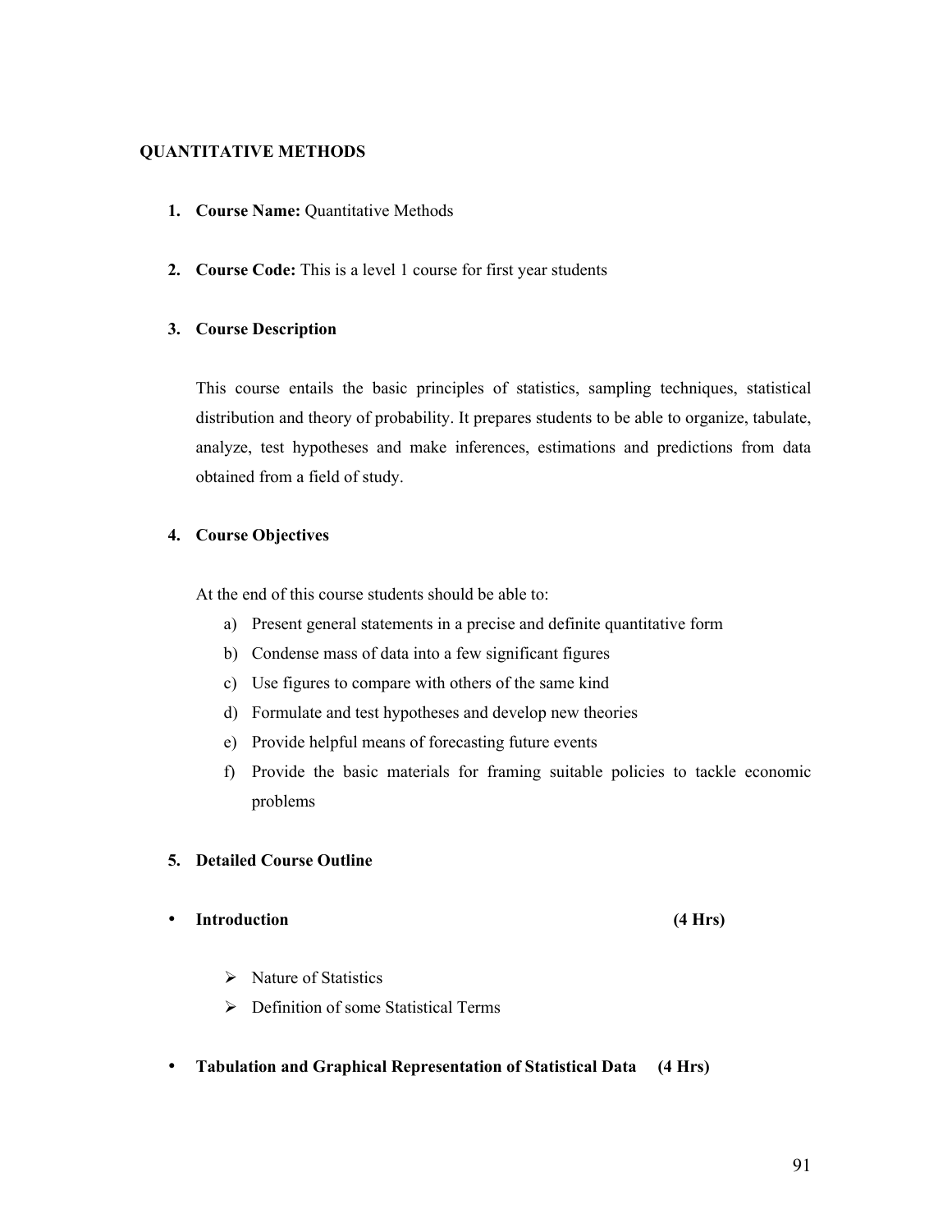## QUANTITATIVE METHODS

1. **Course Name:** Quantitative Methods

2. **Course Code:** This is a level 1 course for first year students

3. **Course Description**

   This course entails the basic principles of statistics, sampling techniques, statistical distribution and theory of probability. It prepares students to be able to organize, tabulate, analyze, test hypotheses and make inferences, estimations and predictions from data obtained from a field of study.

4. **Course Objectives**

   At the end of this course students should be able to:

   a) Present general statements in a precise and definite quantitative form
   b) Condense mass of data into a few significant figures
   c) Use figures to compare with others of the same kind
   d) Formulate and test hypotheses and develop new theories
   e) Provide helpful means of forecasting future events
   f) Provide the basic materials for framing suitable policies to tackle economic problems

5. **Detailed Course Outline**

- **Introduction (4 Hrs)**
  - Nature of Statistics
  - Definition of some Statistical Terms

- **Tabulation and Graphical Representation of Statistical Data (4 Hrs)**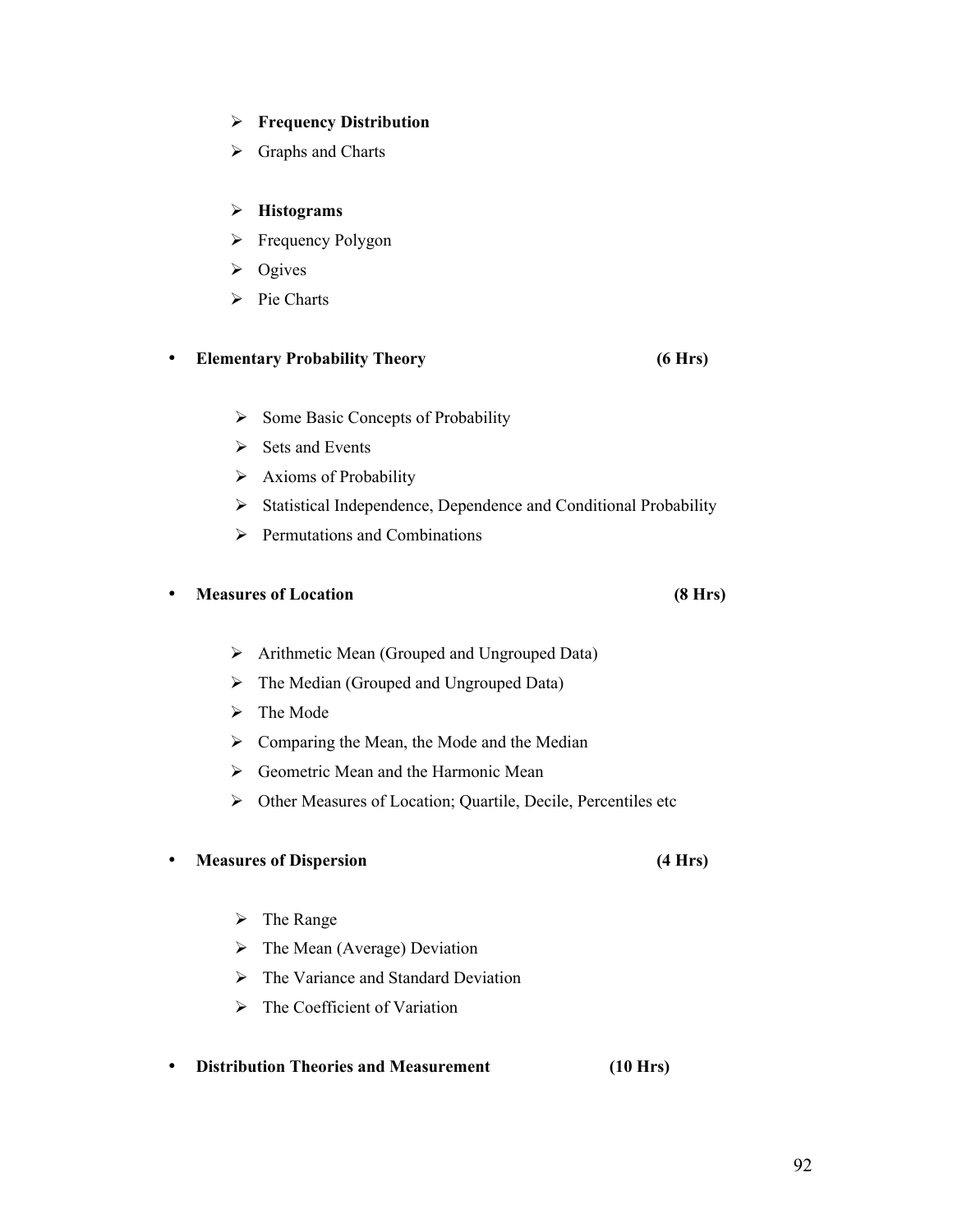- **Frequency Distribution**
- Graphs and Charts

- **Histograms**
- Frequency Polygon
- Ogives
- Pie Charts

- **Elementary Probability Theory** **(6 Hrs)**

  - Some Basic Concepts of Probability
  - Sets and Events
  - Axioms of Probability
  - Statistical Independence, Dependence and Conditional Probability
  - Permutations and Combinations

- **Measures of Location** **(8 Hrs)**

  - Arithmetic Mean (Grouped and Ungrouped Data)
  - The Median (Grouped and Ungrouped Data)
  - The Mode
  - Comparing the Mean, the Mode and the Median
  - Geometric Mean and the Harmonic Mean
  - Other Measures of Location; Quartile, Decile, Percentiles etc

- **Measures of Dispersion** **(4 Hrs)**

  - The Range
  - The Mean (Average) Deviation
  - The Variance and Standard Deviation
  - The Coefficient of Variation

- **Distribution Theories and Measurement** **(10 Hrs)**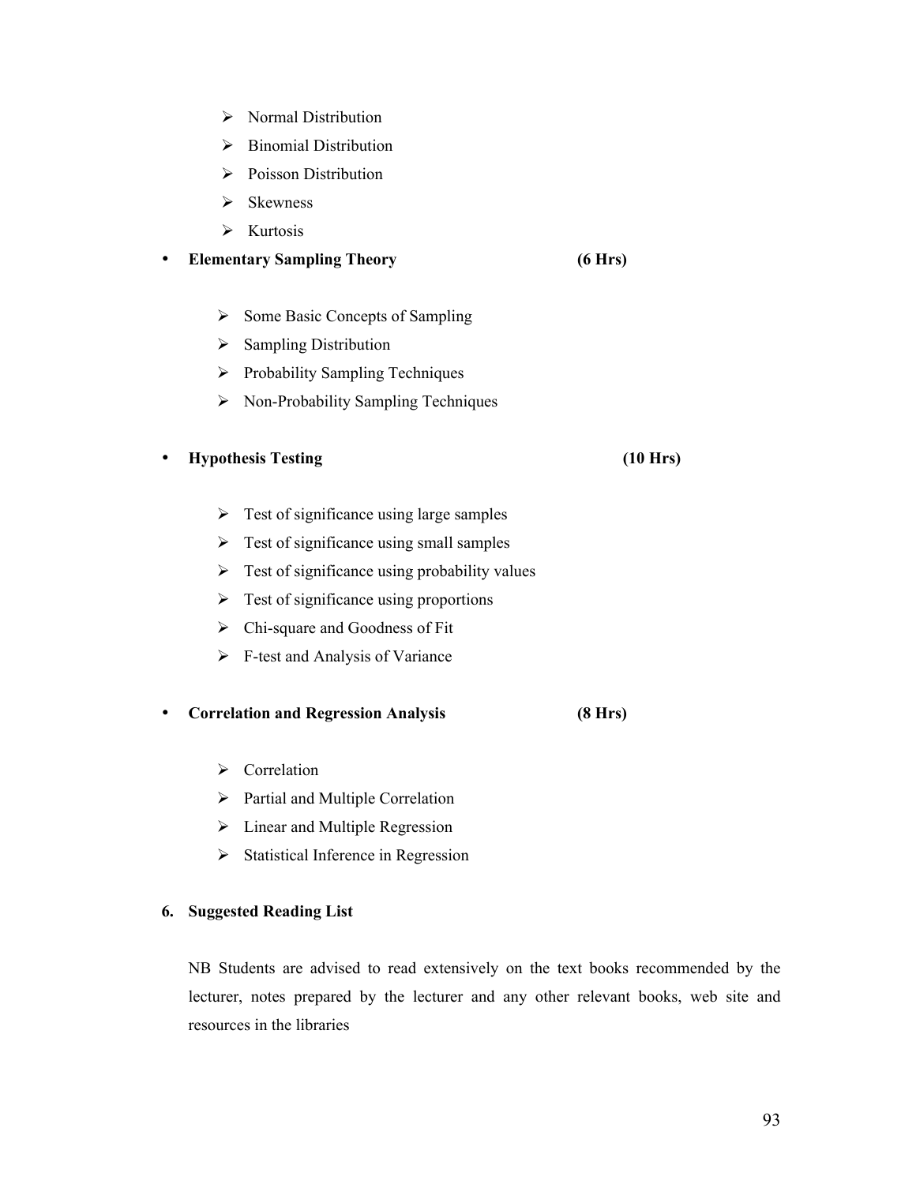- Normal Distribution
  - Binomial Distribution
  - Poisson Distribution
  - Skewness
  - Kurtosis

- **Elementary Sampling Theory (6 Hrs)**

  - Some Basic Concepts of Sampling
  - Sampling Distribution
  - Probability Sampling Techniques
  - Non-Probability Sampling Techniques

- **Hypothesis Testing (10 Hrs)**

  - Test of significance using large samples
  - Test of significance using small samples
  - Test of significance using probability values
  - Test of significance using proportions
  - Chi-square and Goodness of Fit
  - F-test and Analysis of Variance

- **Correlation and Regression Analysis (8 Hrs)**

  - Correlation
  - Partial and Multiple Correlation
  - Linear and Multiple Regression
  - Statistical Inference in Regression

**6. Suggested Reading List**

NB Students are advised to read extensively on the text books recommended by the lecturer, notes prepared by the lecturer and any other relevant books, web site and resources in the libraries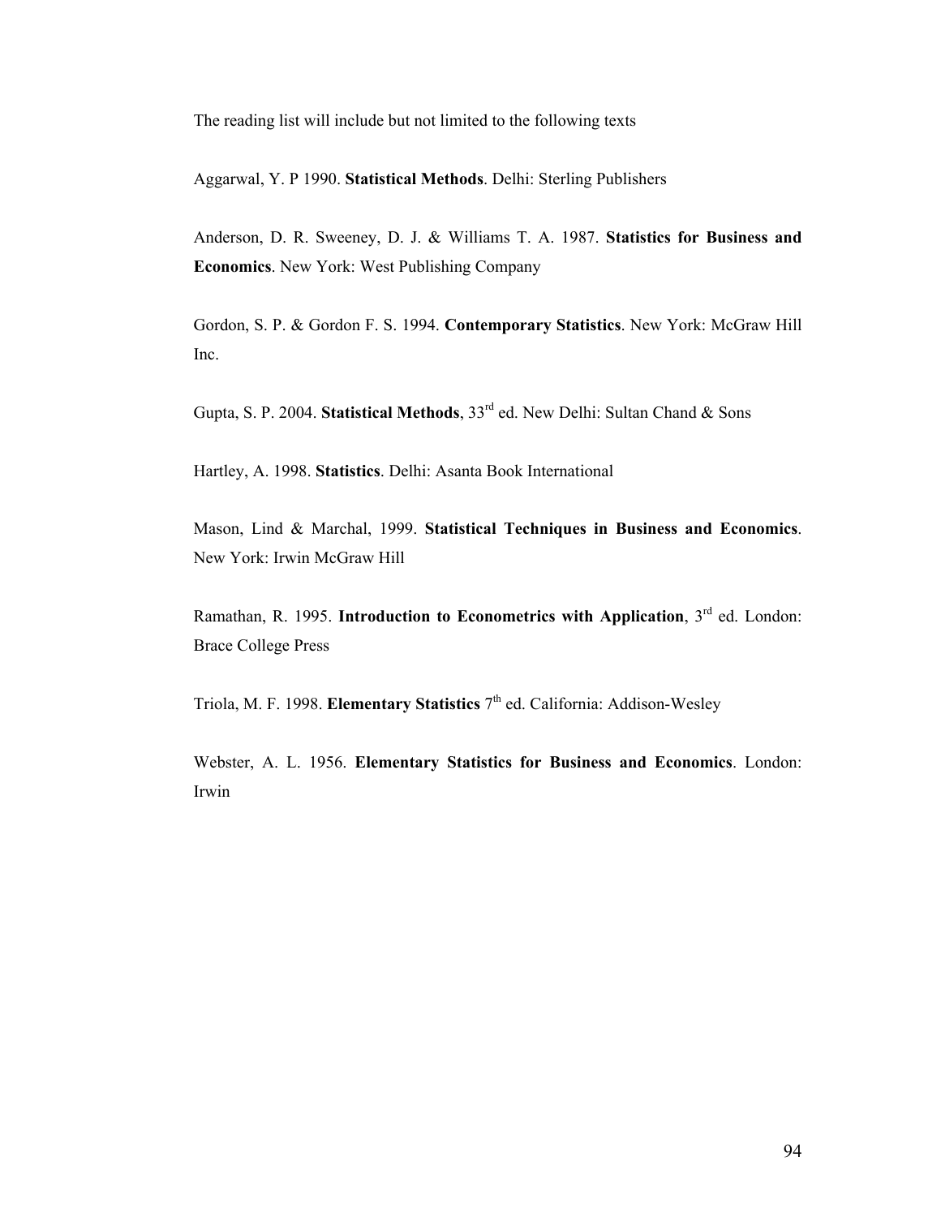The reading list will include but not limited to the following texts

Aggarwal, Y. P 1990. **Statistical Methods**. Delhi: Sterling Publishers

Anderson, D. R. Sweeney, D. J. & Williams T. A. 1987. **Statistics for Business and Economics**. New York: West Publishing Company

Gordon, S. P. & Gordon F. S. 1994. **Contemporary Statistics**. New York: McGraw Hill Inc.

Gupta, S. P. 2004. **Statistical Methods**, 33rd ed. New Delhi: Sultan Chand & Sons

Hartley, A. 1998. **Statistics**. Delhi: Asanta Book International

Mason, Lind & Marchal, 1999. **Statistical Techniques in Business and Economics**. New York: Irwin McGraw Hill

Ramathan, R. 1995. **Introduction to Econometrics with Application**, 3rd ed. London: Brace College Press

Triola, M. F. 1998. **Elementary Statistics** 7th ed. California: Addison-Wesley

Webster, A. L. 1956. **Elementary Statistics for Business and Economics**. London: Irwin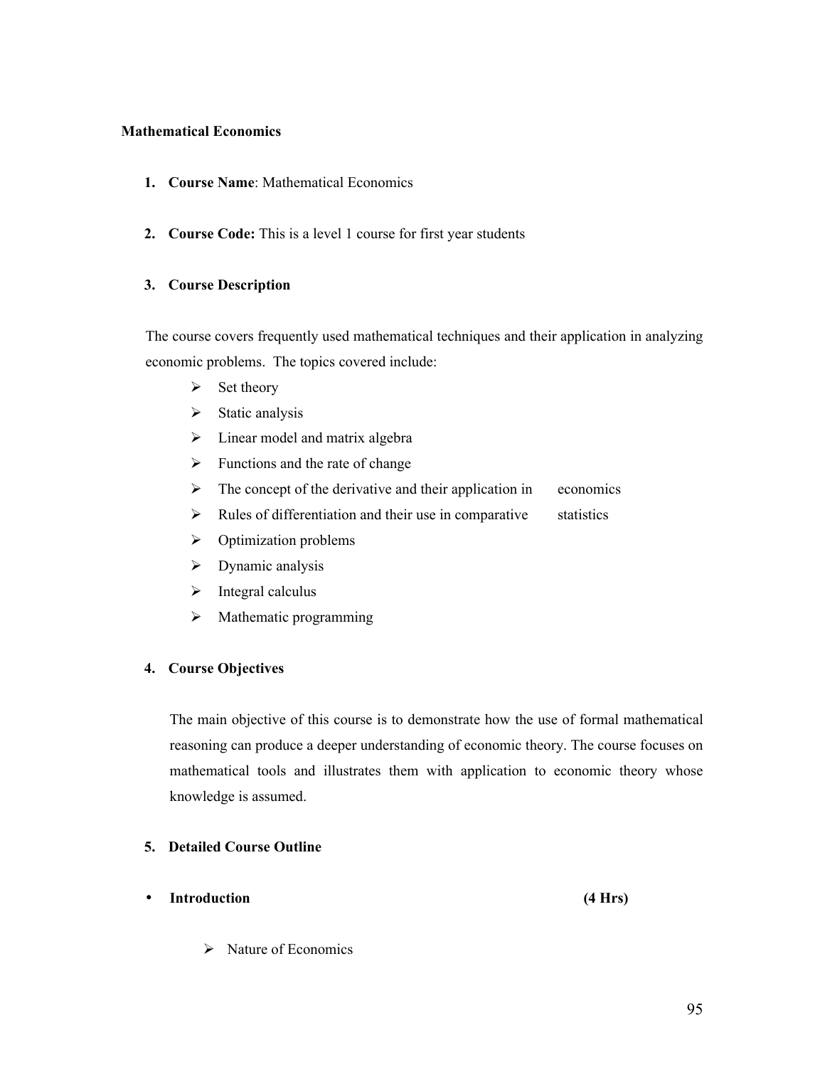## Mathematical Economics

1. **Course Name**: Mathematical Economics

2. **Course Code:** This is a level 1 course for first year students

3. **Course Description**

The course covers frequently used mathematical techniques and their application in analyzing economic problems. The topics covered include:

- Set theory
- Static analysis
- Linear model and matrix algebra
- Functions and the rate of change
- The concept of the derivative and their application in economics
- Rules of differentiation and their use in comparative statistics
- Optimization problems
- Dynamic analysis
- Integral calculus
- Mathematic programming

4. **Course Objectives**

The main objective of this course is to demonstrate how the use of formal mathematical reasoning can produce a deeper understanding of economic theory. The course focuses on mathematical tools and illustrates them with application to economic theory whose knowledge is assumed.

5. **Detailed Course Outline**

- **Introduction** **(4 Hrs)**
  - Nature of Economics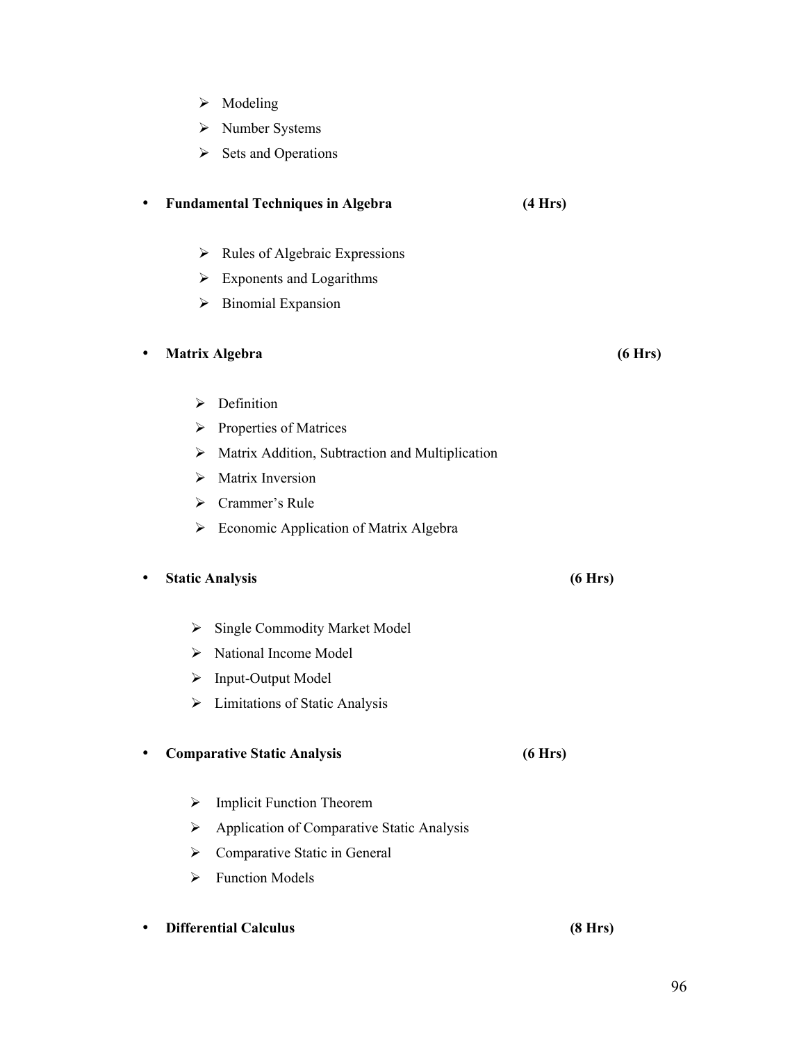- Modeling
- Number Systems
- Sets and Operations

- **Fundamental Techniques in Algebra** **(4 Hrs)**
  - Rules of Algebraic Expressions
  - Exponents and Logarithms
  - Binomial Expansion

- **Matrix Algebra** **(6 Hrs)**
  - Definition
  - Properties of Matrices
  - Matrix Addition, Subtraction and Multiplication
  - Matrix Inversion
  - Crammer's Rule
  - Economic Application of Matrix Algebra

- **Static Analysis** **(6 Hrs)**
  - Single Commodity Market Model
  - National Income Model
  - Input-Output Model
  - Limitations of Static Analysis

- **Comparative Static Analysis** **(6 Hrs)**
  - Implicit Function Theorem
  - Application of Comparative Static Analysis
  - Comparative Static in General
  - Function Models

- **Differential Calculus** **(8 Hrs)**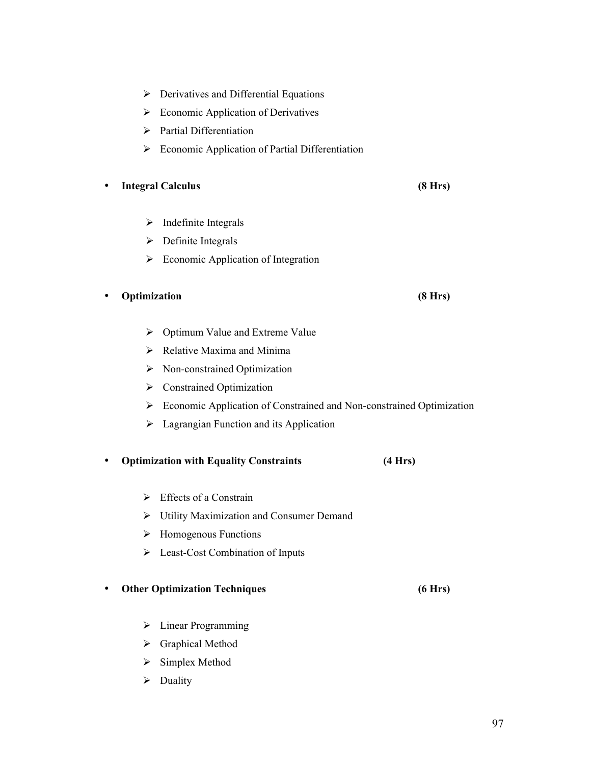- Derivatives and Differential Equations
- Economic Application of Derivatives
- Partial Differentiation
- Economic Application of Partial Differentiation

- **Integral Calculus** **(8 Hrs)**
  - Indefinite Integrals
  - Definite Integrals
  - Economic Application of Integration

- **Optimization** **(8 Hrs)**
  - Optimum Value and Extreme Value
  - Relative Maxima and Minima
  - Non-constrained Optimization
  - Constrained Optimization
  - Economic Application of Constrained and Non-constrained Optimization
  - Lagrangian Function and its Application

- **Optimization with Equality Constraints** **(4 Hrs)**
  - Effects of a Constrain
  - Utility Maximization and Consumer Demand
  - Homogenous Functions
  - Least-Cost Combination of Inputs

- **Other Optimization Techniques** **(6 Hrs)**
  - Linear Programming
  - Graphical Method
  - Simplex Method
  - Duality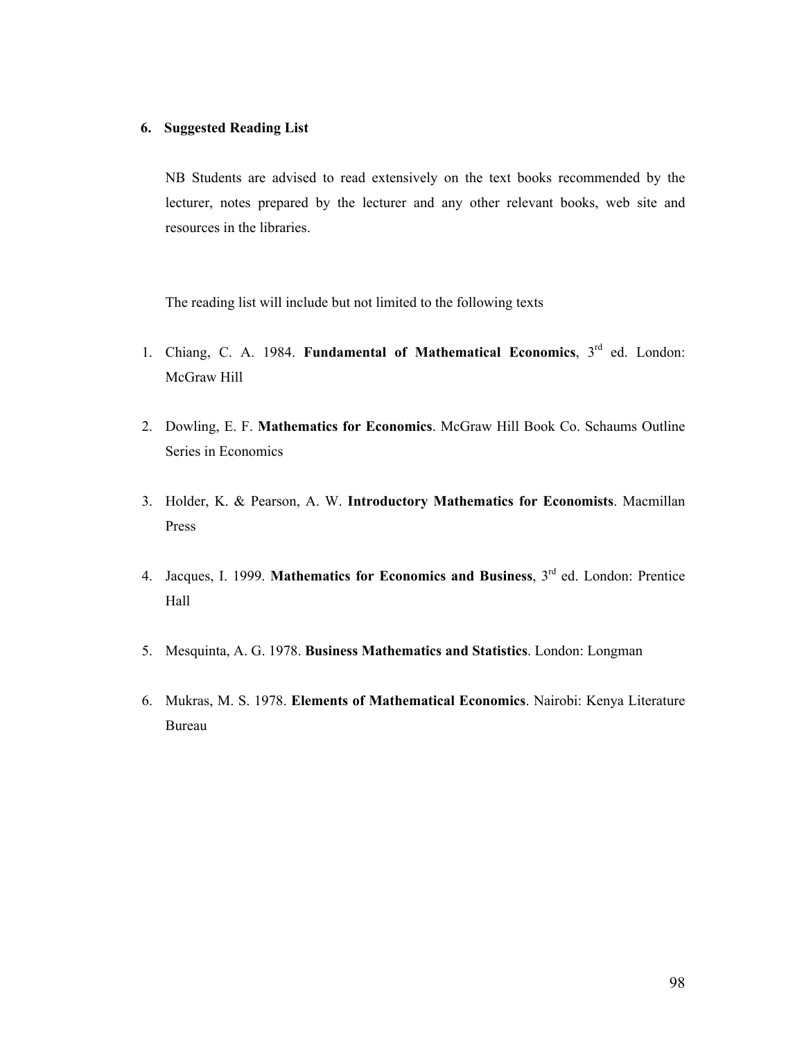## 6. Suggested Reading List

NB Students are advised to read extensively on the text books recommended by the lecturer, notes prepared by the lecturer and any other relevant books, web site and resources in the libraries.

The reading list will include but not limited to the following texts

1. Chiang, C. A. 1984. **Fundamental of Mathematical Economics**, 3rd ed. London: McGraw Hill
2. Dowling, E. F. **Mathematics for Economics**. McGraw Hill Book Co. Schaums Outline Series in Economics
3. Holder, K. & Pearson, A. W. **Introductory Mathematics for Economists**. Macmillan Press
4. Jacques, I. 1999. **Mathematics for Economics and Business**, 3rd ed. London: Prentice Hall
5. Mesquinta, A. G. 1978. **Business Mathematics and Statistics**. London: Longman
6. Mukras, M. S. 1978. **Elements of Mathematical Economics**. Nairobi: Kenya Literature Bureau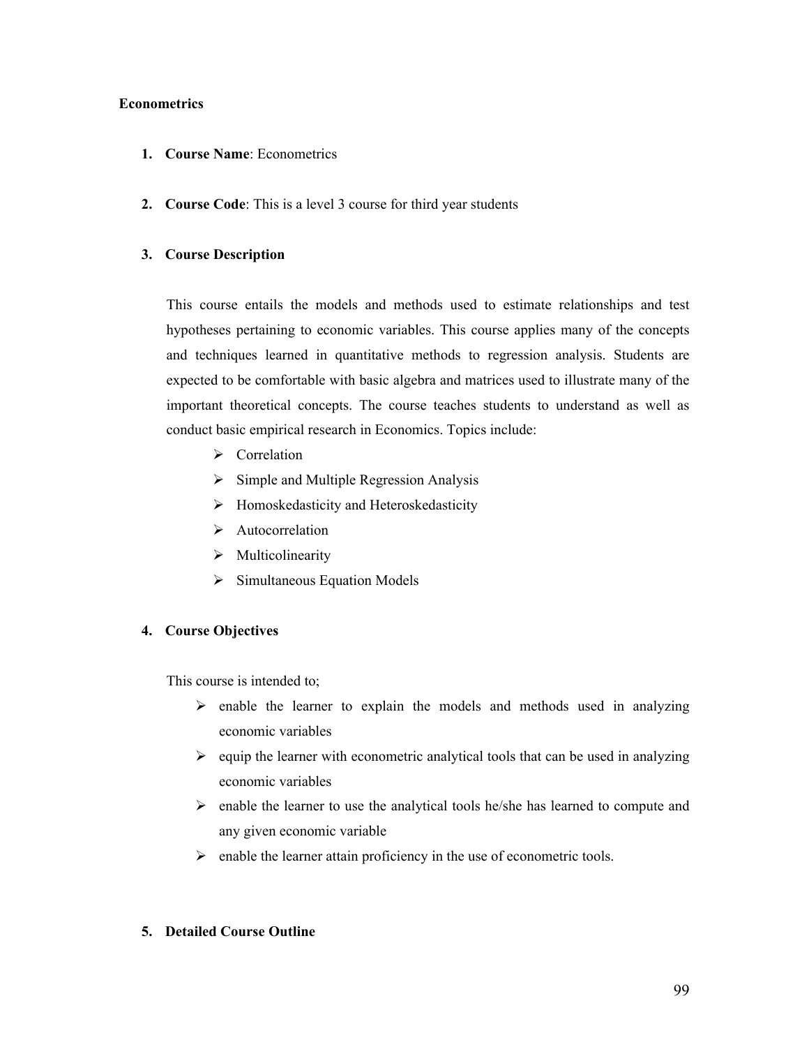**Econometrics**

1. **Course Name**: Econometrics

2. **Course Code**: This is a level 3 course for third year students

3. **Course Description**

   This course entails the models and methods used to estimate relationships and test hypotheses pertaining to economic variables. This course applies many of the concepts and techniques learned in quantitative methods to regression analysis. Students are expected to be comfortable with basic algebra and matrices used to illustrate many of the important theoretical concepts. The course teaches students to understand as well as conduct basic empirical research in Economics. Topics include:

   - Correlation
   - Simple and Multiple Regression Analysis
   - Homoskedasticity and Heteroskedasticity
   - Autocorrelation
   - Multicolinearity
   - Simultaneous Equation Models

4. **Course Objectives**

   This course is intended to;

   - enable the learner to explain the models and methods used in analyzing economic variables
   - equip the learner with econometric analytical tools that can be used in analyzing economic variables
   - enable the learner to use the analytical tools he/she has learned to compute and any given economic variable
   - enable the learner attain proficiency in the use of econometric tools.

5. **Detailed Course Outline**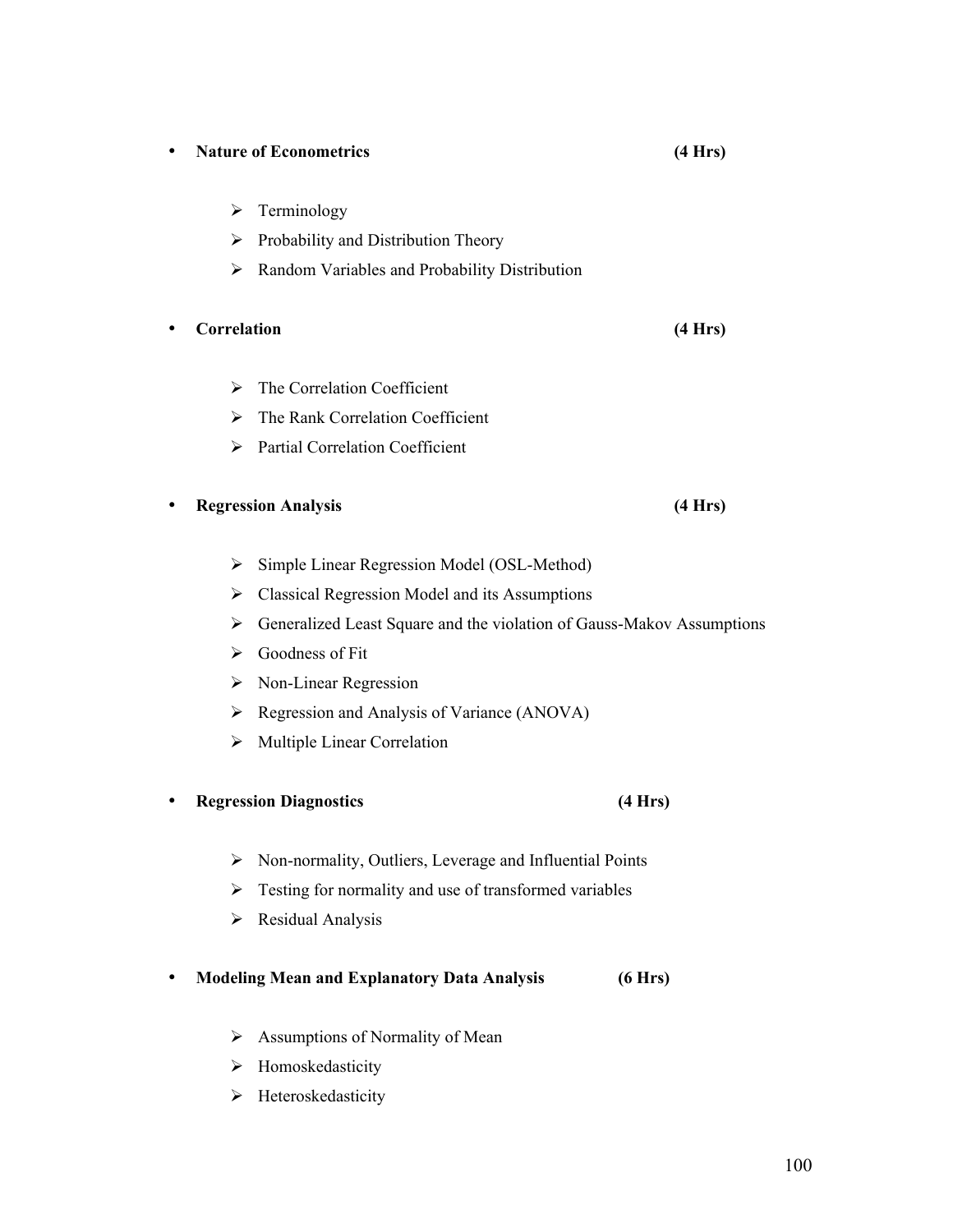- **Nature of Econometrics** **(4 Hrs)**
  - Terminology
  - Probability and Distribution Theory
  - Random Variables and Probability Distribution

- **Correlation** **(4 Hrs)**
  - The Correlation Coefficient
  - The Rank Correlation Coefficient
  - Partial Correlation Coefficient

- **Regression Analysis** **(4 Hrs)**
  - Simple Linear Regression Model (OSL-Method)
  - Classical Regression Model and its Assumptions
  - Generalized Least Square and the violation of Gauss-Makov Assumptions
  - Goodness of Fit
  - Non-Linear Regression
  - Regression and Analysis of Variance (ANOVA)
  - Multiple Linear Correlation

- **Regression Diagnostics** **(4 Hrs)**
  - Non-normality, Outliers, Leverage and Influential Points
  - Testing for normality and use of transformed variables
  - Residual Analysis

- **Modeling Mean and Explanatory Data Analysis** **(6 Hrs)**
  - Assumptions of Normality of Mean
  - Homoskedasticity
  - Heteroskedasticity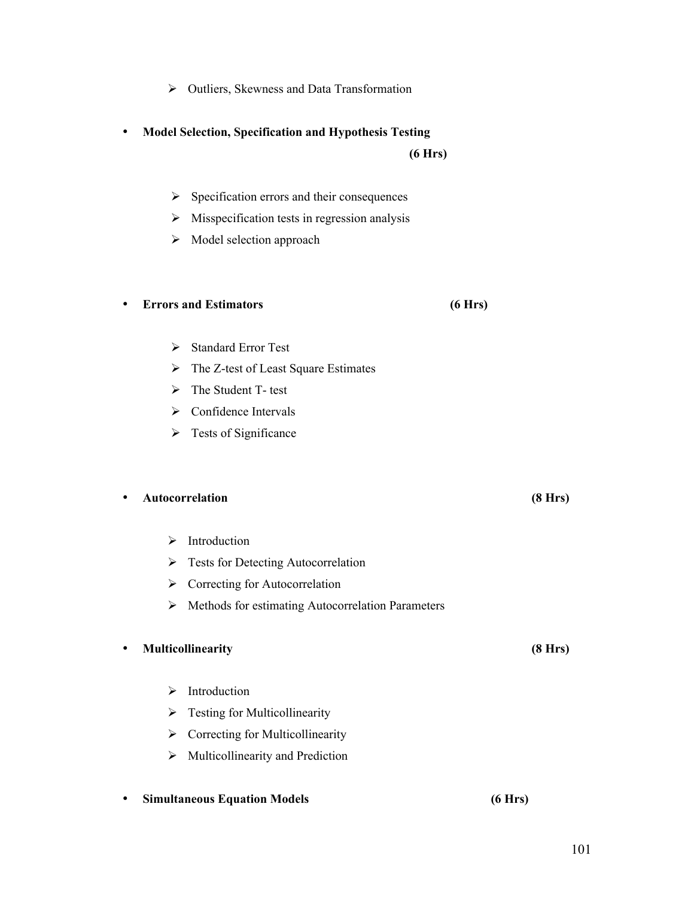- Outliers, Skewness and Data Transformation

- **Model Selection, Specification and Hypothesis Testing (6 Hrs)**

  - Specification errors and their consequences
  - Misspecification tests in regression analysis
  - Model selection approach

- **Errors and Estimators (6 Hrs)**

  - Standard Error Test
  - The Z-test of Least Square Estimates
  - The Student T- test
  - Confidence Intervals
  - Tests of Significance

- **Autocorrelation (8 Hrs)**

  - Introduction
  - Tests for Detecting Autocorrelation
  - Correcting for Autocorrelation
  - Methods for estimating Autocorrelation Parameters

- **Multicollinearity (8 Hrs)**

  - Introduction
  - Testing for Multicollinearity
  - Correcting for Multicollinearity
  - Multicollinearity and Prediction

- **Simultaneous Equation Models (6 Hrs)**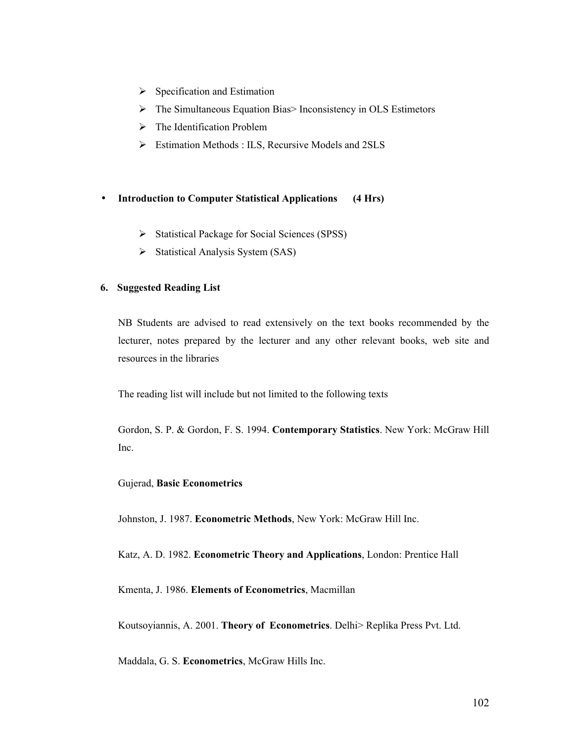- Specification and Estimation
- The Simultaneous Equation Bias> Inconsistency in OLS Estimetors
- The Identification Problem
- Estimation Methods : ILS, Recursive Models and 2SLS

- **Introduction to Computer Statistical Applications (4 Hrs)**

    - Statistical Package for Social Sciences (SPSS)
    - Statistical Analysis System (SAS)

### 6. Suggested Reading List

NB Students are advised to read extensively on the text books recommended by the lecturer, notes prepared by the lecturer and any other relevant books, web site and resources in the libraries

The reading list will include but not limited to the following texts

Gordon, S. P. & Gordon, F. S. 1994. **Contemporary Statistics**. New York: McGraw Hill Inc.

Gujerad, **Basic Econometrics**

Johnston, J. 1987. **Econometric Methods**, New York: McGraw Hill Inc.

Katz, A. D. 1982. **Econometric Theory and Applications**, London: Prentice Hall

Kmenta, J. 1986. **Elements of Econometrics**, Macmillan

Koutsoyiannis, A. 2001. **Theory of Econometrics**. Delhi> Replika Press Pvt. Ltd.

Maddala, G. S. **Econometrics**, McGraw Hills Inc.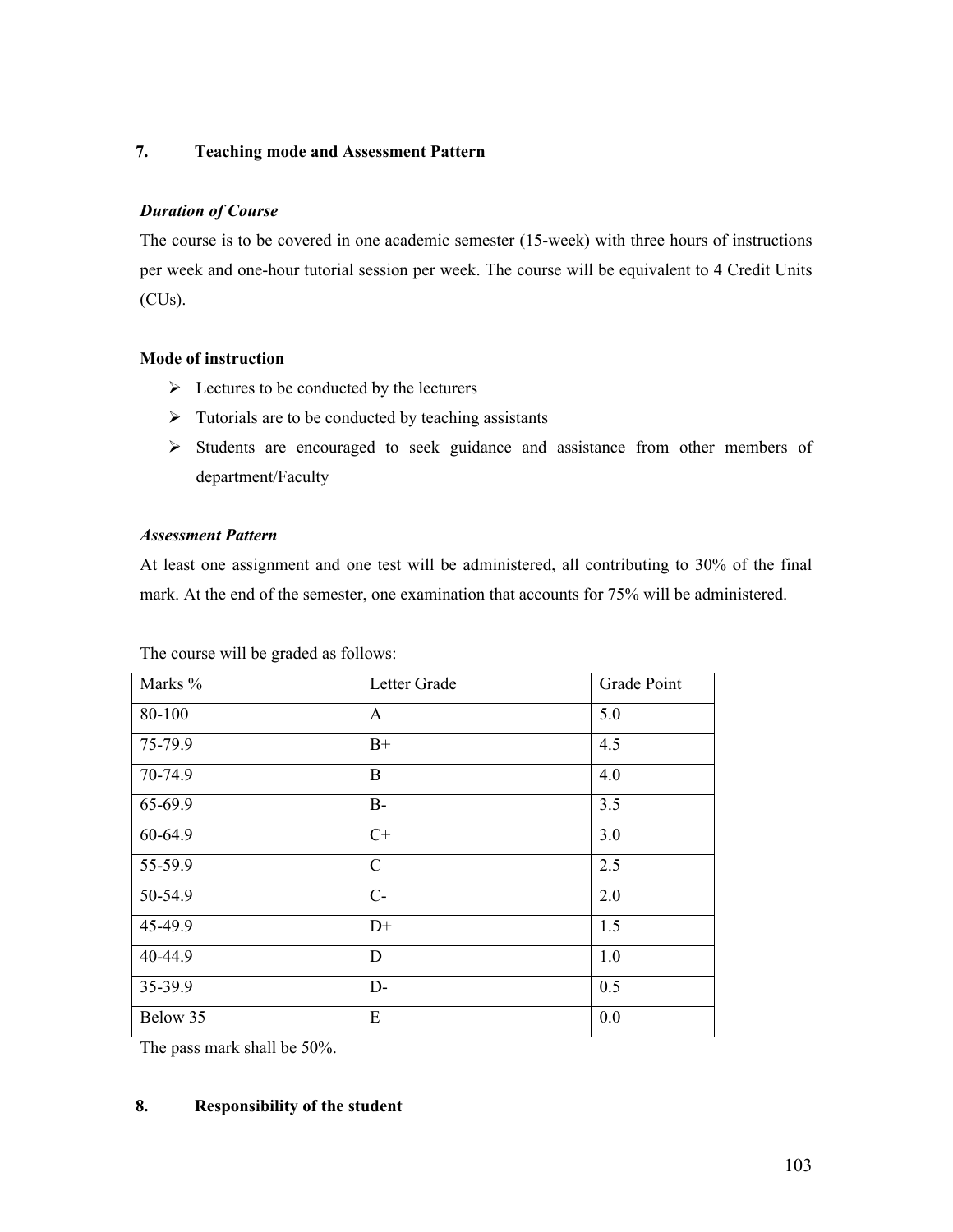## 7. Teaching mode and Assessment Pattern

***Duration of Course***

The course is to be covered in one academic semester (15-week) with three hours of instructions per week and one-hour tutorial session per week. The course will be equivalent to 4 Credit Units (CUs).

**Mode of instruction**

- Lectures to be conducted by the lecturers
- Tutorials are to be conducted by teaching assistants
- Students are encouraged to seek guidance and assistance from other members of department/Faculty

***Assessment Pattern***

At least one assignment and one test will be administered, all contributing to 30% of the final mark. At the end of the semester, one examination that accounts for 75% will be administered.

The course will be graded as follows:

| Marks % | Letter Grade | Grade Point |
|---|---|---|
| 80-100 | A | 5.0 |
| 75-79.9 | B+ | 4.5 |
| 70-74.9 | B | 4.0 |
| 65-69.9 | B- | 3.5 |
| 60-64.9 | C+ | 3.0 |
| 55-59.9 | C | 2.5 |
| 50-54.9 | C- | 2.0 |
| 45-49.9 | D+ | 1.5 |
| 40-44.9 | D | 1.0 |
| 35-39.9 | D- | 0.5 |
| Below 35 | E | 0.0 |

The pass mark shall be 50%.

## 8. Responsibility of the student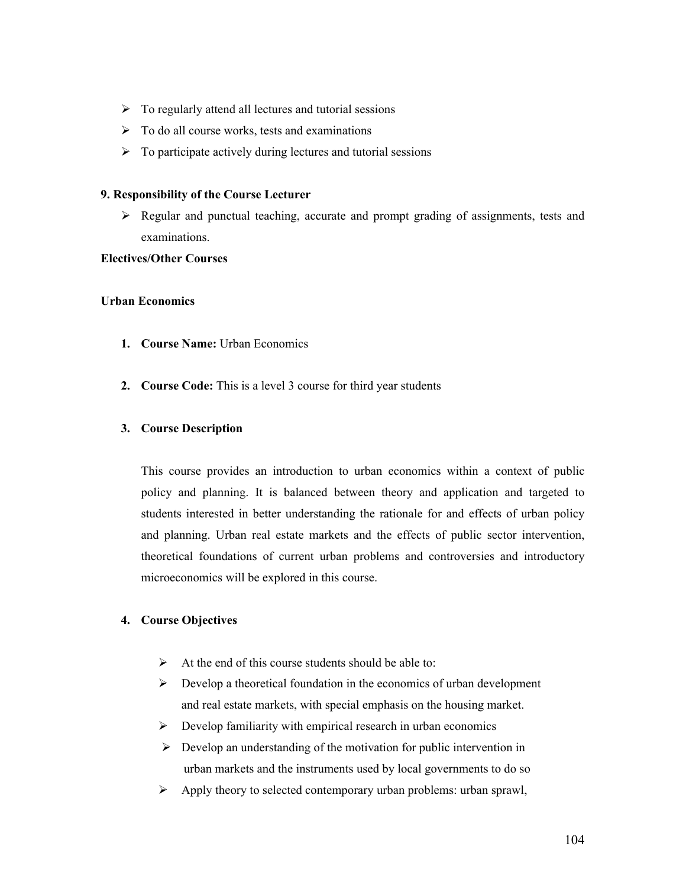- To regularly attend all lectures and tutorial sessions
- To do all course works, tests and examinations
- To participate actively during lectures and tutorial sessions

**9. Responsibility of the Course Lecturer**

- Regular and punctual teaching, accurate and prompt grading of assignments, tests and examinations.

**Electives/Other Courses**

**Urban Economics**

1. **Course Name:** Urban Economics

2. **Course Code:** This is a level 3 course for third year students

3. **Course Description**

   This course provides an introduction to urban economics within a context of public policy and planning. It is balanced between theory and application and targeted to students interested in better understanding the rationale for and effects of urban policy and planning. Urban real estate markets and the effects of public sector intervention, theoretical foundations of current urban problems and controversies and introductory microeconomics will be explored in this course.

4. **Course Objectives**

   - At the end of this course students should be able to:
   - Develop a theoretical foundation in the economics of urban development and real estate markets, with special emphasis on the housing market.
   - Develop familiarity with empirical research in urban economics
   - Develop an understanding of the motivation for public intervention in urban markets and the instruments used by local governments to do so
   - Apply theory to selected contemporary urban problems: urban sprawl,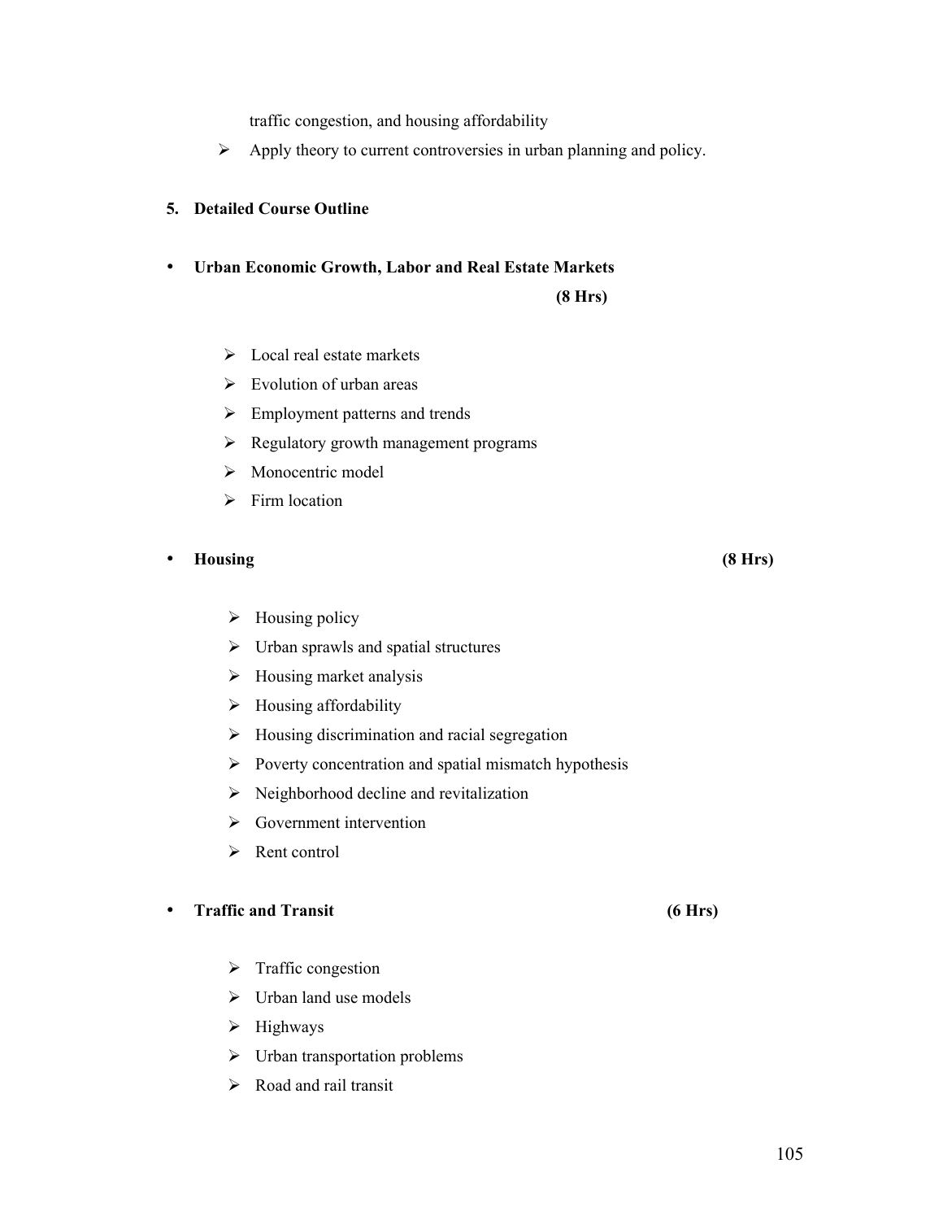traffic congestion, and housing affordability

- Apply theory to current controversies in urban planning and policy.

**5. Detailed Course Outline**

- **Urban Economic Growth, Labor and Real Estate Markets (8 Hrs)**
  - Local real estate markets
  - Evolution of urban areas
  - Employment patterns and trends
  - Regulatory growth management programs
  - Monocentric model
  - Firm location

- **Housing (8 Hrs)**
  - Housing policy
  - Urban sprawls and spatial structures
  - Housing market analysis
  - Housing affordability
  - Housing discrimination and racial segregation
  - Poverty concentration and spatial mismatch hypothesis
  - Neighborhood decline and revitalization
  - Government intervention
  - Rent control

- **Traffic and Transit (6 Hrs)**
  - Traffic congestion
  - Urban land use models
  - Highways
  - Urban transportation problems
  - Road and rail transit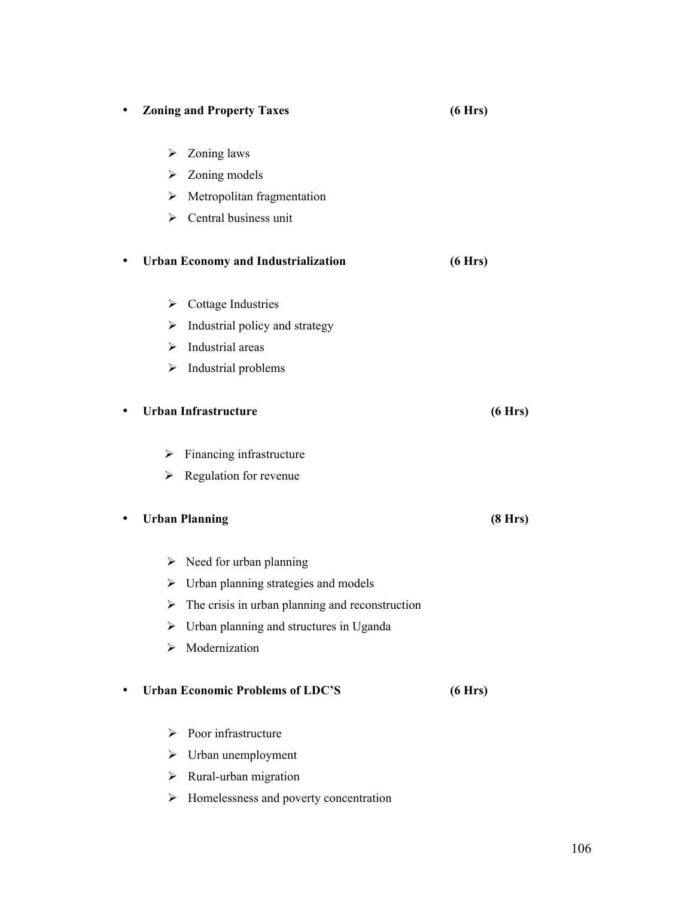- **Zoning and Property Taxes** **(6 Hrs)**
  - Zoning laws
  - Zoning models
  - Metropolitan fragmentation
  - Central business unit

- **Urban Economy and Industrialization** **(6 Hrs)**
  - Cottage Industries
  - Industrial policy and strategy
  - Industrial areas
  - Industrial problems

- **Urban Infrastructure** **(6 Hrs)**
  - Financing infrastructure
  - Regulation for revenue

- **Urban Planning** **(8 Hrs)**
  - Need for urban planning
  - Urban planning strategies and models
  - The crisis in urban planning and reconstruction
  - Urban planning and structures in Uganda
  - Modernization

- **Urban Economic Problems of LDC'S** **(6 Hrs)**
  - Poor infrastructure
  - Urban unemployment
  - Rural-urban migration
  - Homelessness and poverty concentration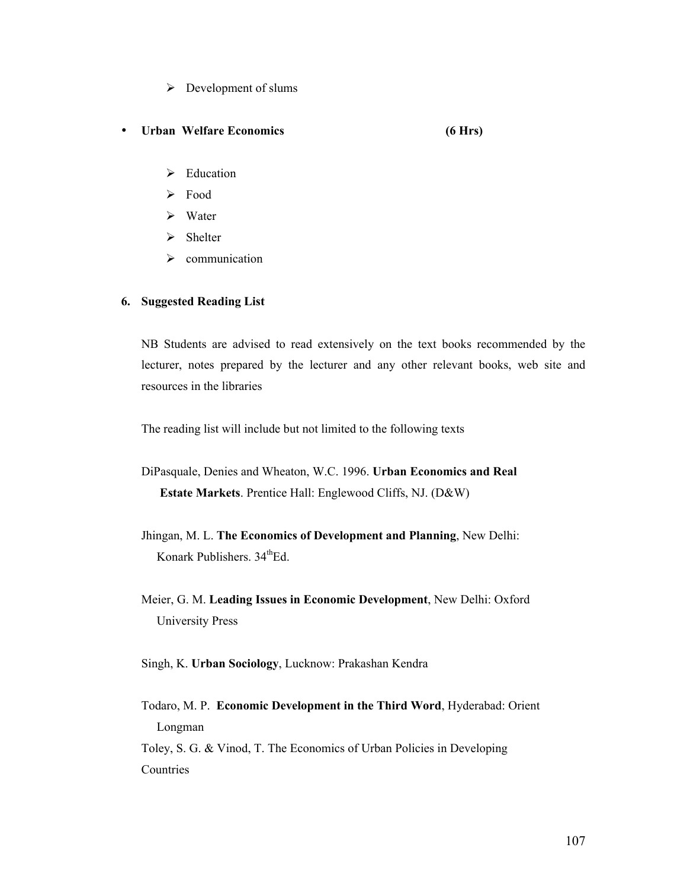- Development of slums

- **Urban Welfare Economics (6 Hrs)**

  - Education
  - Food
  - Water
  - Shelter
  - communication

**6. Suggested Reading List**

NB Students are advised to read extensively on the text books recommended by the lecturer, notes prepared by the lecturer and any other relevant books, web site and resources in the libraries

The reading list will include but not limited to the following texts

DiPasquale, Denies and Wheaton, W.C. 1996. **Urban Economics and Real Estate Markets**. Prentice Hall: Englewood Cliffs, NJ. (D&W)

Jhingan, M. L. **The Economics of Development and Planning**, New Delhi: Konark Publishers. 34th Ed.

Meier, G. M. **Leading Issues in Economic Development**, New Delhi: Oxford University Press

Singh, K. **Urban Sociology**, Lucknow: Prakashan Kendra

Todaro, M. P. **Economic Development in the Third Word**, Hyderabad: Orient Longman

Toley, S. G. & Vinod, T. The Economics of Urban Policies in Developing Countries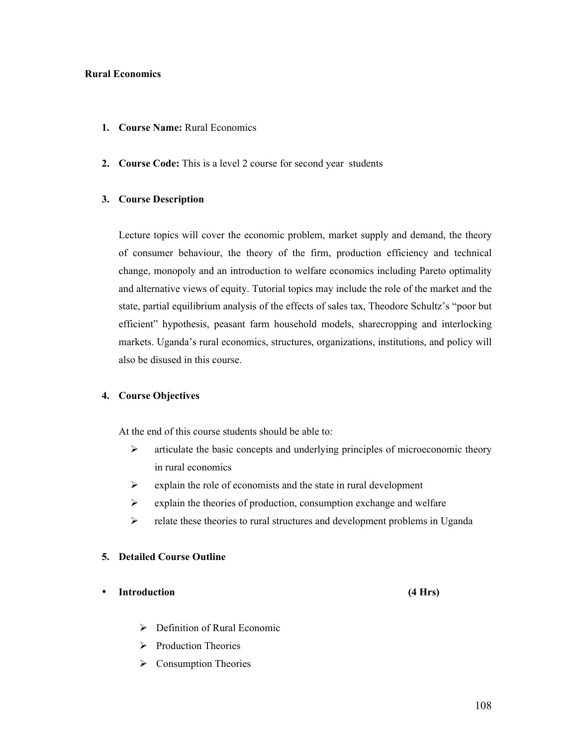**Rural Economics**

1. **Course Name:** Rural Economics

2. **Course Code:** This is a level 2 course for second year students

3. **Course Description**

   Lecture topics will cover the economic problem, market supply and demand, the theory of consumer behaviour, the theory of the firm, production efficiency and technical change, monopoly and an introduction to welfare economics including Pareto optimality and alternative views of equity. Tutorial topics may include the role of the market and the state, partial equilibrium analysis of the effects of sales tax, Theodore Schultz's "poor but efficient" hypothesis, peasant farm household models, sharecropping and interlocking markets. Uganda's rural economics, structures, organizations, institutions, and policy will also be disused in this course.

4. **Course Objectives**

   At the end of this course students should be able to:

   - articulate the basic concepts and underlying principles of microeconomic theory in rural economics
   - explain the role of economists and the state in rural development
   - explain the theories of production, consumption exchange and welfare
   - relate these theories to rural structures and development problems in Uganda

5. **Detailed Course Outline**

- **Introduction** **(4 Hrs)**
  - Definition of Rural Economic
  - Production Theories
  - Consumption Theories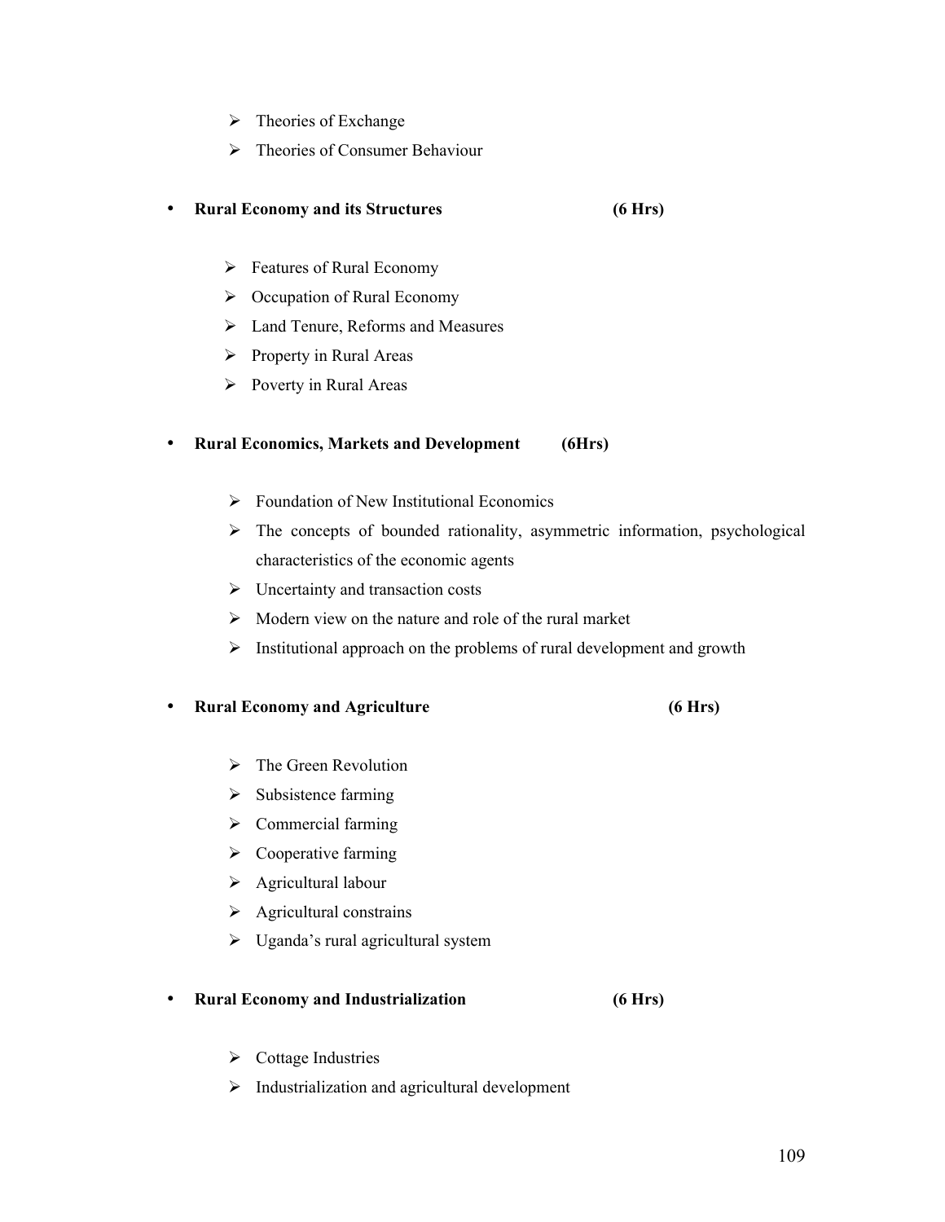- Theories of Exchange
- Theories of Consumer Behaviour

- **Rural Economy and its Structures (6 Hrs)**

  - Features of Rural Economy
  - Occupation of Rural Economy
  - Land Tenure, Reforms and Measures
  - Property in Rural Areas
  - Poverty in Rural Areas

- **Rural Economics, Markets and Development (6Hrs)**

  - Foundation of New Institutional Economics
  - The concepts of bounded rationality, asymmetric information, psychological characteristics of the economic agents
  - Uncertainty and transaction costs
  - Modern view on the nature and role of the rural market
  - Institutional approach on the problems of rural development and growth

- **Rural Economy and Agriculture (6 Hrs)**

  - The Green Revolution
  - Subsistence farming
  - Commercial farming
  - Cooperative farming
  - Agricultural labour
  - Agricultural constrains
  - Uganda's rural agricultural system

- **Rural Economy and Industrialization (6 Hrs)**

  - Cottage Industries
  - Industrialization and agricultural development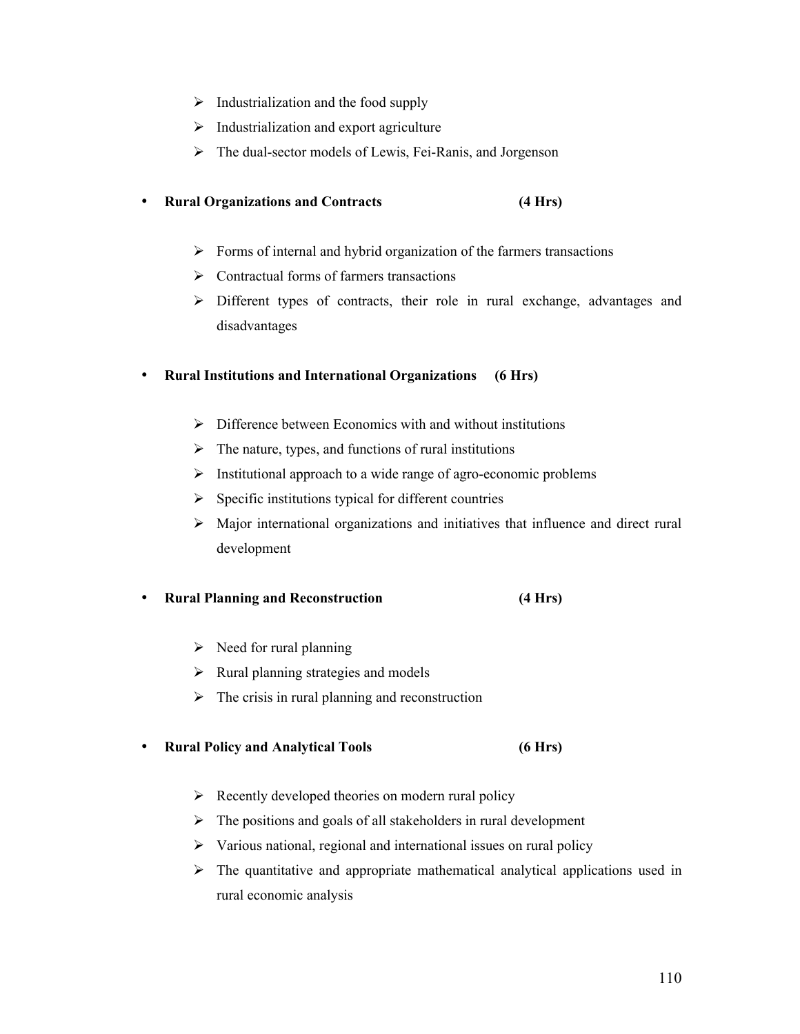- Industrialization and the food supply
- Industrialization and export agriculture
- The dual-sector models of Lewis, Fei-Ranis, and Jorgenson

- **Rural Organizations and Contracts (4 Hrs)**

  - Forms of internal and hybrid organization of the farmers transactions
  - Contractual forms of farmers transactions
  - Different types of contracts, their role in rural exchange, advantages and disadvantages

- **Rural Institutions and International Organizations (6 Hrs)**

  - Difference between Economics with and without institutions
  - The nature, types, and functions of rural institutions
  - Institutional approach to a wide range of agro-economic problems
  - Specific institutions typical for different countries
  - Major international organizations and initiatives that influence and direct rural development

- **Rural Planning and Reconstruction (4 Hrs)**

  - Need for rural planning
  - Rural planning strategies and models
  - The crisis in rural planning and reconstruction

- **Rural Policy and Analytical Tools (6 Hrs)**

  - Recently developed theories on modern rural policy
  - The positions and goals of all stakeholders in rural development
  - Various national, regional and international issues on rural policy
  - The quantitative and appropriate mathematical analytical applications used in rural economic analysis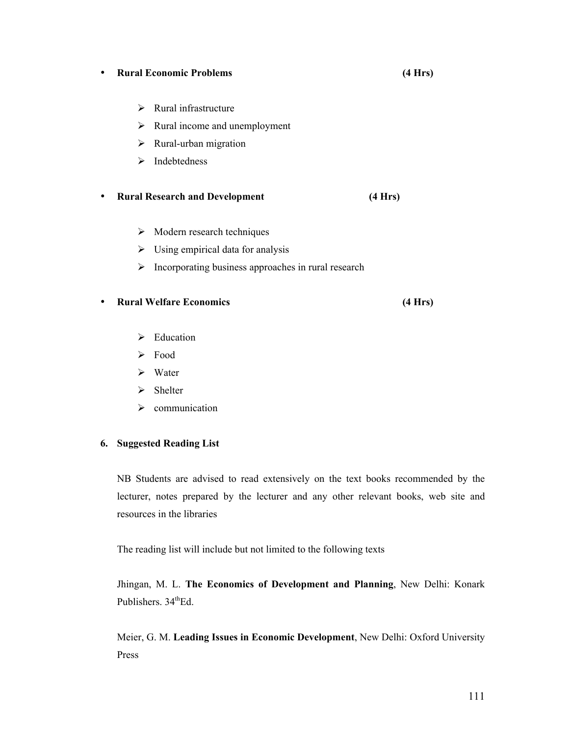- **Rural Economic Problems** **(4 Hrs)**

    - Rural infrastructure
    - Rural income and unemployment
    - Rural-urban migration
    - Indebtedness

- **Rural Research and Development** **(4 Hrs)**

    - Modern research techniques
    - Using empirical data for analysis
    - Incorporating business approaches in rural research

- **Rural Welfare Economics** **(4 Hrs)**

    - Education
    - Food
    - Water
    - Shelter
    - communication

**6. Suggested Reading List**

NB Students are advised to read extensively on the text books recommended by the lecturer, notes prepared by the lecturer and any other relevant books, web site and resources in the libraries

The reading list will include but not limited to the following texts

Jhingan, M. L. **The Economics of Development and Planning**, New Delhi: Konark Publishers. 34thEd.

Meier, G. M. **Leading Issues in Economic Development**, New Delhi: Oxford University Press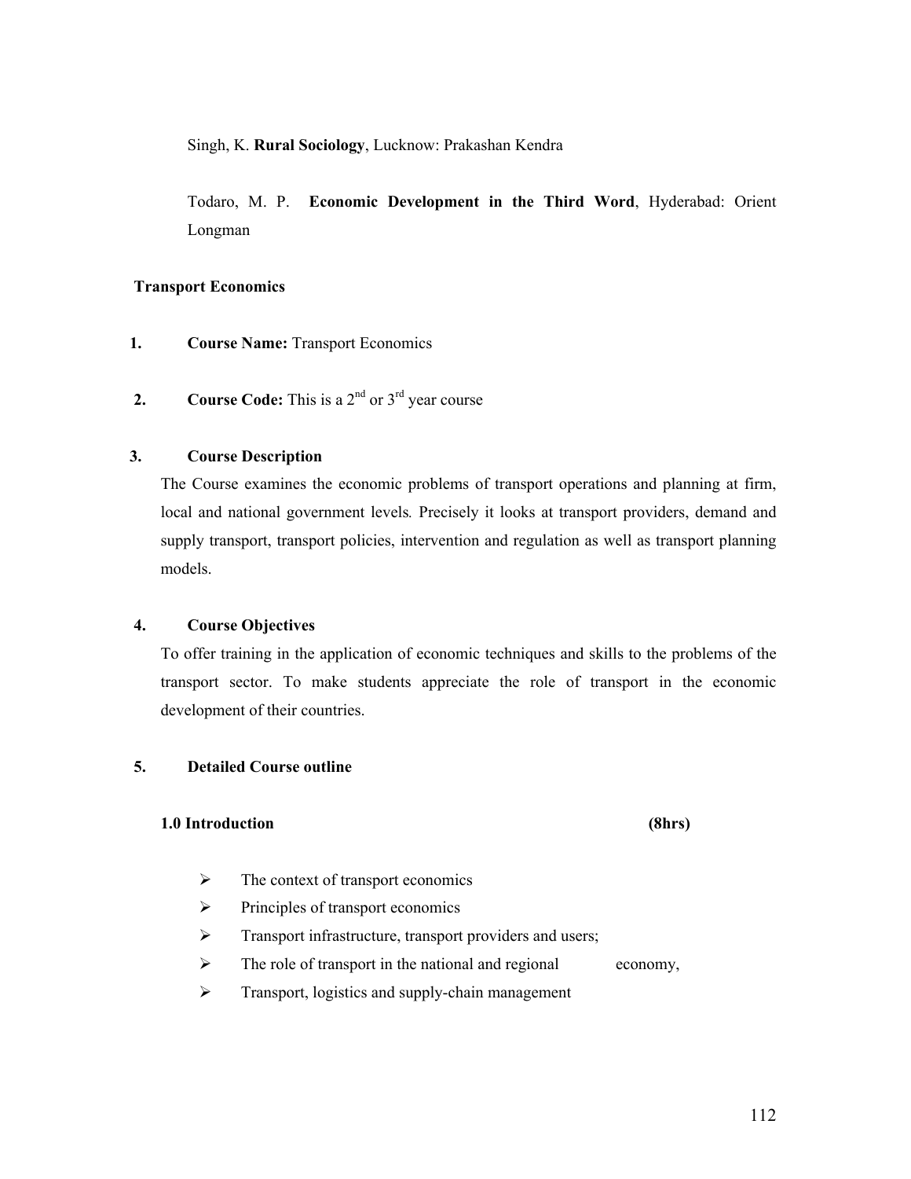Singh, K. **Rural Sociology**, Lucknow: Prakashan Kendra

Todaro, M. P. **Economic Development in the Third Word**, Hyderabad: Orient Longman

**Transport Economics**

1. **Course Name:** Transport Economics

2. **Course Code:** This is a 2nd or 3rd year course

3. **Course Description**

The Course examines the economic problems of transport operations and planning at firm, local and national government levels. Precisely it looks at transport providers, demand and supply transport, transport policies, intervention and regulation as well as transport planning models.

4. **Course Objectives**

To offer training in the application of economic techniques and skills to the problems of the transport sector. To make students appreciate the role of transport in the economic development of their countries.

5. **Detailed Course outline**

**1.0 Introduction (8hrs)**

- The context of transport economics
- Principles of transport economics
- Transport infrastructure, transport providers and users;
- The role of transport in the national and regional economy,
- Transport, logistics and supply-chain management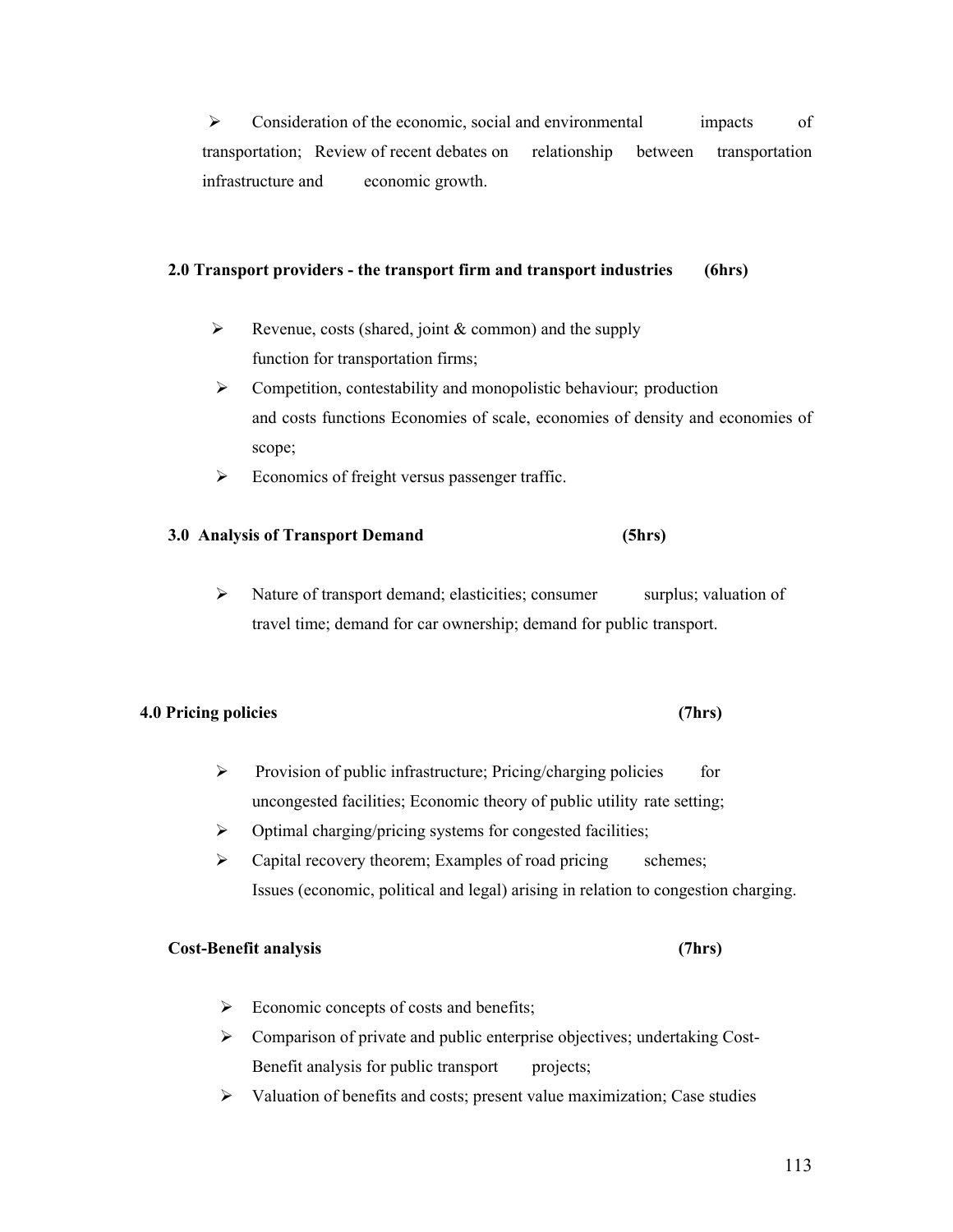- Consideration of the economic, social and environmental impacts of transportation; Review of recent debates on relationship between transportation infrastructure and economic growth.

**2.0 Transport providers - the transport firm and transport industries (6hrs)**

- Revenue, costs (shared, joint & common) and the supply function for transportation firms;
- Competition, contestability and monopolistic behaviour; production and costs functions Economies of scale, economies of density and economies of scope;
- Economics of freight versus passenger traffic.

**3.0 Analysis of Transport Demand (5hrs)**

- Nature of transport demand; elasticities; consumer surplus; valuation of travel time; demand for car ownership; demand for public transport.

**4.0 Pricing policies (7hrs)**

- Provision of public infrastructure; Pricing/charging policies for uncongested facilities; Economic theory of public utility rate setting;
- Optimal charging/pricing systems for congested facilities;
- Capital recovery theorem; Examples of road pricing schemes; Issues (economic, political and legal) arising in relation to congestion charging.

**Cost-Benefit analysis (7hrs)**

- Economic concepts of costs and benefits;
- Comparison of private and public enterprise objectives; undertaking Cost-Benefit analysis for public transport projects;
- Valuation of benefits and costs; present value maximization; Case studies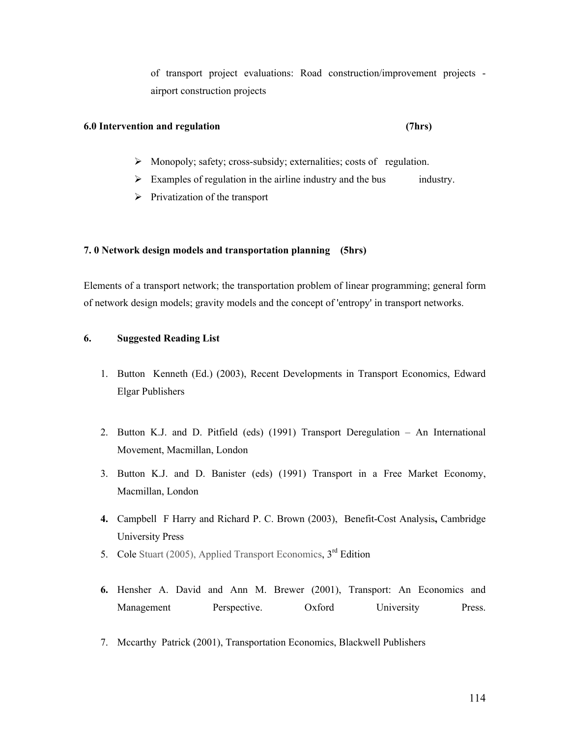of transport project evaluations: Road construction/improvement projects - airport construction projects

**6.0 Intervention and regulation (7hrs)**

- Monopoly; safety; cross-subsidy; externalities; costs of regulation.
- Examples of regulation in the airline industry and the bus industry.
- Privatization of the transport

**7. 0 Network design models and transportation planning (5hrs)**

Elements of a transport network; the transportation problem of linear programming; general form of network design models; gravity models and the concept of 'entropy' in transport networks.

**6. Suggested Reading List**

1. Button Kenneth (Ed.) (2003), Recent Developments in Transport Economics, Edward Elgar Publishers
2. Button K.J. and D. Pitfield (eds) (1991) Transport Deregulation – An International Movement, Macmillan, London
3. Button K.J. and D. Banister (eds) (1991) Transport in a Free Market Economy, Macmillan, London
4. Campbell F Harry and Richard P. C. Brown (2003), Benefit-Cost Analysis**,** Cambridge University Press
5. Cole Stuart (2005), Applied Transport Economics, 3rd Edition
6. Hensher A. David and Ann M. Brewer (2001), Transport: An Economics and Management Perspective. Oxford University Press.
7. Mccarthy Patrick (2001), Transportation Economics, Blackwell Publishers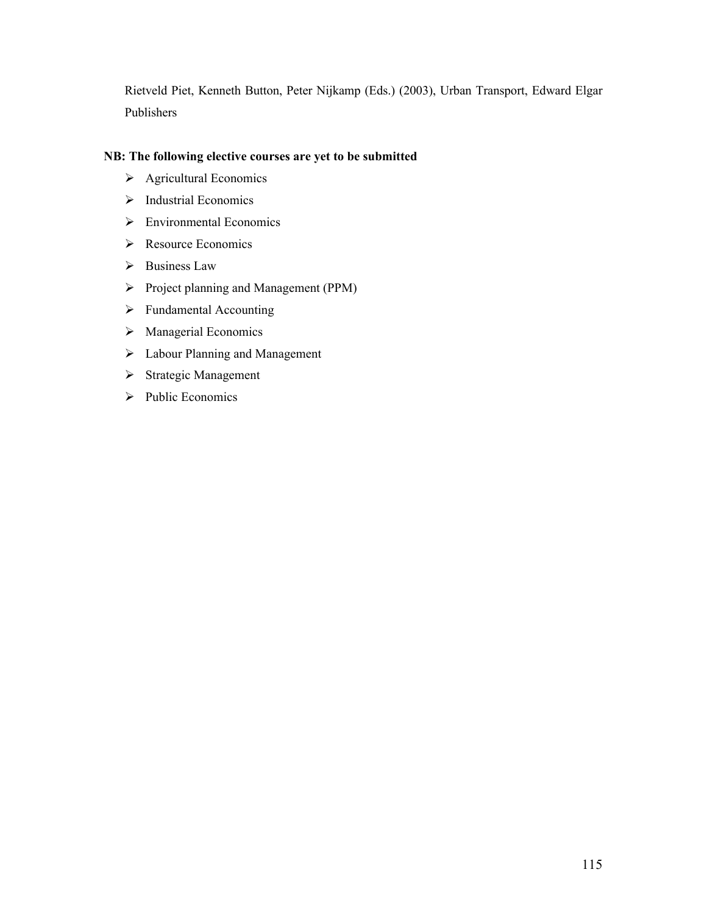Rietveld Piet, Kenneth Button, Peter Nijkamp (Eds.) (2003), Urban Transport, Edward Elgar Publishers

**NB: The following elective courses are yet to be submitted**

- Agricultural Economics
- Industrial Economics
- Environmental Economics
- Resource Economics
- Business Law
- Project planning and Management (PPM)
- Fundamental Accounting
- Managerial Economics
- Labour Planning and Management
- Strategic Management
- Public Economics